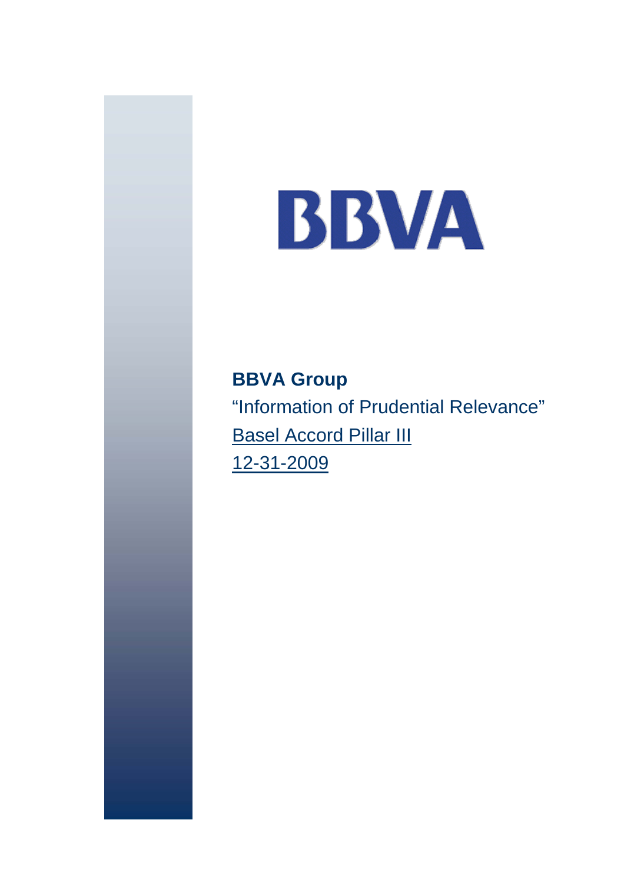# BBVA

**BBVA Group**

"Information of Prudential Relevance"

Basel Accord Pillar III

12-31-2009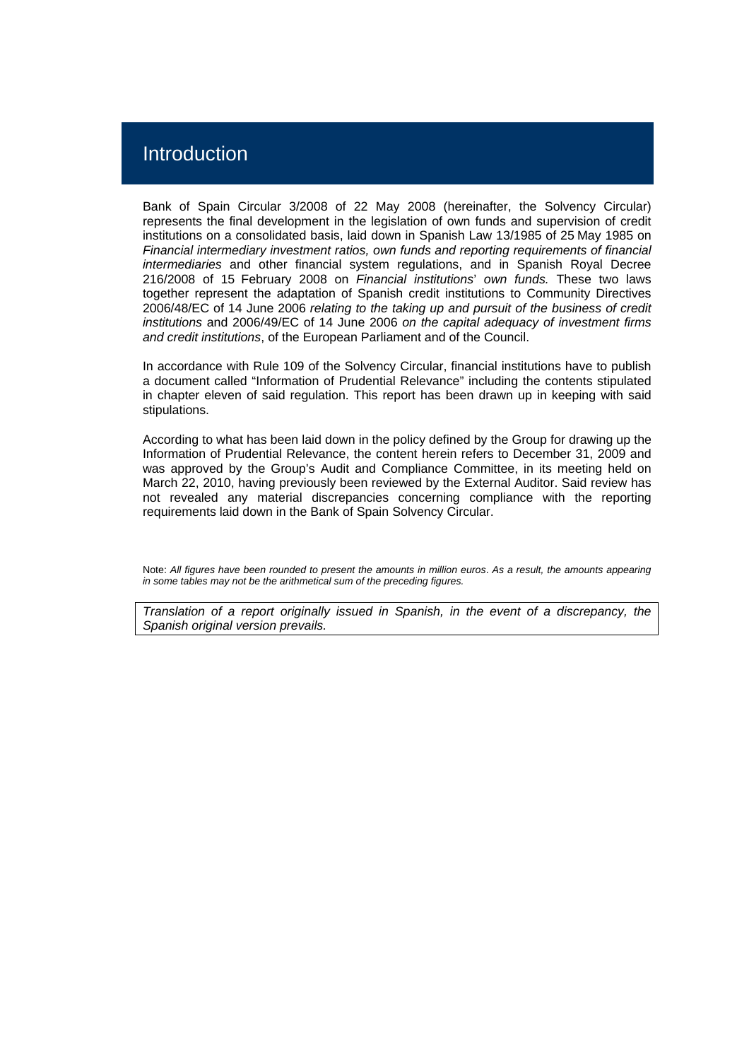# Introduction

Bank of Spain Circular 3/2008 of 22 May 2008 (hereinafter, the Solvency Circular) represents the final development in the legislation of own funds and supervision of credit institutions on a consolidated basis, laid down in Spanish Law 13/1985 of 25 May 1985 on *Financial intermediary investment ratios, own funds and reporting requirements of financial intermediaries* and other financial system regulations, and in Spanish Royal Decree 216/2008 of 15 February 2008 on *Financial institutions' own funds.* These two laws together represent the adaptation of Spanish credit institutions to Community Directives 2006/48/EC of 14 June 2006 *relating to the taking up and pursuit of the business of credit institutions* and 2006/49/EC of 14 June 2006 *on the capital adequacy of investment firms and credit institutions*, of the European Parliament and of the Council.

In accordance with Rule 109 of the Solvency Circular, financial institutions have to publish a document called "Information of Prudential Relevance" including the contents stipulated in chapter eleven of said regulation. This report has been drawn up in keeping with said stipulations.

According to what has been laid down in the policy defined by the Group for drawing up the Information of Prudential Relevance, the content herein refers to December 31, 2009 and was approved by the Group's Audit and Compliance Committee, in its meeting held on March 22, 2010, having previously been reviewed by the External Auditor. Said review has not revealed any material discrepancies concerning compliance with the reporting requirements laid down in the Bank of Spain Solvency Circular.

Note: *All figures have been rounded to present the amounts in million euros*. *As a result, the amounts appearing in some tables may not be the arithmetical sum of the preceding figures.*

*Translation of a report originally issued in Spanish, in the event of a discrepancy, the Spanish original version prevails.*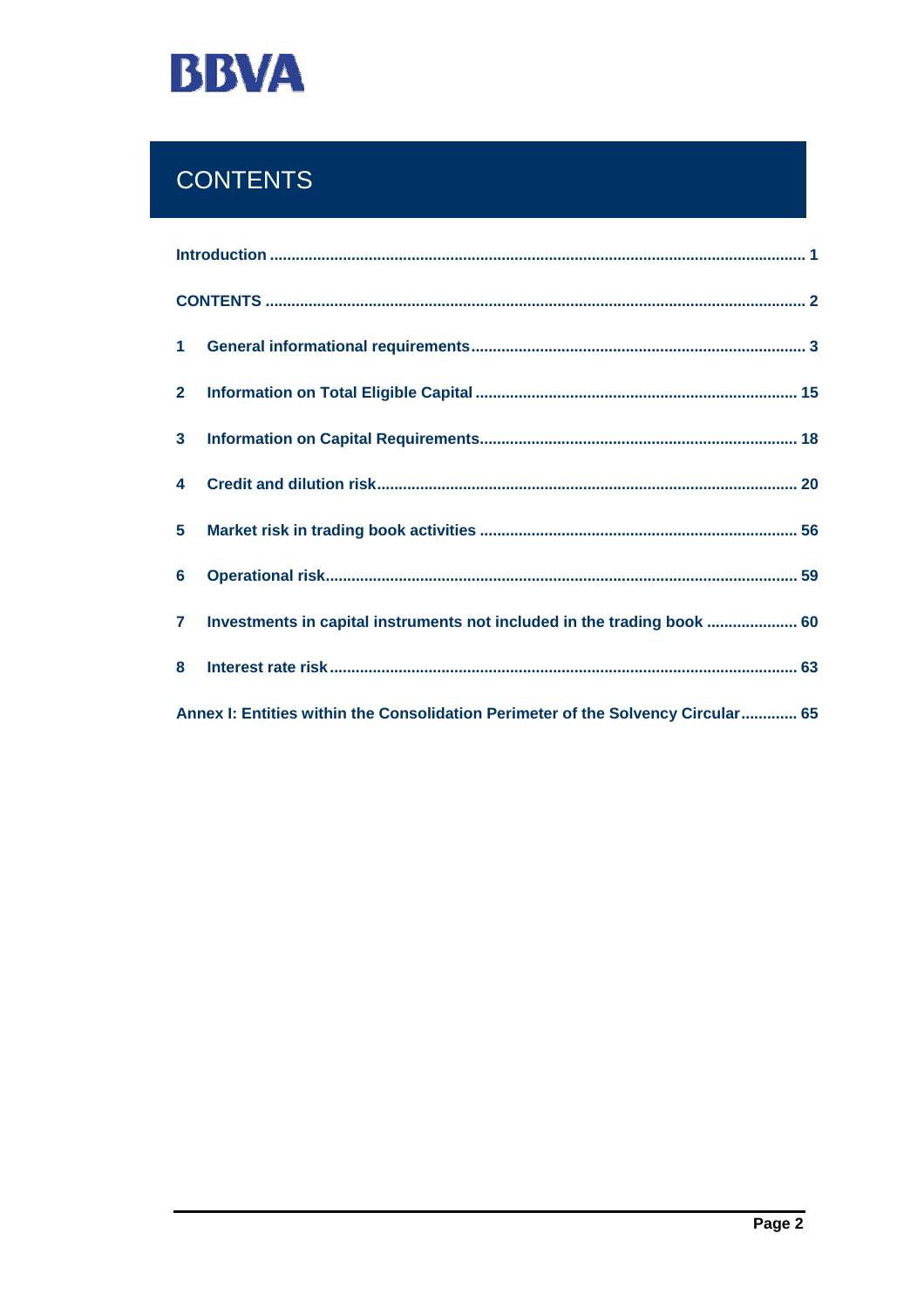# CONTENTS

Introduction ........................................................................................................................ 1

CONTENTS ........................................................................................................................ 2

1 General informational requirements ............................................................................ 3

2 Information on Total Eligible Capital ......................................................................... 15

3 Information on Capital Requirements ........................................................................ 18

4 Credit and dilution risk ................................................................................................ 20

5 Market risk in trading book activities ......................................................................... 56

6 Operational risk ............................................................................................................ 59

7 Investments in capital instruments not included in the trading book ..................... 60

8 Interest rate risk ........................................................................................................... 63

Annex I: Entities within the Consolidation Perimeter of the Solvency Circular ............. 65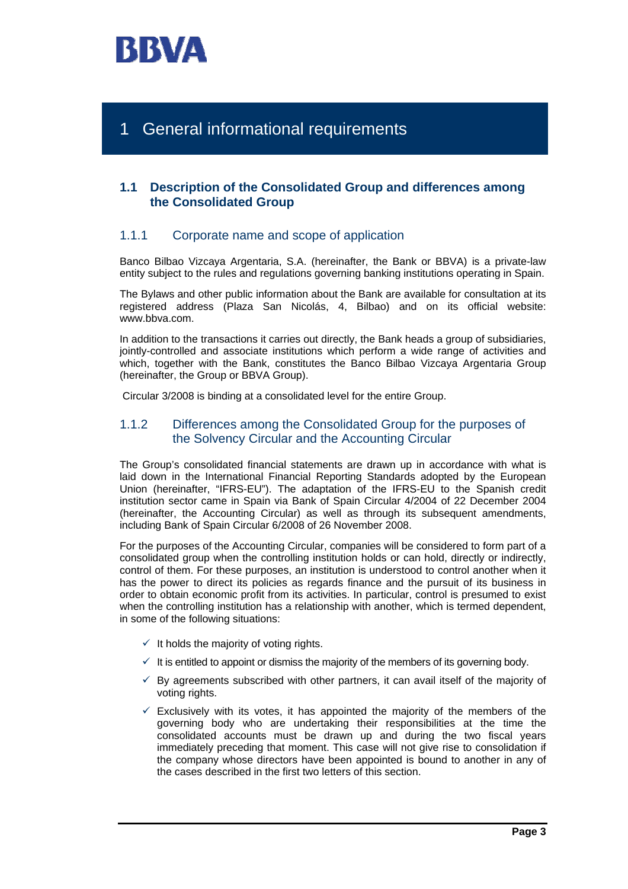# 1 General informational requirements

## 1.1 Description of the Consolidated Group and differences among the Consolidated Group

### 1.1.1 Corporate name and scope of application

Banco Bilbao Vizcaya Argentaria, S.A. (hereinafter, the Bank or BBVA) is a private-law entity subject to the rules and regulations governing banking institutions operating in Spain.

The Bylaws and other public information about the Bank are available for consultation at its registered address (Plaza San Nicolás, 4, Bilbao) and on its official website: www.bbva.com.

In addition to the transactions it carries out directly, the Bank heads a group of subsidiaries, jointly-controlled and associate institutions which perform a wide range of activities and which, together with the Bank, constitutes the Banco Bilbao Vizcaya Argentaria Group (hereinafter, the Group or BBVA Group).

Circular 3/2008 is binding at a consolidated level for the entire Group.

### 1.1.2 Differences among the Consolidated Group for the purposes of the Solvency Circular and the Accounting Circular

The Group's consolidated financial statements are drawn up in accordance with what is laid down in the International Financial Reporting Standards adopted by the European Union (hereinafter, "IFRS-EU"). The adaptation of the IFRS-EU to the Spanish credit institution sector came in Spain via Bank of Spain Circular 4/2004 of 22 December 2004 (hereinafter, the Accounting Circular) as well as through its subsequent amendments, including Bank of Spain Circular 6/2008 of 26 November 2008.

For the purposes of the Accounting Circular, companies will be considered to form part of a consolidated group when the controlling institution holds or can hold, directly or indirectly, control of them. For these purposes, an institution is understood to control another when it has the power to direct its policies as regards finance and the pursuit of its business in order to obtain economic profit from its activities. In particular, control is presumed to exist when the controlling institution has a relationship with another, which is termed dependent, in some of the following situations:

- ✓ It holds the majority of voting rights.
- ✓ It is entitled to appoint or dismiss the majority of the members of its governing body.
- ✓ By agreements subscribed with other partners, it can avail itself of the majority of voting rights.
- ✓ Exclusively with its votes, it has appointed the majority of the members of the governing body who are undertaking their responsibilities at the time the consolidated accounts must be drawn up and during the two fiscal years immediately preceding that moment. This case will not give rise to consolidation if the company whose directors have been appointed is bound to another in any of the cases described in the first two letters of this section.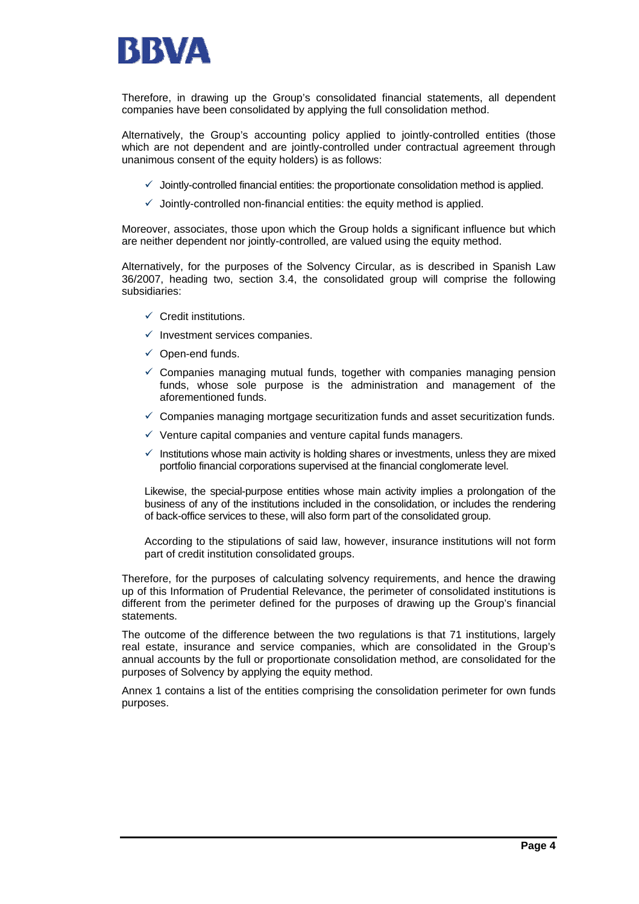Therefore, in drawing up the Group's consolidated financial statements, all dependent companies have been consolidated by applying the full consolidation method.

Alternatively, the Group's accounting policy applied to jointly-controlled entities (those which are not dependent and are jointly-controlled under contractual agreement through unanimous consent of the equity holders) is as follows:

- ✓ Jointly-controlled financial entities: the proportionate consolidation method is applied.
- ✓ Jointly-controlled non-financial entities: the equity method is applied.

Moreover, associates, those upon which the Group holds a significant influence but which are neither dependent nor jointly-controlled, are valued using the equity method.

Alternatively, for the purposes of the Solvency Circular, as is described in Spanish Law 36/2007, heading two, section 3.4, the consolidated group will comprise the following subsidiaries:

- ✓ Credit institutions.
- ✓ Investment services companies.
- ✓ Open-end funds.
- ✓ Companies managing mutual funds, together with companies managing pension funds, whose sole purpose is the administration and management of the aforementioned funds.
- ✓ Companies managing mortgage securitization funds and asset securitization funds.
- ✓ Venture capital companies and venture capital funds managers.
- ✓ Institutions whose main activity is holding shares or investments, unless they are mixed portfolio financial corporations supervised at the financial conglomerate level.

Likewise, the special-purpose entities whose main activity implies a prolongation of the business of any of the institutions included in the consolidation, or includes the rendering of back-office services to these, will also form part of the consolidated group.

According to the stipulations of said law, however, insurance institutions will not form part of credit institution consolidated groups.

Therefore, for the purposes of calculating solvency requirements, and hence the drawing up of this Information of Prudential Relevance, the perimeter of consolidated institutions is different from the perimeter defined for the purposes of drawing up the Group's financial statements.

The outcome of the difference between the two regulations is that 71 institutions, largely real estate, insurance and service companies, which are consolidated in the Group's annual accounts by the full or proportionate consolidation method, are consolidated for the purposes of Solvency by applying the equity method.

Annex 1 contains a list of the entities comprising the consolidation perimeter for own funds purposes.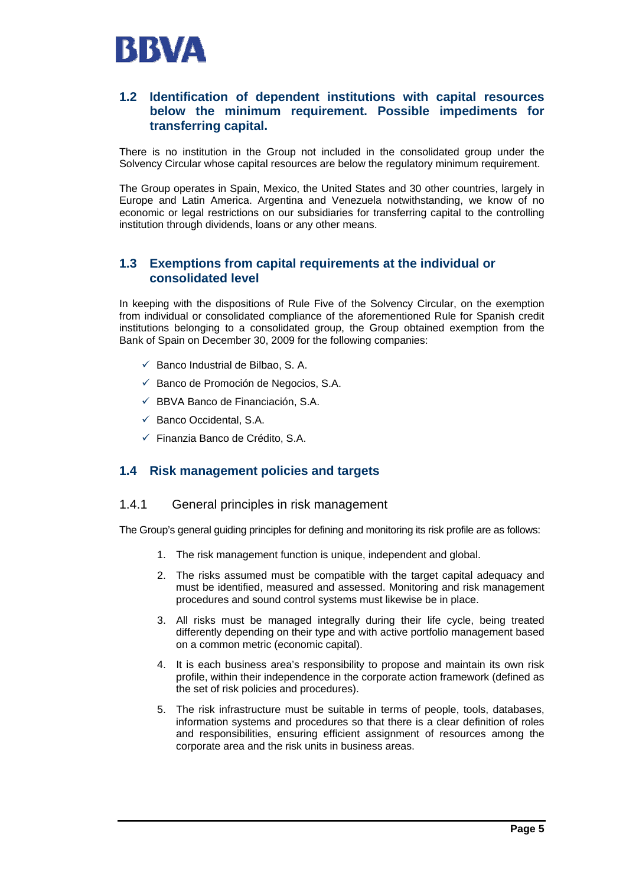## 1.2 Identification of dependent institutions with capital resources below the minimum requirement. Possible impediments for transferring capital.

There is no institution in the Group not included in the consolidated group under the Solvency Circular whose capital resources are below the regulatory minimum requirement.

The Group operates in Spain, Mexico, the United States and 30 other countries, largely in Europe and Latin America. Argentina and Venezuela notwithstanding, we know of no economic or legal restrictions on our subsidiaries for transferring capital to the controlling institution through dividends, loans or any other means.

## 1.3 Exemptions from capital requirements at the individual or consolidated level

In keeping with the dispositions of Rule Five of the Solvency Circular, on the exemption from individual or consolidated compliance of the aforementioned Rule for Spanish credit institutions belonging to a consolidated group, the Group obtained exemption from the Bank of Spain on December 30, 2009 for the following companies:

- ✓ Banco Industrial de Bilbao, S. A.
- ✓ Banco de Promoción de Negocios, S.A.
- ✓ BBVA Banco de Financiación, S.A.
- ✓ Banco Occidental, S.A.
- ✓ Finanzia Banco de Crédito, S.A.

## 1.4 Risk management policies and targets

### 1.4.1 General principles in risk management

The Group's general guiding principles for defining and monitoring its risk profile are as follows:

1. The risk management function is unique, independent and global.
2. The risks assumed must be compatible with the target capital adequacy and must be identified, measured and assessed. Monitoring and risk management procedures and sound control systems must likewise be in place.
3. All risks must be managed integrally during their life cycle, being treated differently depending on their type and with active portfolio management based on a common metric (economic capital).
4. It is each business area's responsibility to propose and maintain its own risk profile, within their independence in the corporate action framework (defined as the set of risk policies and procedures).
5. The risk infrastructure must be suitable in terms of people, tools, databases, information systems and procedures so that there is a clear definition of roles and responsibilities, ensuring efficient assignment of resources among the corporate area and the risk units in business areas.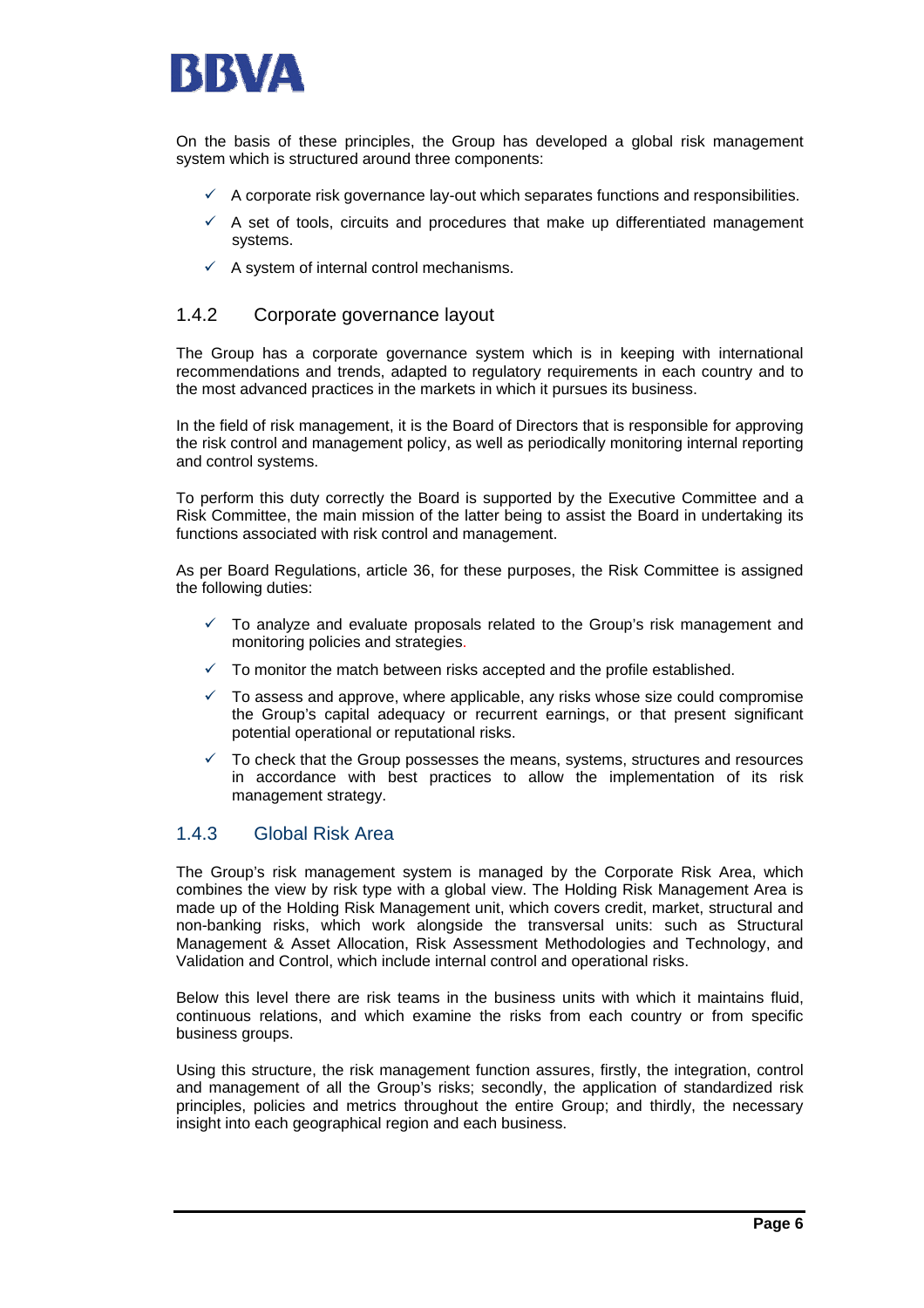On the basis of these principles, the Group has developed a global risk management system which is structured around three components:

- ✓ A corporate risk governance lay-out which separates functions and responsibilities.
- ✓ A set of tools, circuits and procedures that make up differentiated management systems.
- ✓ A system of internal control mechanisms.

### 1.4.2 Corporate governance layout

The Group has a corporate governance system which is in keeping with international recommendations and trends, adapted to regulatory requirements in each country and to the most advanced practices in the markets in which it pursues its business.

In the field of risk management, it is the Board of Directors that is responsible for approving the risk control and management policy, as well as periodically monitoring internal reporting and control systems.

To perform this duty correctly the Board is supported by the Executive Committee and a Risk Committee, the main mission of the latter being to assist the Board in undertaking its functions associated with risk control and management.

As per Board Regulations, article 36, for these purposes, the Risk Committee is assigned the following duties:

- ✓ To analyze and evaluate proposals related to the Group's risk management and monitoring policies and strategies.
- ✓ To monitor the match between risks accepted and the profile established.
- ✓ To assess and approve, where applicable, any risks whose size could compromise the Group's capital adequacy or recurrent earnings, or that present significant potential operational or reputational risks.
- ✓ To check that the Group possesses the means, systems, structures and resources in accordance with best practices to allow the implementation of its risk management strategy.

### 1.4.3 Global Risk Area

The Group's risk management system is managed by the Corporate Risk Area, which combines the view by risk type with a global view. The Holding Risk Management Area is made up of the Holding Risk Management unit, which covers credit, market, structural and non-banking risks, which work alongside the transversal units: such as Structural Management & Asset Allocation, Risk Assessment Methodologies and Technology, and Validation and Control, which include internal control and operational risks.

Below this level there are risk teams in the business units with which it maintains fluid, continuous relations, and which examine the risks from each country or from specific business groups.

Using this structure, the risk management function assures, firstly, the integration, control and management of all the Group's risks; secondly, the application of standardized risk principles, policies and metrics throughout the entire Group; and thirdly, the necessary insight into each geographical region and each business.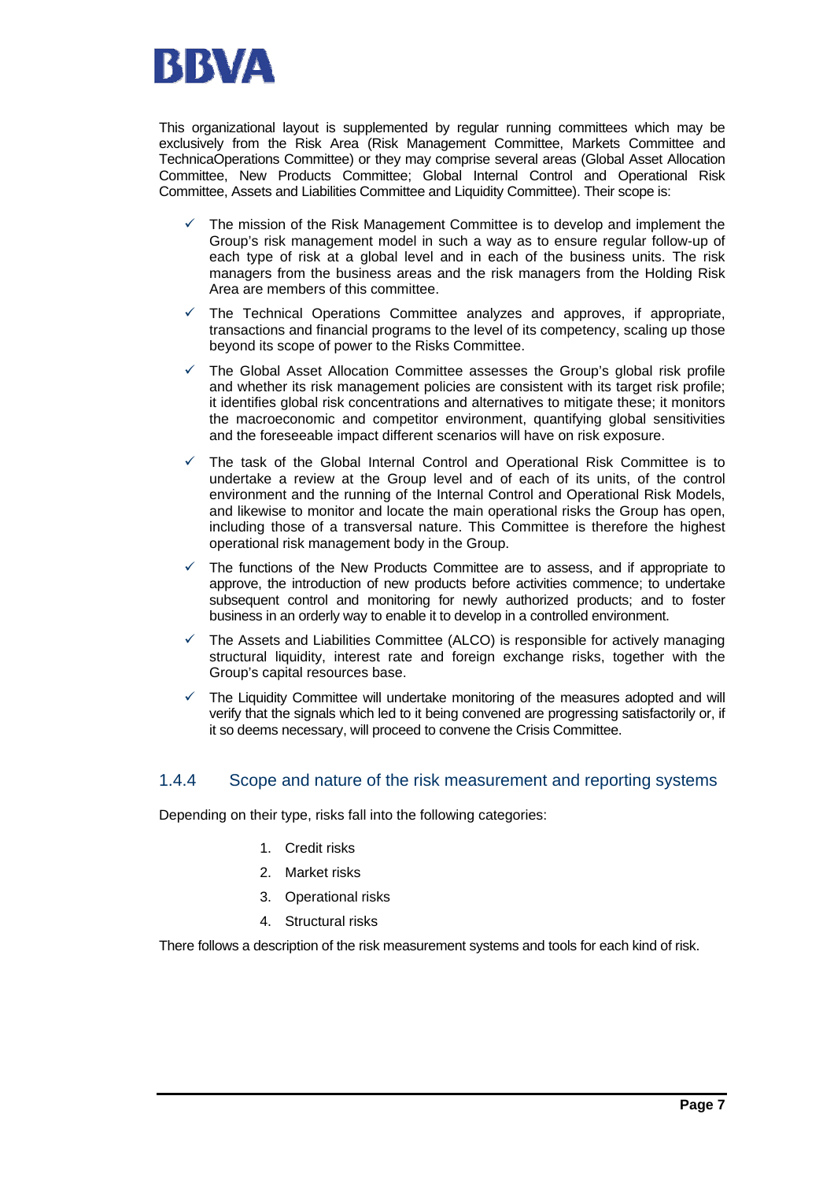This organizational layout is supplemented by regular running committees which may be exclusively from the Risk Area (Risk Management Committee, Markets Committee and TechnicaOperations Committee) or they may comprise several areas (Global Asset Allocation Committee, New Products Committee; Global Internal Control and Operational Risk Committee, Assets and Liabilities Committee and Liquidity Committee). Their scope is:

- ✓ The mission of the Risk Management Committee is to develop and implement the Group's risk management model in such a way as to ensure regular follow-up of each type of risk at a global level and in each of the business units. The risk managers from the business areas and the risk managers from the Holding Risk Area are members of this committee.
- ✓ The Technical Operations Committee analyzes and approves, if appropriate, transactions and financial programs to the level of its competency, scaling up those beyond its scope of power to the Risks Committee.
- ✓ The Global Asset Allocation Committee assesses the Group's global risk profile and whether its risk management policies are consistent with its target risk profile; it identifies global risk concentrations and alternatives to mitigate these; it monitors the macroeconomic and competitor environment, quantifying global sensitivities and the foreseeable impact different scenarios will have on risk exposure.
- ✓ The task of the Global Internal Control and Operational Risk Committee is to undertake a review at the Group level and of each of its units, of the control environment and the running of the Internal Control and Operational Risk Models, and likewise to monitor and locate the main operational risks the Group has open, including those of a transversal nature. This Committee is therefore the highest operational risk management body in the Group.
- ✓ The functions of the New Products Committee are to assess, and if appropriate to approve, the introduction of new products before activities commence; to undertake subsequent control and monitoring for newly authorized products; and to foster business in an orderly way to enable it to develop in a controlled environment.
- ✓ The Assets and Liabilities Committee (ALCO) is responsible for actively managing structural liquidity, interest rate and foreign exchange risks, together with the Group's capital resources base.
- ✓ The Liquidity Committee will undertake monitoring of the measures adopted and will verify that the signals which led to it being convened are progressing satisfactorily or, if it so deems necessary, will proceed to convene the Crisis Committee.

### 1.4.4 Scope and nature of the risk measurement and reporting systems

Depending on their type, risks fall into the following categories:

1. Credit risks
2. Market risks
3. Operational risks
4. Structural risks

There follows a description of the risk measurement systems and tools for each kind of risk.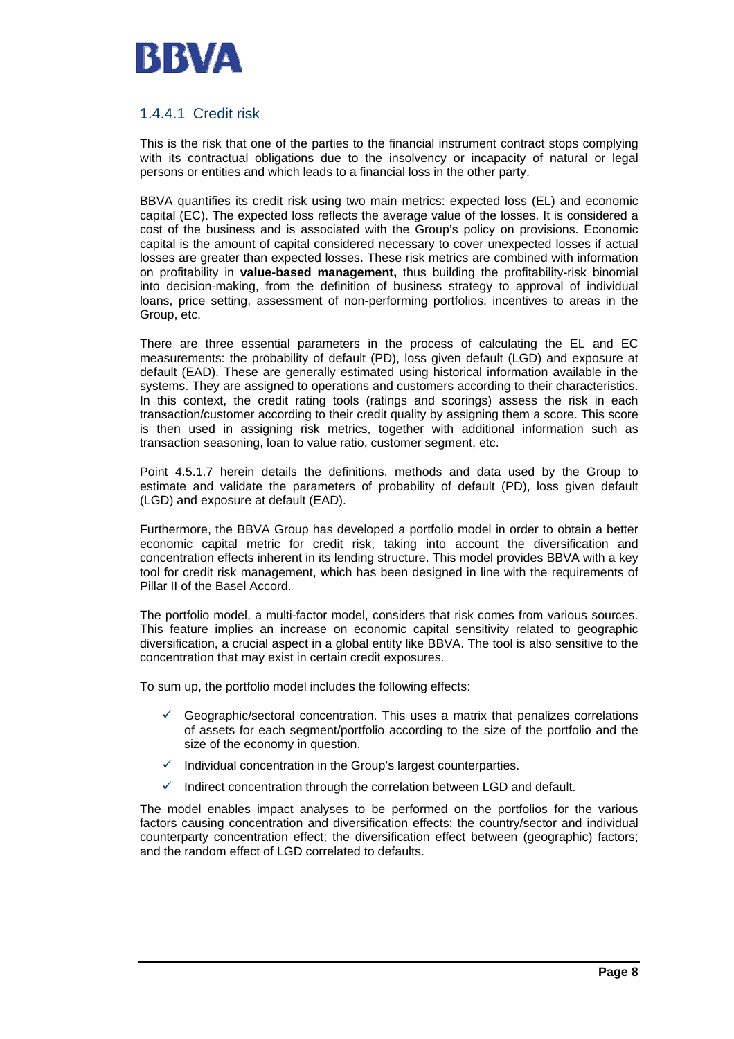### 1.4.4.1 Credit risk

This is the risk that one of the parties to the financial instrument contract stops complying with its contractual obligations due to the insolvency or incapacity of natural or legal persons or entities and which leads to a financial loss in the other party.

BBVA quantifies its credit risk using two main metrics: expected loss (EL) and economic capital (EC). The expected loss reflects the average value of the losses. It is considered a cost of the business and is associated with the Group's policy on provisions. Economic capital is the amount of capital considered necessary to cover unexpected losses if actual losses are greater than expected losses. These risk metrics are combined with information on profitability in **value-based management,** thus building the profitability-risk binomial into decision-making, from the definition of business strategy to approval of individual loans, price setting, assessment of non-performing portfolios, incentives to areas in the Group, etc.

There are three essential parameters in the process of calculating the EL and EC measurements: the probability of default (PD), loss given default (LGD) and exposure at default (EAD). These are generally estimated using historical information available in the systems. They are assigned to operations and customers according to their characteristics. In this context, the credit rating tools (ratings and scorings) assess the risk in each transaction/customer according to their credit quality by assigning them a score. This score is then used in assigning risk metrics, together with additional information such as transaction seasoning, loan to value ratio, customer segment, etc.

Point 4.5.1.7 herein details the definitions, methods and data used by the Group to estimate and validate the parameters of probability of default (PD), loss given default (LGD) and exposure at default (EAD).

Furthermore, the BBVA Group has developed a portfolio model in order to obtain a better economic capital metric for credit risk, taking into account the diversification and concentration effects inherent in its lending structure. This model provides BBVA with a key tool for credit risk management, which has been designed in line with the requirements of Pillar II of the Basel Accord.

The portfolio model, a multi-factor model, considers that risk comes from various sources. This feature implies an increase on economic capital sensitivity related to geographic diversification, a crucial aspect in a global entity like BBVA. The tool is also sensitive to the concentration that may exist in certain credit exposures.

To sum up, the portfolio model includes the following effects:

- ✓ Geographic/sectoral concentration. This uses a matrix that penalizes correlations of assets for each segment/portfolio according to the size of the portfolio and the size of the economy in question.
- ✓ Individual concentration in the Group's largest counterparties.
- ✓ Indirect concentration through the correlation between LGD and default.

The model enables impact analyses to be performed on the portfolios for the various factors causing concentration and diversification effects: the country/sector and individual counterparty concentration effect; the diversification effect between (geographic) factors; and the random effect of LGD correlated to defaults.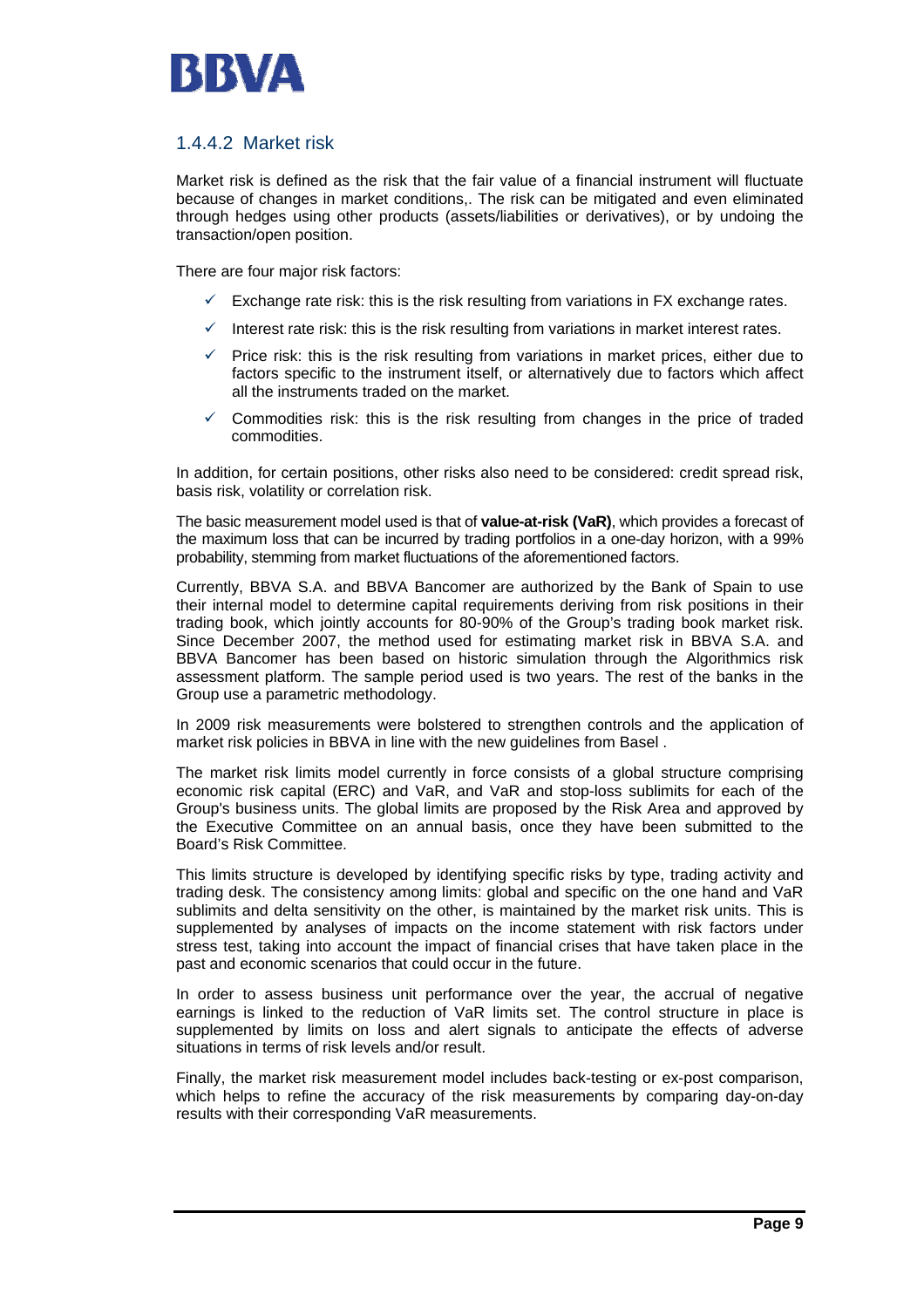### 1.4.4.2 Market risk

Market risk is defined as the risk that the fair value of a financial instrument will fluctuate because of changes in market conditions,. The risk can be mitigated and even eliminated through hedges using other products (assets/liabilities or derivatives), or by undoing the transaction/open position.

There are four major risk factors:

- Exchange rate risk: this is the risk resulting from variations in FX exchange rates.
- Interest rate risk: this is the risk resulting from variations in market interest rates.
- Price risk: this is the risk resulting from variations in market prices, either due to factors specific to the instrument itself, or alternatively due to factors which affect all the instruments traded on the market.
- Commodities risk: this is the risk resulting from changes in the price of traded commodities.

In addition, for certain positions, other risks also need to be considered: credit spread risk, basis risk, volatility or correlation risk.

The basic measurement model used is that of **value-at-risk (VaR)**, which provides a forecast of the maximum loss that can be incurred by trading portfolios in a one-day horizon, with a 99% probability, stemming from market fluctuations of the aforementioned factors.

Currently, BBVA S.A. and BBVA Bancomer are authorized by the Bank of Spain to use their internal model to determine capital requirements deriving from risk positions in their trading book, which jointly accounts for 80-90% of the Group's trading book market risk. Since December 2007, the method used for estimating market risk in BBVA S.A. and BBVA Bancomer has been based on historic simulation through the Algorithmics risk assessment platform. The sample period used is two years. The rest of the banks in the Group use a parametric methodology.

In 2009 risk measurements were bolstered to strengthen controls and the application of market risk policies in BBVA in line with the new guidelines from Basel .

The market risk limits model currently in force consists of a global structure comprising economic risk capital (ERC) and VaR, and VaR and stop-loss sublimits for each of the Group's business units. The global limits are proposed by the Risk Area and approved by the Executive Committee on an annual basis, once they have been submitted to the Board's Risk Committee.

This limits structure is developed by identifying specific risks by type, trading activity and trading desk. The consistency among limits: global and specific on the one hand and VaR sublimits and delta sensitivity on the other, is maintained by the market risk units. This is supplemented by analyses of impacts on the income statement with risk factors under stress test, taking into account the impact of financial crises that have taken place in the past and economic scenarios that could occur in the future.

In order to assess business unit performance over the year, the accrual of negative earnings is linked to the reduction of VaR limits set. The control structure in place is supplemented by limits on loss and alert signals to anticipate the effects of adverse situations in terms of risk levels and/or result.

Finally, the market risk measurement model includes back-testing or ex-post comparison, which helps to refine the accuracy of the risk measurements by comparing day-on-day results with their corresponding VaR measurements.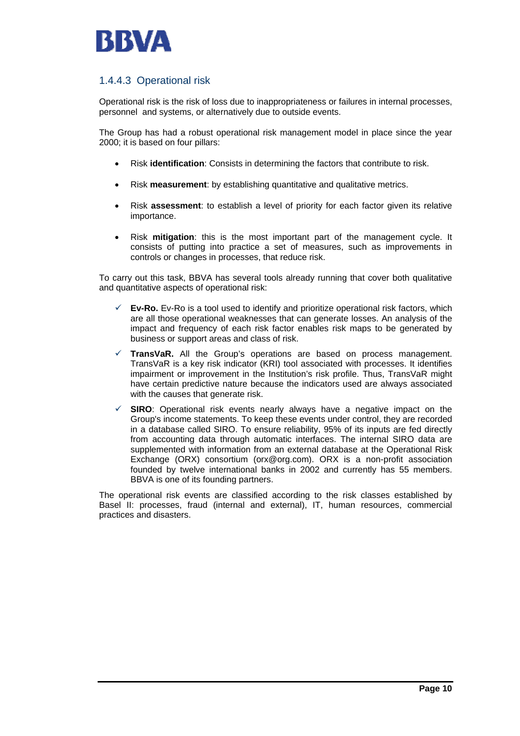### 1.4.4.3 Operational risk

Operational risk is the risk of loss due to inappropriateness or failures in internal processes, personnel and systems, or alternatively due to outside events.

The Group has had a robust operational risk management model in place since the year 2000; it is based on four pillars:

- Risk **identification**: Consists in determining the factors that contribute to risk.
- Risk **measurement**: by establishing quantitative and qualitative metrics.
- Risk **assessment**: to establish a level of priority for each factor given its relative importance.
- Risk **mitigation**: this is the most important part of the management cycle. It consists of putting into practice a set of measures, such as improvements in controls or changes in processes, that reduce risk.

To carry out this task, BBVA has several tools already running that cover both qualitative and quantitative aspects of operational risk:

- ✓ **Ev-Ro.** Ev-Ro is a tool used to identify and prioritize operational risk factors, which are all those operational weaknesses that can generate losses. An analysis of the impact and frequency of each risk factor enables risk maps to be generated by business or support areas and class of risk.
- ✓ **TransVaR.** All the Group's operations are based on process management. TransVaR is a key risk indicator (KRI) tool associated with processes. It identifies impairment or improvement in the Institution's risk profile. Thus, TransVaR might have certain predictive nature because the indicators used are always associated with the causes that generate risk.
- ✓ **SIRO**: Operational risk events nearly always have a negative impact on the Group's income statements. To keep these events under control, they are recorded in a database called SIRO. To ensure reliability, 95% of its inputs are fed directly from accounting data through automatic interfaces. The internal SIRO data are supplemented with information from an external database at the Operational Risk Exchange (ORX) consortium (orx@org.com). ORX is a non-profit association founded by twelve international banks in 2002 and currently has 55 members. BBVA is one of its founding partners.

The operational risk events are classified according to the risk classes established by Basel II: processes, fraud (internal and external), IT, human resources, commercial practices and disasters.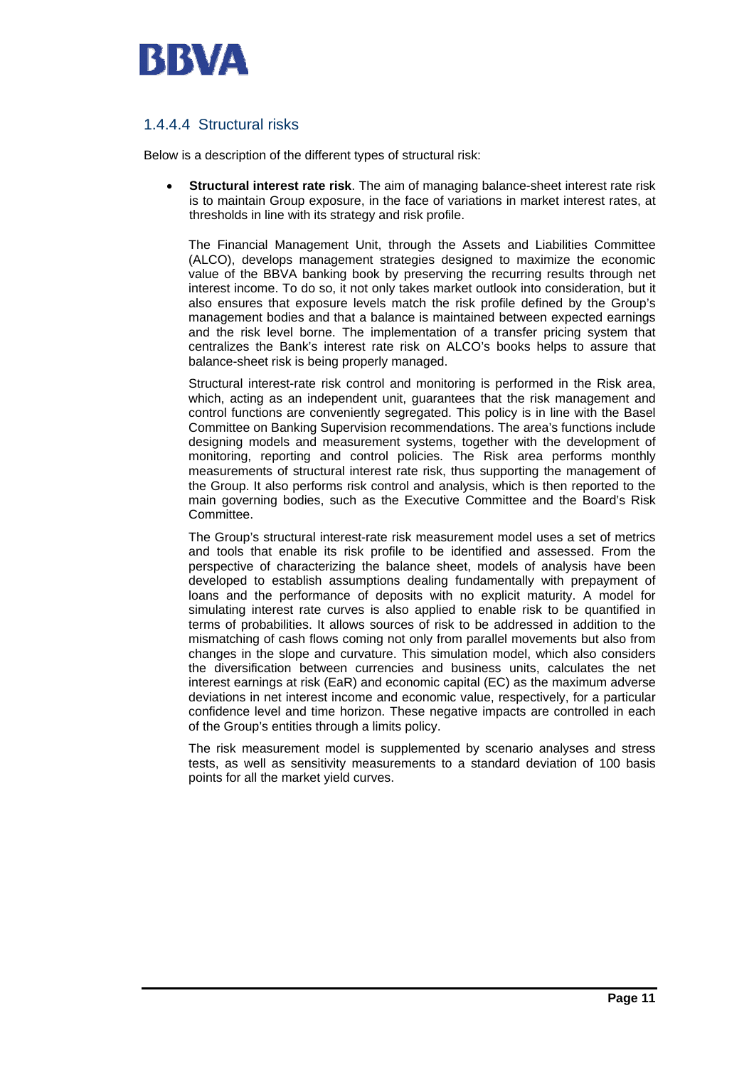### 1.4.4.4 Structural risks

Below is a description of the different types of structural risk:

- **Structural interest rate risk**. The aim of managing balance-sheet interest rate risk is to maintain Group exposure, in the face of variations in market interest rates, at thresholds in line with its strategy and risk profile.

  The Financial Management Unit, through the Assets and Liabilities Committee (ALCO), develops management strategies designed to maximize the economic value of the BBVA banking book by preserving the recurring results through net interest income. To do so, it not only takes market outlook into consideration, but it also ensures that exposure levels match the risk profile defined by the Group's management bodies and that a balance is maintained between expected earnings and the risk level borne. The implementation of a transfer pricing system that centralizes the Bank's interest rate risk on ALCO's books helps to assure that balance-sheet risk is being properly managed.

  Structural interest-rate risk control and monitoring is performed in the Risk area, which, acting as an independent unit, guarantees that the risk management and control functions are conveniently segregated. This policy is in line with the Basel Committee on Banking Supervision recommendations. The area's functions include designing models and measurement systems, together with the development of monitoring, reporting and control policies. The Risk area performs monthly measurements of structural interest rate risk, thus supporting the management of the Group. It also performs risk control and analysis, which is then reported to the main governing bodies, such as the Executive Committee and the Board's Risk Committee.

  The Group's structural interest-rate risk measurement model uses a set of metrics and tools that enable its risk profile to be identified and assessed. From the perspective of characterizing the balance sheet, models of analysis have been developed to establish assumptions dealing fundamentally with prepayment of loans and the performance of deposits with no explicit maturity. A model for simulating interest rate curves is also applied to enable risk to be quantified in terms of probabilities. It allows sources of risk to be addressed in addition to the mismatching of cash flows coming not only from parallel movements but also from changes in the slope and curvature. This simulation model, which also considers the diversification between currencies and business units, calculates the net interest earnings at risk (EaR) and economic capital (EC) as the maximum adverse deviations in net interest income and economic value, respectively, for a particular confidence level and time horizon. These negative impacts are controlled in each of the Group's entities through a limits policy.

  The risk measurement model is supplemented by scenario analyses and stress tests, as well as sensitivity measurements to a standard deviation of 100 basis points for all the market yield curves.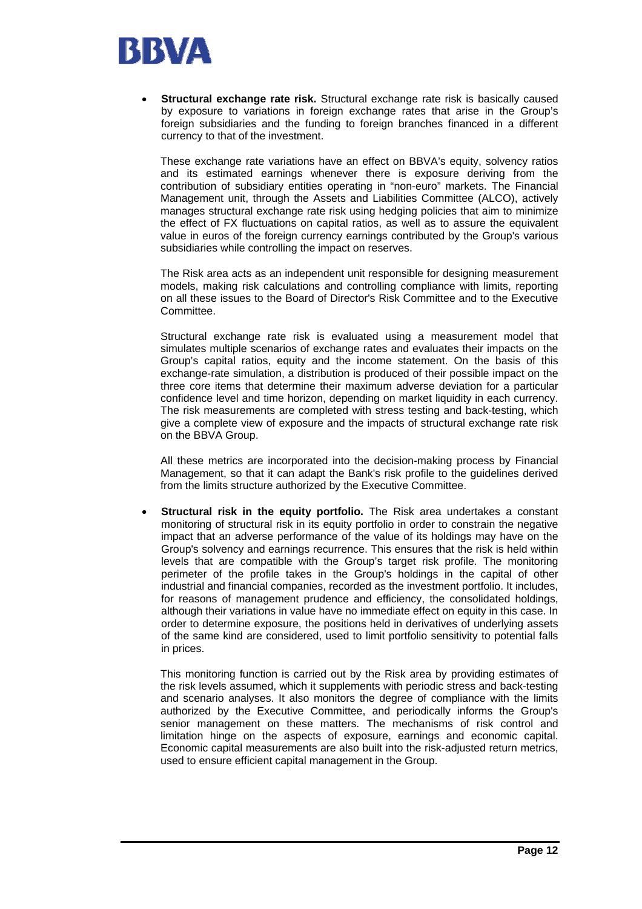- **Structural exchange rate risk.** Structural exchange rate risk is basically caused by exposure to variations in foreign exchange rates that arise in the Group's foreign subsidiaries and the funding to foreign branches financed in a different currency to that of the investment.

  These exchange rate variations have an effect on BBVA's equity, solvency ratios and its estimated earnings whenever there is exposure deriving from the contribution of subsidiary entities operating in "non-euro" markets. The Financial Management unit, through the Assets and Liabilities Committee (ALCO), actively manages structural exchange rate risk using hedging policies that aim to minimize the effect of FX fluctuations on capital ratios, as well as to assure the equivalent value in euros of the foreign currency earnings contributed by the Group's various subsidiaries while controlling the impact on reserves.

  The Risk area acts as an independent unit responsible for designing measurement models, making risk calculations and controlling compliance with limits, reporting on all these issues to the Board of Director's Risk Committee and to the Executive Committee.

  Structural exchange rate risk is evaluated using a measurement model that simulates multiple scenarios of exchange rates and evaluates their impacts on the Group's capital ratios, equity and the income statement. On the basis of this exchange-rate simulation, a distribution is produced of their possible impact on the three core items that determine their maximum adverse deviation for a particular confidence level and time horizon, depending on market liquidity in each currency. The risk measurements are completed with stress testing and back-testing, which give a complete view of exposure and the impacts of structural exchange rate risk on the BBVA Group.

  All these metrics are incorporated into the decision-making process by Financial Management, so that it can adapt the Bank's risk profile to the guidelines derived from the limits structure authorized by the Executive Committee.

- **Structural risk in the equity portfolio.** The Risk area undertakes a constant monitoring of structural risk in its equity portfolio in order to constrain the negative impact that an adverse performance of the value of its holdings may have on the Group's solvency and earnings recurrence. This ensures that the risk is held within levels that are compatible with the Group's target risk profile. The monitoring perimeter of the profile takes in the Group's holdings in the capital of other industrial and financial companies, recorded as the investment portfolio. It includes, for reasons of management prudence and efficiency, the consolidated holdings, although their variations in value have no immediate effect on equity in this case. In order to determine exposure, the positions held in derivatives of underlying assets of the same kind are considered, used to limit portfolio sensitivity to potential falls in prices.

  This monitoring function is carried out by the Risk area by providing estimates of the risk levels assumed, which it supplements with periodic stress and back-testing and scenario analyses. It also monitors the degree of compliance with the limits authorized by the Executive Committee, and periodically informs the Group's senior management on these matters. The mechanisms of risk control and limitation hinge on the aspects of exposure, earnings and economic capital. Economic capital measurements are also built into the risk-adjusted return metrics, used to ensure efficient capital management in the Group.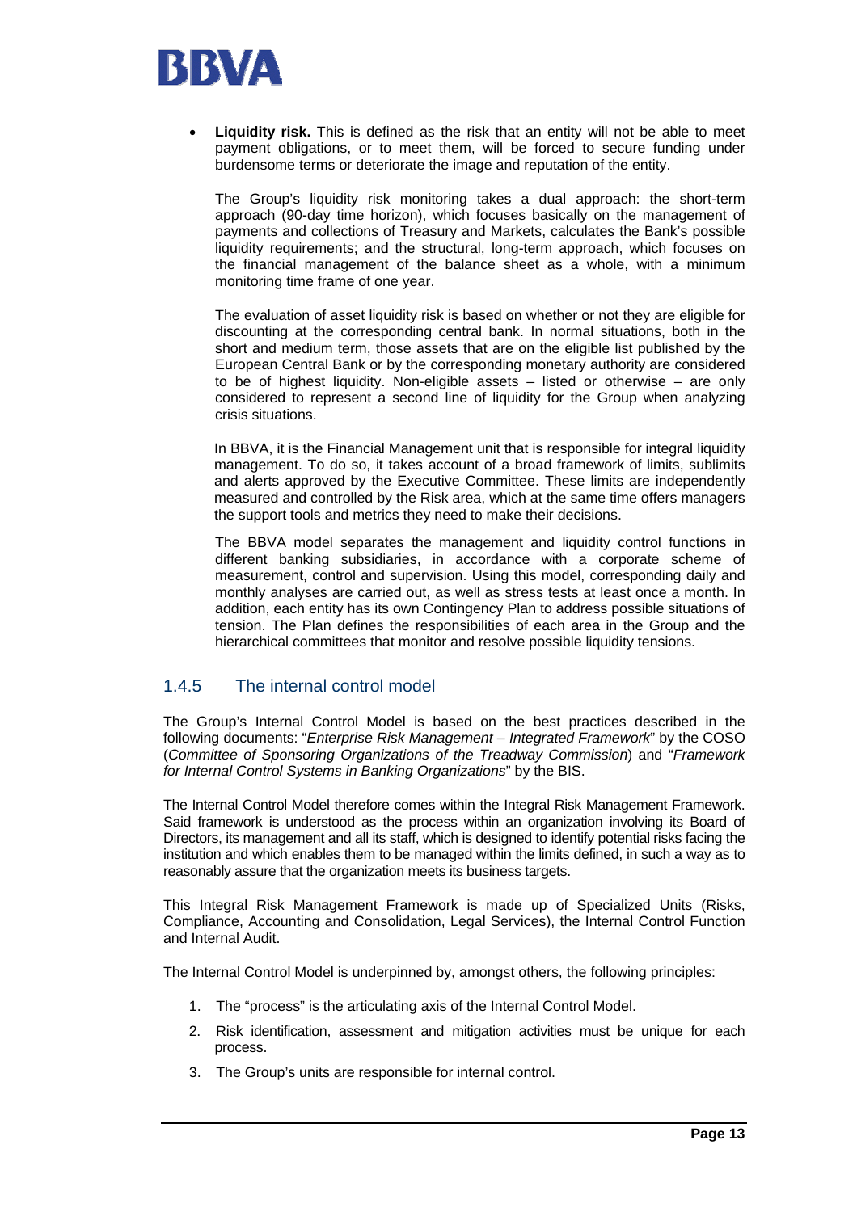- **Liquidity risk.** This is defined as the risk that an entity will not be able to meet payment obligations, or to meet them, will be forced to secure funding under burdensome terms or deteriorate the image and reputation of the entity.

  The Group's liquidity risk monitoring takes a dual approach: the short-term approach (90-day time horizon), which focuses basically on the management of payments and collections of Treasury and Markets, calculates the Bank's possible liquidity requirements; and the structural, long-term approach, which focuses on the financial management of the balance sheet as a whole, with a minimum monitoring time frame of one year.

  The evaluation of asset liquidity risk is based on whether or not they are eligible for discounting at the corresponding central bank. In normal situations, both in the short and medium term, those assets that are on the eligible list published by the European Central Bank or by the corresponding monetary authority are considered to be of highest liquidity. Non-eligible assets – listed or otherwise – are only considered to represent a second line of liquidity for the Group when analyzing crisis situations.

  In BBVA, it is the Financial Management unit that is responsible for integral liquidity management. To do so, it takes account of a broad framework of limits, sublimits and alerts approved by the Executive Committee. These limits are independently measured and controlled by the Risk area, which at the same time offers managers the support tools and metrics they need to make their decisions.

  The BBVA model separates the management and liquidity control functions in different banking subsidiaries, in accordance with a corporate scheme of measurement, control and supervision. Using this model, corresponding daily and monthly analyses are carried out, as well as stress tests at least once a month. In addition, each entity has its own Contingency Plan to address possible situations of tension. The Plan defines the responsibilities of each area in the Group and the hierarchical committees that monitor and resolve possible liquidity tensions.

### 1.4.5 The internal control model

The Group's Internal Control Model is based on the best practices described in the following documents: "*Enterprise Risk Management – Integrated Framework*" by the COSO (*Committee of Sponsoring Organizations of the Treadway Commission*) and "*Framework for Internal Control Systems in Banking Organizations*" by the BIS.

The Internal Control Model therefore comes within the Integral Risk Management Framework. Said framework is understood as the process within an organization involving its Board of Directors, its management and all its staff, which is designed to identify potential risks facing the institution and which enables them to be managed within the limits defined, in such a way as to reasonably assure that the organization meets its business targets.

This Integral Risk Management Framework is made up of Specialized Units (Risks, Compliance, Accounting and Consolidation, Legal Services), the Internal Control Function and Internal Audit.

The Internal Control Model is underpinned by, amongst others, the following principles:

1. The "process" is the articulating axis of the Internal Control Model.
2. Risk identification, assessment and mitigation activities must be unique for each process.
3. The Group's units are responsible for internal control.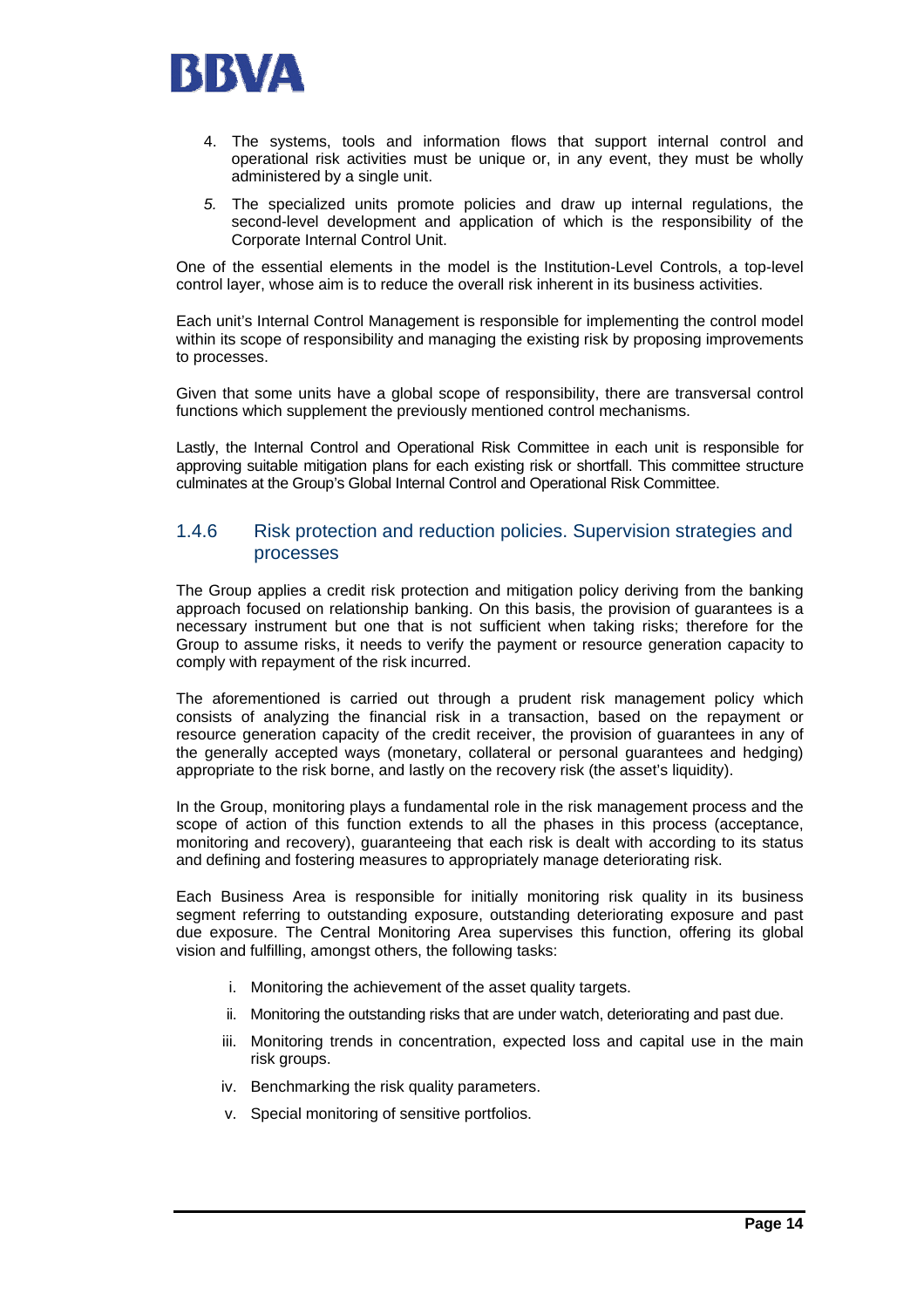4. The systems, tools and information flows that support internal control and operational risk activities must be unique or, in any event, they must be wholly administered by a single unit.
5. The specialized units promote policies and draw up internal regulations, the second-level development and application of which is the responsibility of the Corporate Internal Control Unit.

One of the essential elements in the model is the Institution-Level Controls, a top-level control layer, whose aim is to reduce the overall risk inherent in its business activities.

Each unit's Internal Control Management is responsible for implementing the control model within its scope of responsibility and managing the existing risk by proposing improvements to processes.

Given that some units have a global scope of responsibility, there are transversal control functions which supplement the previously mentioned control mechanisms.

Lastly, the Internal Control and Operational Risk Committee in each unit is responsible for approving suitable mitigation plans for each existing risk or shortfall. This committee structure culminates at the Group's Global Internal Control and Operational Risk Committee.

### 1.4.6 Risk protection and reduction policies. Supervision strategies and processes

The Group applies a credit risk protection and mitigation policy deriving from the banking approach focused on relationship banking. On this basis, the provision of guarantees is a necessary instrument but one that is not sufficient when taking risks; therefore for the Group to assume risks, it needs to verify the payment or resource generation capacity to comply with repayment of the risk incurred.

The aforementioned is carried out through a prudent risk management policy which consists of analyzing the financial risk in a transaction, based on the repayment or resource generation capacity of the credit receiver, the provision of guarantees in any of the generally accepted ways (monetary, collateral or personal guarantees and hedging) appropriate to the risk borne, and lastly on the recovery risk (the asset's liquidity).

In the Group, monitoring plays a fundamental role in the risk management process and the scope of action of this function extends to all the phases in this process (acceptance, monitoring and recovery), guaranteeing that each risk is dealt with according to its status and defining and fostering measures to appropriately manage deteriorating risk.

Each Business Area is responsible for initially monitoring risk quality in its business segment referring to outstanding exposure, outstanding deteriorating exposure and past due exposure. The Central Monitoring Area supervises this function, offering its global vision and fulfilling, amongst others, the following tasks:

i. Monitoring the achievement of the asset quality targets.
ii. Monitoring the outstanding risks that are under watch, deteriorating and past due.
iii. Monitoring trends in concentration, expected loss and capital use in the main risk groups.
iv. Benchmarking the risk quality parameters.
v. Special monitoring of sensitive portfolios.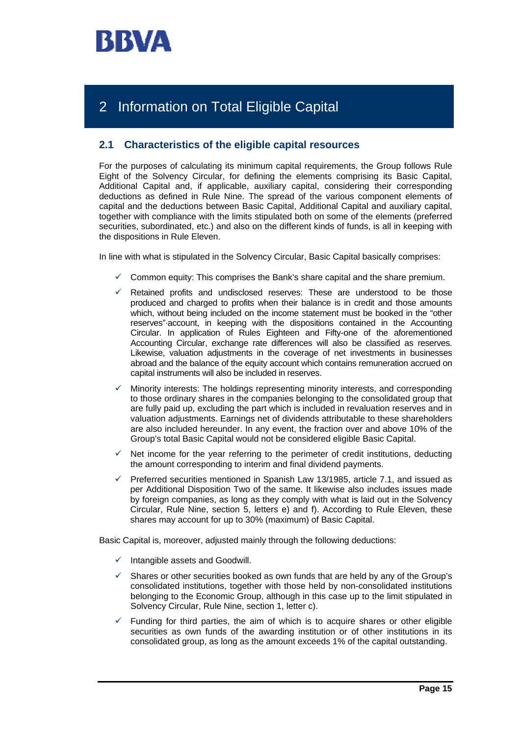## 2 Information on Total Eligible Capital

### 2.1 Characteristics of the eligible capital resources

For the purposes of calculating its minimum capital requirements, the Group follows Rule Eight of the Solvency Circular, for defining the elements comprising its Basic Capital, Additional Capital and, if applicable, auxiliary capital, considering their corresponding deductions as defined in Rule Nine. The spread of the various component elements of capital and the deductions between Basic Capital, Additional Capital and auxiliary capital, together with compliance with the limits stipulated both on some of the elements (preferred securities, subordinated, etc.) and also on the different kinds of funds, is all in keeping with the dispositions in Rule Eleven.

In line with what is stipulated in the Solvency Circular, Basic Capital basically comprises:

- Common equity: This comprises the Bank's share capital and the share premium.
- Retained profits and undisclosed reserves: These are understood to be those produced and charged to profits when their balance is in credit and those amounts which, without being included on the income statement must be booked in the "other reserves" account, in keeping with the dispositions contained in the Accounting Circular. In application of Rules Eighteen and Fifty-one of the aforementioned Accounting Circular, exchange rate differences will also be classified as reserves. Likewise, valuation adjustments in the coverage of net investments in businesses abroad and the balance of the equity account which contains remuneration accrued on capital instruments will also be included in reserves.
- Minority interests: The holdings representing minority interests, and corresponding to those ordinary shares in the companies belonging to the consolidated group that are fully paid up, excluding the part which is included in revaluation reserves and in valuation adjustments. Earnings net of dividends attributable to these shareholders are also included hereunder. In any event, the fraction over and above 10% of the Group's total Basic Capital would not be considered eligible Basic Capital.
- Net income for the year referring to the perimeter of credit institutions, deducting the amount corresponding to interim and final dividend payments.
- Preferred securities mentioned in Spanish Law 13/1985, article 7.1, and issued as per Additional Disposition Two of the same. It likewise also includes issues made by foreign companies, as long as they comply with what is laid out in the Solvency Circular, Rule Nine, section 5, letters e) and f). According to Rule Eleven, these shares may account for up to 30% (maximum) of Basic Capital.

Basic Capital is, moreover, adjusted mainly through the following deductions:

- Intangible assets and Goodwill.
- Shares or other securities booked as own funds that are held by any of the Group's consolidated institutions, together with those held by non-consolidated institutions belonging to the Economic Group, although in this case up to the limit stipulated in Solvency Circular, Rule Nine, section 1, letter c).
- Funding for third parties, the aim of which is to acquire shares or other eligible securities as own funds of the awarding institution or of other institutions in its consolidated group, as long as the amount exceeds 1% of the capital outstanding.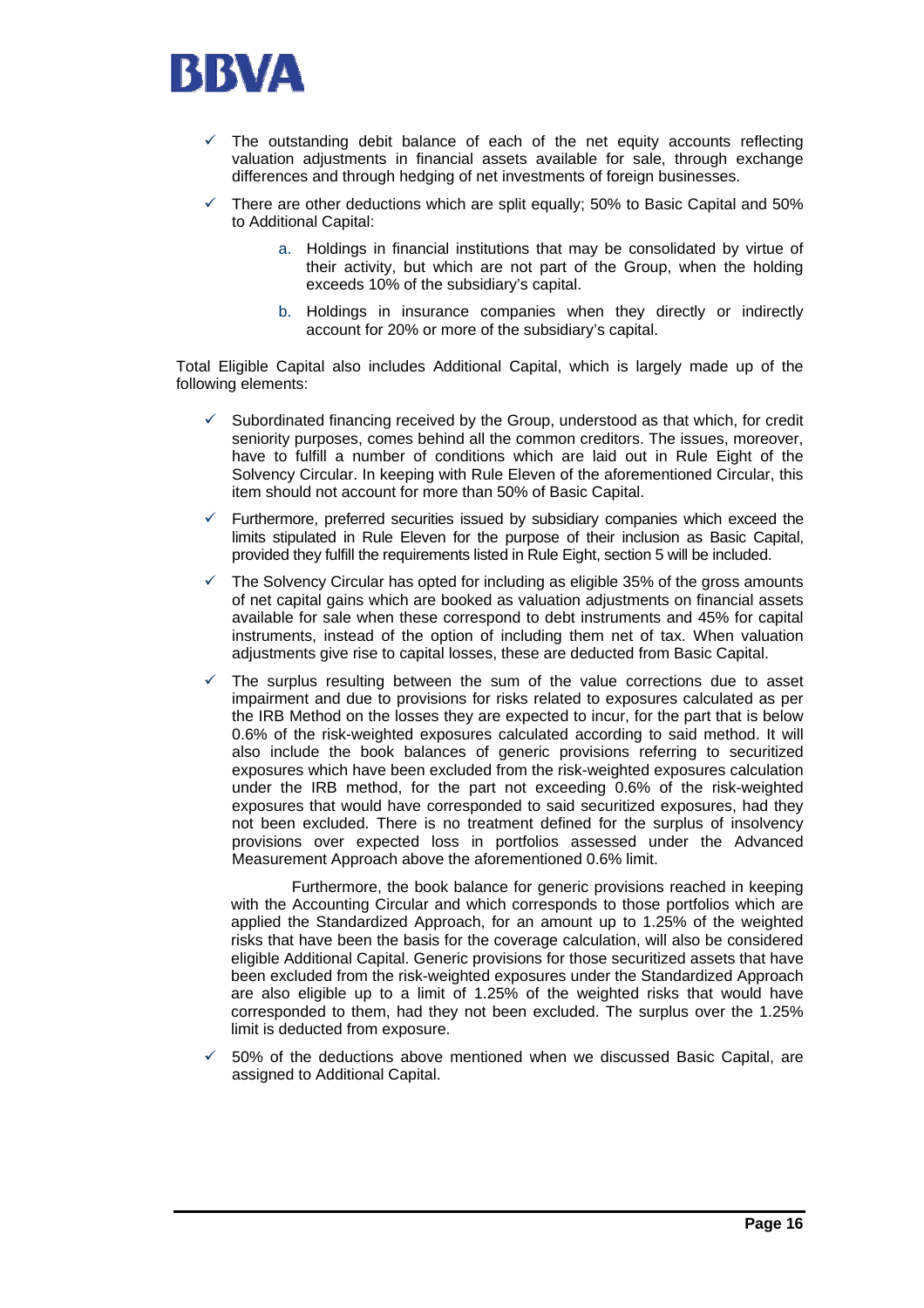- The outstanding debit balance of each of the net equity accounts reflecting valuation adjustments in financial assets available for sale, through exchange differences and through hedging of net investments of foreign businesses.
- There are other deductions which are split equally; 50% to Basic Capital and 50% to Additional Capital:
    a. Holdings in financial institutions that may be consolidated by virtue of their activity, but which are not part of the Group, when the holding exceeds 10% of the subsidiary's capital.
    b. Holdings in insurance companies when they directly or indirectly account for 20% or more of the subsidiary's capital.

Total Eligible Capital also includes Additional Capital, which is largely made up of the following elements:

- Subordinated financing received by the Group, understood as that which, for credit seniority purposes, comes behind all the common creditors. The issues, moreover, have to fulfill a number of conditions which are laid out in Rule Eight of the Solvency Circular. In keeping with Rule Eleven of the aforementioned Circular, this item should not account for more than 50% of Basic Capital.
- Furthermore, preferred securities issued by subsidiary companies which exceed the limits stipulated in Rule Eleven for the purpose of their inclusion as Basic Capital, provided they fulfill the requirements listed in Rule Eight, section 5 will be included.
- The Solvency Circular has opted for including as eligible 35% of the gross amounts of net capital gains which are booked as valuation adjustments on financial assets available for sale when these correspond to debt instruments and 45% for capital instruments, instead of the option of including them net of tax. When valuation adjustments give rise to capital losses, these are deducted from Basic Capital.
- The surplus resulting between the sum of the value corrections due to asset impairment and due to provisions for risks related to exposures calculated as per the IRB Method on the losses they are expected to incur, for the part that is below 0.6% of the risk-weighted exposures calculated according to said method. It will also include the book balances of generic provisions referring to securitized exposures which have been excluded from the risk-weighted exposures calculation under the IRB method, for the part not exceeding 0.6% of the risk-weighted exposures that would have corresponded to said securitized exposures, had they not been excluded. There is no treatment defined for the surplus of insolvency provisions over expected loss in portfolios assessed under the Advanced Measurement Approach above the aforementioned 0.6% limit.

  Furthermore, the book balance for generic provisions reached in keeping with the Accounting Circular and which corresponds to those portfolios which are applied the Standardized Approach, for an amount up to 1.25% of the weighted risks that have been the basis for the coverage calculation, will also be considered eligible Additional Capital. Generic provisions for those securitized assets that have been excluded from the risk-weighted exposures under the Standardized Approach are also eligible up to a limit of 1.25% of the weighted risks that would have corresponded to them, had they not been excluded. The surplus over the 1.25% limit is deducted from exposure.
- 50% of the deductions above mentioned when we discussed Basic Capital, are assigned to Additional Capital.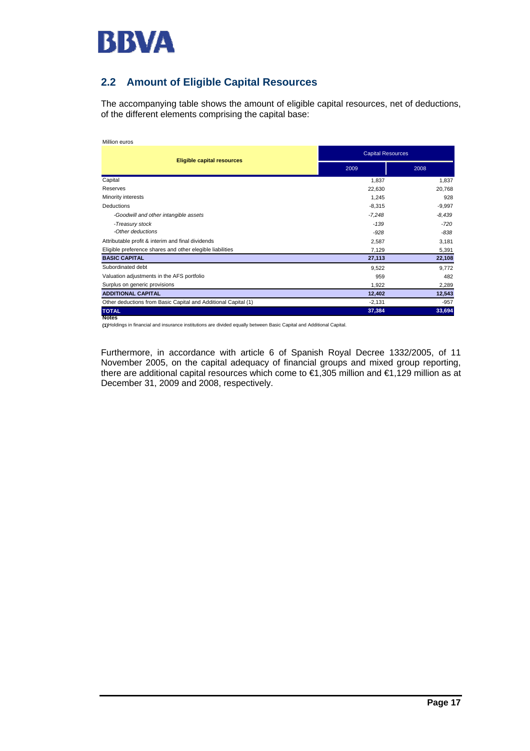## 2.2 Amount of Eligible Capital Resources

The accompanying table shows the amount of eligible capital resources, net of deductions, of the different elements comprising the capital base:

Million euros

| Eligible capital resources | Capital Resources | |
|---|---|---|
| | 2009 | 2008 |
| Capital | 1,837 | 1,837 |
| Reserves | 22,630 | 20,768 |
| Minority interests | 1,245 | 928 |
| Deductions | -8,315 | -9,997 |
| *-Goodwill and other intangible assets* | *-7,248* | *-8,439* |
| *-Treasury stock* | *-139* | *-720* |
| *-Other deductions* | *-928* | *-838* |
| Attributable profit & interim and final dividends | 2,587 | 3,181 |
| Eligible preference shares and other elegible liabilities | 7,129 | 5,391 |
| **BASIC CAPITAL** | **27,113** | **22,108** |
| Subordinated debt | 9,522 | 9,772 |
| Valuation adjustments in the AFS portfolio | 959 | 482 |
| Surplus on generic provisions | 1,922 | 2,289 |
| **ADDITIONAL CAPITAL** | **12,402** | **12,543** |
| Other deductions from Basic Capital and Additional Capital (1) | -2,131 | -957 |
| **TOTAL** | **37,384** | **33,694** |

**Notes**

**(1)**Holdings in financial and insurance institutions are divided equally between Basic Capital and Additional Capital.

Furthermore, in accordance with article 6 of Spanish Royal Decree 1332/2005, of 11 November 2005, on the capital adequacy of financial groups and mixed group reporting, there are additional capital resources which come to €1,305 million and €1,129 million as at December 31, 2009 and 2008, respectively.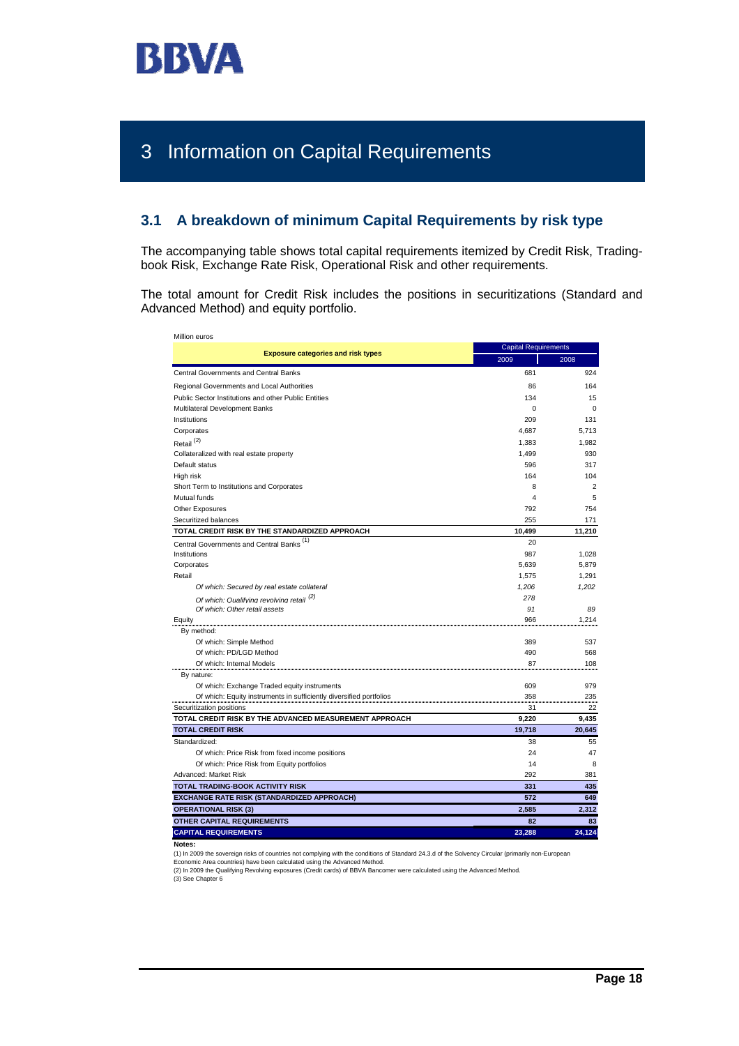# 3 Information on Capital Requirements

## 3.1 A breakdown of minimum Capital Requirements by risk type

The accompanying table shows total capital requirements itemized by Credit Risk, Trading-book Risk, Exchange Rate Risk, Operational Risk and other requirements.

The total amount for Credit Risk includes the positions in securitizations (Standard and Advanced Method) and equity portfolio.

Million euros

| Exposure categories and risk types | Capital Requirements | |
|---|---|---|
| | 2009 | 2008 |
| Central Governments and Central Banks | 681 | 924 |
| Regional Governments and Local Authorities | 86 | 164 |
| Public Sector Institutions and other Public Entities | 134 | 15 |
| Multilateral Development Banks | 0 | 0 |
| Institutions | 209 | 131 |
| Corporates | 4,687 | 5,713 |
| Retail [(2)] | 1,383 | 1,982 |
| Collateralized with real estate property | 1,499 | 930 |
| Default status | 596 | 317 |
| High risk | 164 | 104 |
| Short Term to Institutions and Corporates | 8 | 2 |
| Mutual funds | 4 | 5 |
| Other Exposures | 792 | 754 |
| Securitized balances | 255 | 171 |
| **TOTAL CREDIT RISK BY THE STANDARDIZED APPROACH** | **10,499** | **11,210** |
| Central Governments and Central Banks [(1)] | 20 | |
| Institutions | 987 | 1,028 |
| Corporates | 5,639 | 5,879 |
| Retail | 1,575 | 1,291 |
| *Of which: Secured by real estate collateral* | *1,206* | *1,202* |
| *Of which: Qualifying revolving retail [(2)]* | *278* | |
| *Of which: Other retail assets* | *91* | *89* |
| Equity | 966 | 1,214 |
| By method: | | |
| Of which: Simple Method | 389 | 537 |
| Of which: PD/LGD Method | 490 | 568 |
| Of which: Internal Models | 87 | 108 |
| By nature: | | |
| Of which: Exchange Traded equity instruments | 609 | 979 |
| Of which: Equity instruments in sufficiently diversified portfolios | 358 | 235 |
| Securitization positions | 31 | 22 |
| **TOTAL CREDIT RISK BY THE ADVANCED MEASUREMENT APPROACH** | **9,220** | **9,435** |
| **TOTAL CREDIT RISK** | **19,718** | **20,645** |
| Standardized: | 38 | 55 |
| Of which: Price Risk from fixed income positions | 24 | 47 |
| Of which: Price Risk from Equity portfolios | 14 | 8 |
| Advanced: Market Risk | 292 | 381 |
| **TOTAL TRADING-BOOK ACTIVITY RISK** | **331** | **435** |
| **EXCHANGE RATE RISK (STANDARDIZED APPROACH)** | **572** | **649** |
| **OPERATIONAL RISK (3)** | **2,585** | **2,312** |
| **OTHER CAPITAL REQUIREMENTS** | **82** | **83** |
| **CAPITAL REQUIREMENTS** | **23,288** | **24,124** |

**Notes:**

(1) In 2009 the sovereign risks of countries not complying with the conditions of Standard 24.3.d of the Solvency Circular (primarily non-European Economic Area countries) have been calculated using the Advanced Method.

(2) In 2009 the Qualifying Revolving exposures (Credit cards) of BBVA Bancomer were calculated using the Advanced Method.

(3) See Chapter 6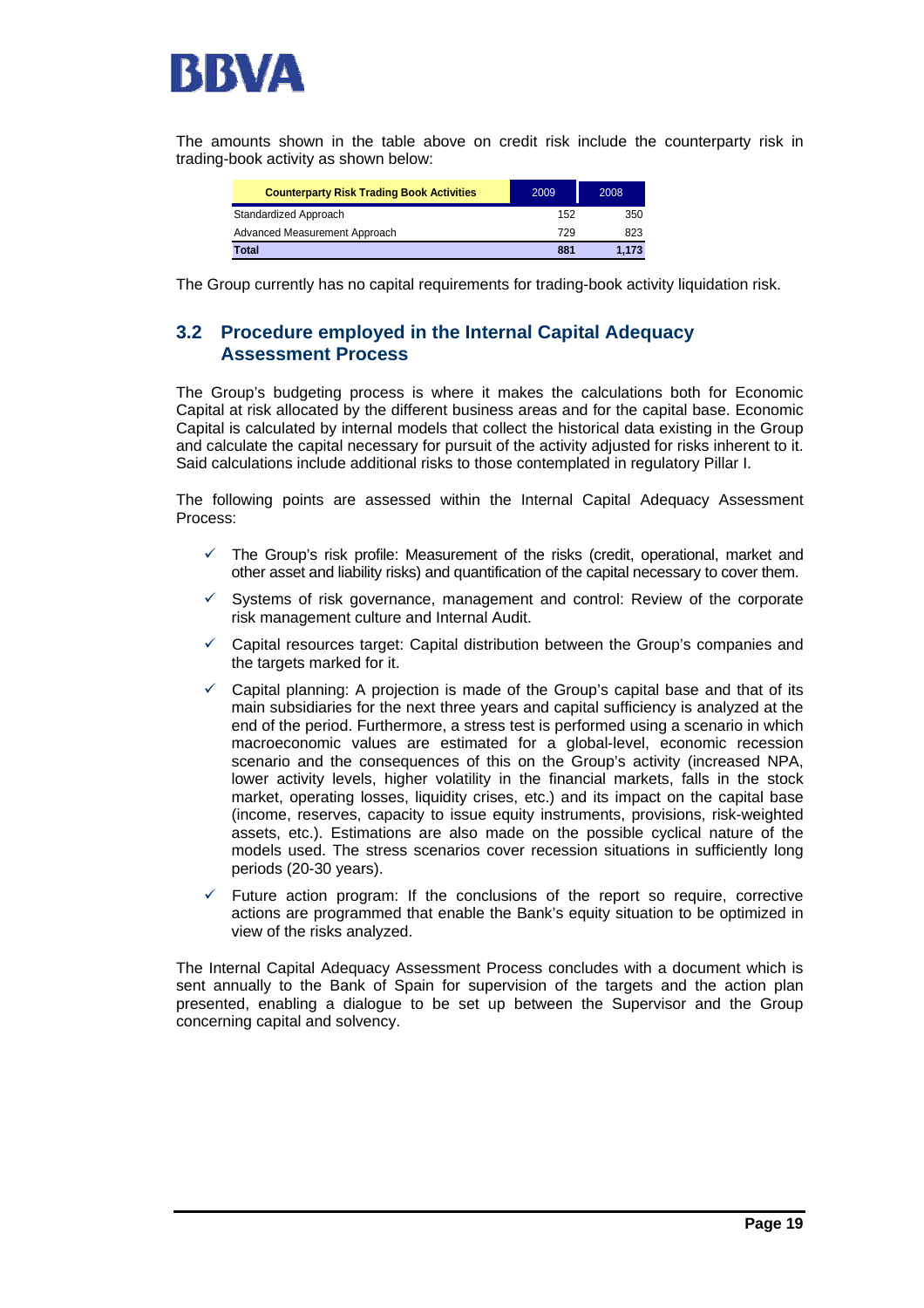The amounts shown in the table above on credit risk include the counterparty risk in trading-book activity as shown below:

| Counterparty Risk Trading Book Activities | 2009 | 2008 |
|---|---|---|
| Standardized Approach | 152 | 350 |
| Advanced Measurement Approach | 729 | 823 |
| **Total** | **881** | **1,173** |

The Group currently has no capital requirements for trading-book activity liquidation risk.

## 3.2 Procedure employed in the Internal Capital Adequacy Assessment Process

The Group's budgeting process is where it makes the calculations both for Economic Capital at risk allocated by the different business areas and for the capital base. Economic Capital is calculated by internal models that collect the historical data existing in the Group and calculate the capital necessary for pursuit of the activity adjusted for risks inherent to it. Said calculations include additional risks to those contemplated in regulatory Pillar I.

The following points are assessed within the Internal Capital Adequacy Assessment Process:

- ✓ The Group's risk profile: Measurement of the risks (credit, operational, market and other asset and liability risks) and quantification of the capital necessary to cover them.
- ✓ Systems of risk governance, management and control: Review of the corporate risk management culture and Internal Audit.
- ✓ Capital resources target: Capital distribution between the Group's companies and the targets marked for it.
- ✓ Capital planning: A projection is made of the Group's capital base and that of its main subsidiaries for the next three years and capital sufficiency is analyzed at the end of the period. Furthermore, a stress test is performed using a scenario in which macroeconomic values are estimated for a global-level, economic recession scenario and the consequences of this on the Group's activity (increased NPA, lower activity levels, higher volatility in the financial markets, falls in the stock market, operating losses, liquidity crises, etc.) and its impact on the capital base (income, reserves, capacity to issue equity instruments, provisions, risk-weighted assets, etc.). Estimations are also made on the possible cyclical nature of the models used. The stress scenarios cover recession situations in sufficiently long periods (20-30 years).
- ✓ Future action program: If the conclusions of the report so require, corrective actions are programmed that enable the Bank's equity situation to be optimized in view of the risks analyzed.

The Internal Capital Adequacy Assessment Process concludes with a document which is sent annually to the Bank of Spain for supervision of the targets and the action plan presented, enabling a dialogue to be set up between the Supervisor and the Group concerning capital and solvency.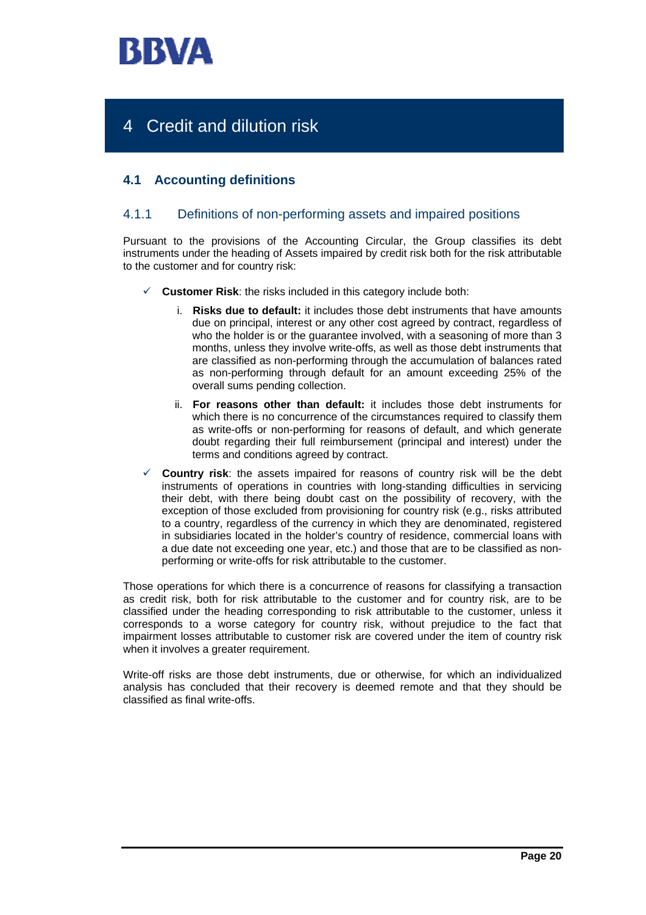# 4 Credit and dilution risk

## 4.1 Accounting definitions

### 4.1.1 Definitions of non-performing assets and impaired positions

Pursuant to the provisions of the Accounting Circular, the Group classifies its debt instruments under the heading of Assets impaired by credit risk both for the risk attributable to the customer and for country risk:

- ✓ **Customer Risk**: the risks included in this category include both:
  - i. **Risks due to default:** it includes those debt instruments that have amounts due on principal, interest or any other cost agreed by contract, regardless of who the holder is or the guarantee involved, with a seasoning of more than 3 months, unless they involve write-offs, as well as those debt instruments that are classified as non-performing through the accumulation of balances rated as non-performing through default for an amount exceeding 25% of the overall sums pending collection.
  - ii. **For reasons other than default:** it includes those debt instruments for which there is no concurrence of the circumstances required to classify them as write-offs or non-performing for reasons of default, and which generate doubt regarding their full reimbursement (principal and interest) under the terms and conditions agreed by contract.
- ✓ **Country risk**: the assets impaired for reasons of country risk will be the debt instruments of operations in countries with long-standing difficulties in servicing their debt, with there being doubt cast on the possibility of recovery, with the exception of those excluded from provisioning for country risk (e.g., risks attributed to a country, regardless of the currency in which they are denominated, registered in subsidiaries located in the holder's country of residence, commercial loans with a due date not exceeding one year, etc.) and those that are to be classified as non-performing or write-offs for risk attributable to the customer.

Those operations for which there is a concurrence of reasons for classifying a transaction as credit risk, both for risk attributable to the customer and for country risk, are to be classified under the heading corresponding to risk attributable to the customer, unless it corresponds to a worse category for country risk, without prejudice to the fact that impairment losses attributable to customer risk are covered under the item of country risk when it involves a greater requirement.

Write-off risks are those debt instruments, due or otherwise, for which an individualized analysis has concluded that their recovery is deemed remote and that they should be classified as final write-offs.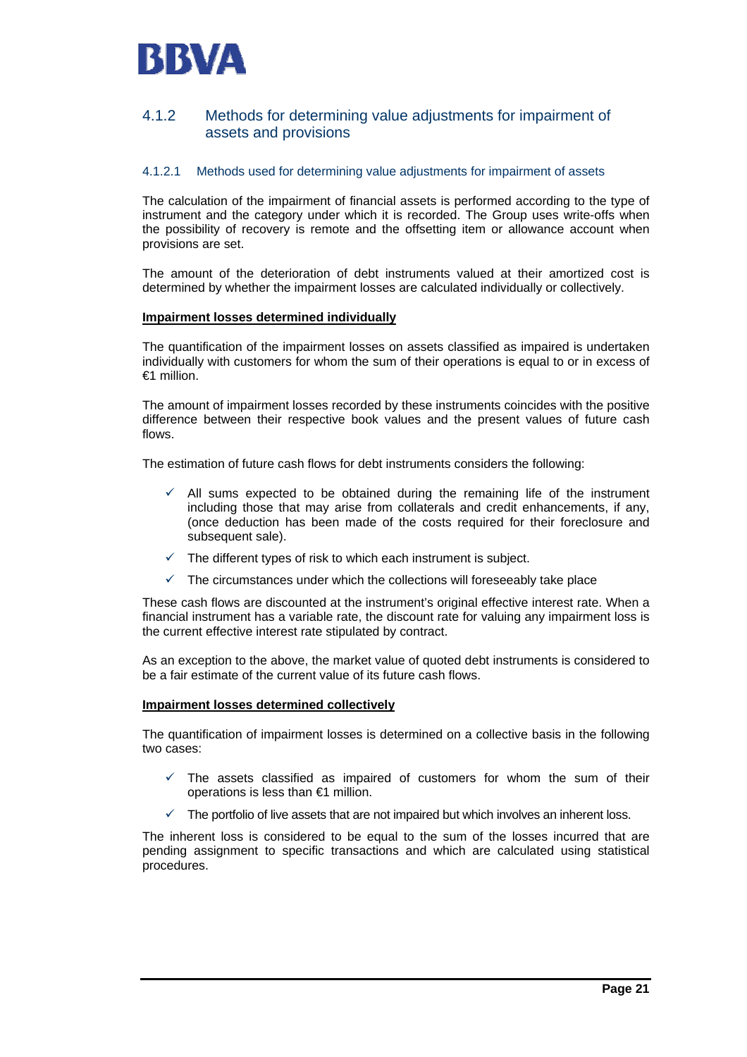### 4.1.2 Methods for determining value adjustments for impairment of assets and provisions

#### 4.1.2.1 Methods used for determining value adjustments for impairment of assets

The calculation of the impairment of financial assets is performed according to the type of instrument and the category under which it is recorded. The Group uses write-offs when the possibility of recovery is remote and the offsetting item or allowance account when provisions are set.

The amount of the deterioration of debt instruments valued at their amortized cost is determined by whether the impairment losses are calculated individually or collectively.

**Impairment losses determined individually**

The quantification of the impairment losses on assets classified as impaired is undertaken individually with customers for whom the sum of their operations is equal to or in excess of €1 million.

The amount of impairment losses recorded by these instruments coincides with the positive difference between their respective book values and the present values of future cash flows.

The estimation of future cash flows for debt instruments considers the following:

- ✓ All sums expected to be obtained during the remaining life of the instrument including those that may arise from collaterals and credit enhancements, if any, (once deduction has been made of the costs required for their foreclosure and subsequent sale).
- ✓ The different types of risk to which each instrument is subject.
- ✓ The circumstances under which the collections will foreseeably take place

These cash flows are discounted at the instrument's original effective interest rate. When a financial instrument has a variable rate, the discount rate for valuing any impairment loss is the current effective interest rate stipulated by contract.

As an exception to the above, the market value of quoted debt instruments is considered to be a fair estimate of the current value of its future cash flows.

**Impairment losses determined collectively**

The quantification of impairment losses is determined on a collective basis in the following two cases:

- ✓ The assets classified as impaired of customers for whom the sum of their operations is less than €1 million.
- ✓ The portfolio of live assets that are not impaired but which involves an inherent loss.

The inherent loss is considered to be equal to the sum of the losses incurred that are pending assignment to specific transactions and which are calculated using statistical procedures.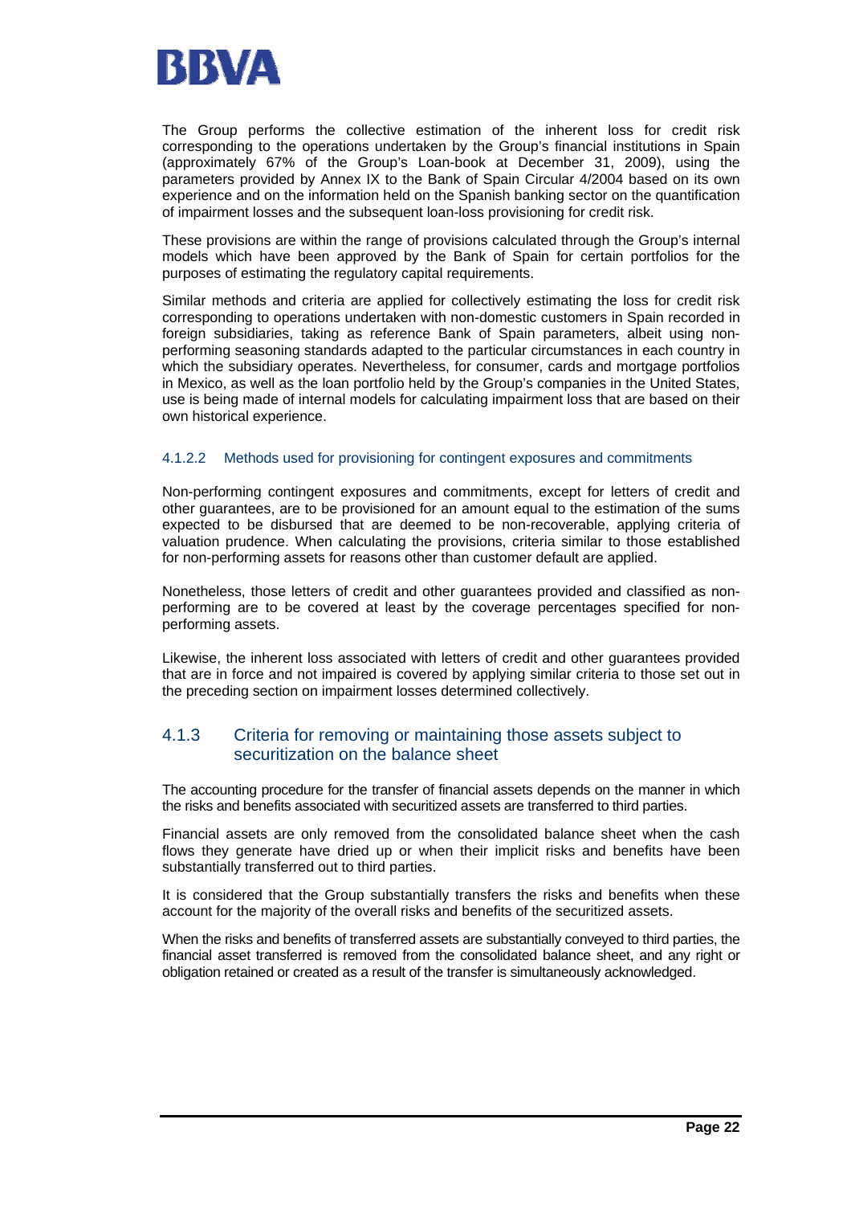The Group performs the collective estimation of the inherent loss for credit risk corresponding to the operations undertaken by the Group's financial institutions in Spain (approximately 67% of the Group's Loan-book at December 31, 2009), using the parameters provided by Annex IX to the Bank of Spain Circular 4/2004 based on its own experience and on the information held on the Spanish banking sector on the quantification of impairment losses and the subsequent loan-loss provisioning for credit risk.

These provisions are within the range of provisions calculated through the Group's internal models which have been approved by the Bank of Spain for certain portfolios for the purposes of estimating the regulatory capital requirements.

Similar methods and criteria are applied for collectively estimating the loss for credit risk corresponding to operations undertaken with non-domestic customers in Spain recorded in foreign subsidiaries, taking as reference Bank of Spain parameters, albeit using non-performing seasoning standards adapted to the particular circumstances in each country in which the subsidiary operates. Nevertheless, for consumer, cards and mortgage portfolios in Mexico, as well as the loan portfolio held by the Group's companies in the United States, use is being made of internal models for calculating impairment loss that are based on their own historical experience.

#### 4.1.2.2 Methods used for provisioning for contingent exposures and commitments

Non-performing contingent exposures and commitments, except for letters of credit and other guarantees, are to be provisioned for an amount equal to the estimation of the sums expected to be disbursed that are deemed to be non-recoverable, applying criteria of valuation prudence. When calculating the provisions, criteria similar to those established for non-performing assets for reasons other than customer default are applied.

Nonetheless, those letters of credit and other guarantees provided and classified as non-performing are to be covered at least by the coverage percentages specified for non-performing assets.

Likewise, the inherent loss associated with letters of credit and other guarantees provided that are in force and not impaired is covered by applying similar criteria to those set out in the preceding section on impairment losses determined collectively.

### 4.1.3 Criteria for removing or maintaining those assets subject to securitization on the balance sheet

The accounting procedure for the transfer of financial assets depends on the manner in which the risks and benefits associated with securitized assets are transferred to third parties.

Financial assets are only removed from the consolidated balance sheet when the cash flows they generate have dried up or when their implicit risks and benefits have been substantially transferred out to third parties.

It is considered that the Group substantially transfers the risks and benefits when these account for the majority of the overall risks and benefits of the securitized assets.

When the risks and benefits of transferred assets are substantially conveyed to third parties, the financial asset transferred is removed from the consolidated balance sheet, and any right or obligation retained or created as a result of the transfer is simultaneously acknowledged.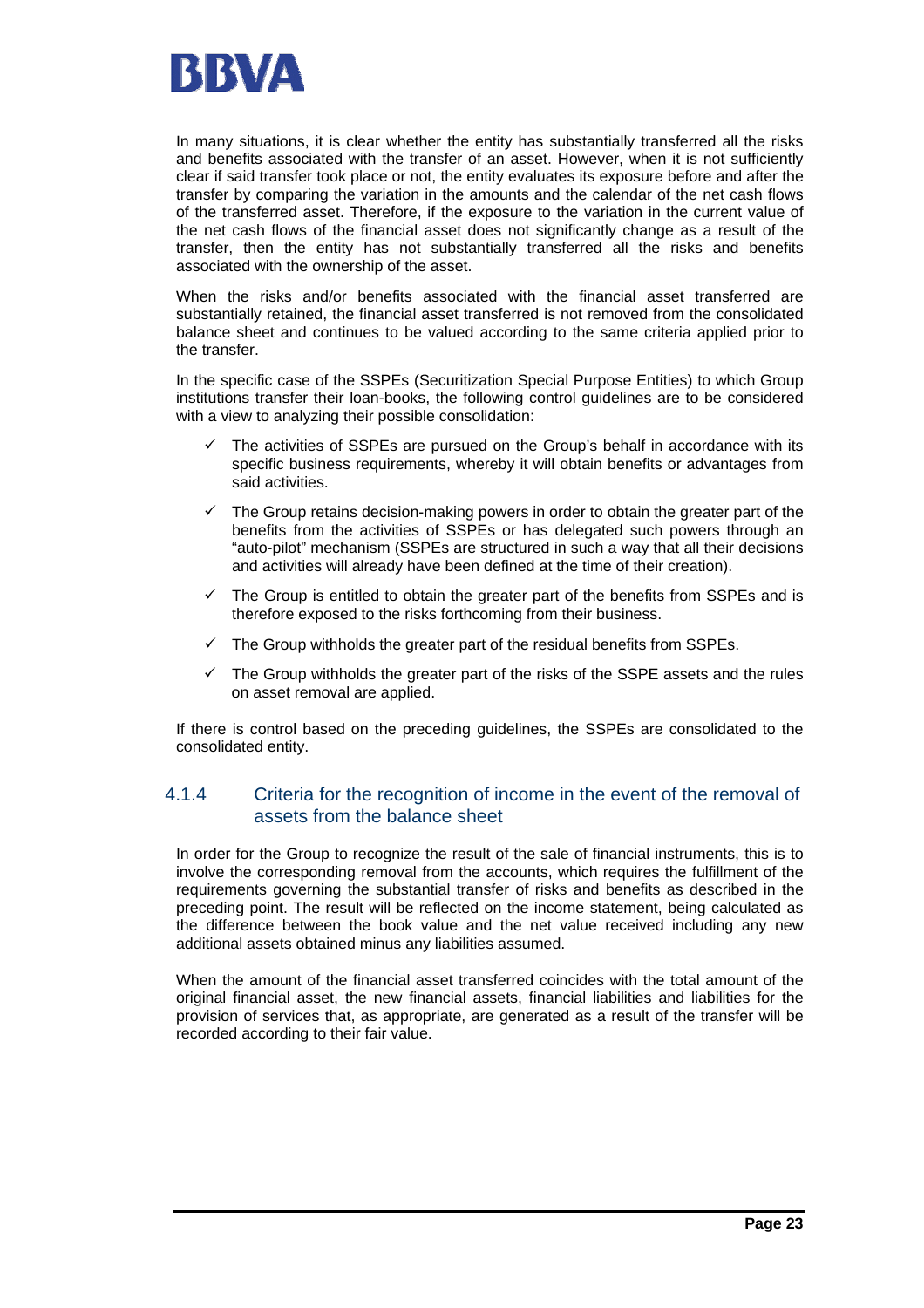In many situations, it is clear whether the entity has substantially transferred all the risks and benefits associated with the transfer of an asset. However, when it is not sufficiently clear if said transfer took place or not, the entity evaluates its exposure before and after the transfer by comparing the variation in the amounts and the calendar of the net cash flows of the transferred asset. Therefore, if the exposure to the variation in the current value of the net cash flows of the financial asset does not significantly change as a result of the transfer, then the entity has not substantially transferred all the risks and benefits associated with the ownership of the asset.

When the risks and/or benefits associated with the financial asset transferred are substantially retained, the financial asset transferred is not removed from the consolidated balance sheet and continues to be valued according to the same criteria applied prior to the transfer.

In the specific case of the SSPEs (Securitization Special Purpose Entities) to which Group institutions transfer their loan-books, the following control guidelines are to be considered with a view to analyzing their possible consolidation:

- ✓ The activities of SSPEs are pursued on the Group's behalf in accordance with its specific business requirements, whereby it will obtain benefits or advantages from said activities.
- ✓ The Group retains decision-making powers in order to obtain the greater part of the benefits from the activities of SSPEs or has delegated such powers through an "auto-pilot" mechanism (SSPEs are structured in such a way that all their decisions and activities will already have been defined at the time of their creation).
- ✓ The Group is entitled to obtain the greater part of the benefits from SSPEs and is therefore exposed to the risks forthcoming from their business.
- ✓ The Group withholds the greater part of the residual benefits from SSPEs.
- ✓ The Group withholds the greater part of the risks of the SSPE assets and the rules on asset removal are applied.

If there is control based on the preceding guidelines, the SSPEs are consolidated to the consolidated entity.

### 4.1.4 Criteria for the recognition of income in the event of the removal of assets from the balance sheet

In order for the Group to recognize the result of the sale of financial instruments, this is to involve the corresponding removal from the accounts, which requires the fulfillment of the requirements governing the substantial transfer of risks and benefits as described in the preceding point. The result will be reflected on the income statement, being calculated as the difference between the book value and the net value received including any new additional assets obtained minus any liabilities assumed.

When the amount of the financial asset transferred coincides with the total amount of the original financial asset, the new financial assets, financial liabilities and liabilities for the provision of services that, as appropriate, are generated as a result of the transfer will be recorded according to their fair value.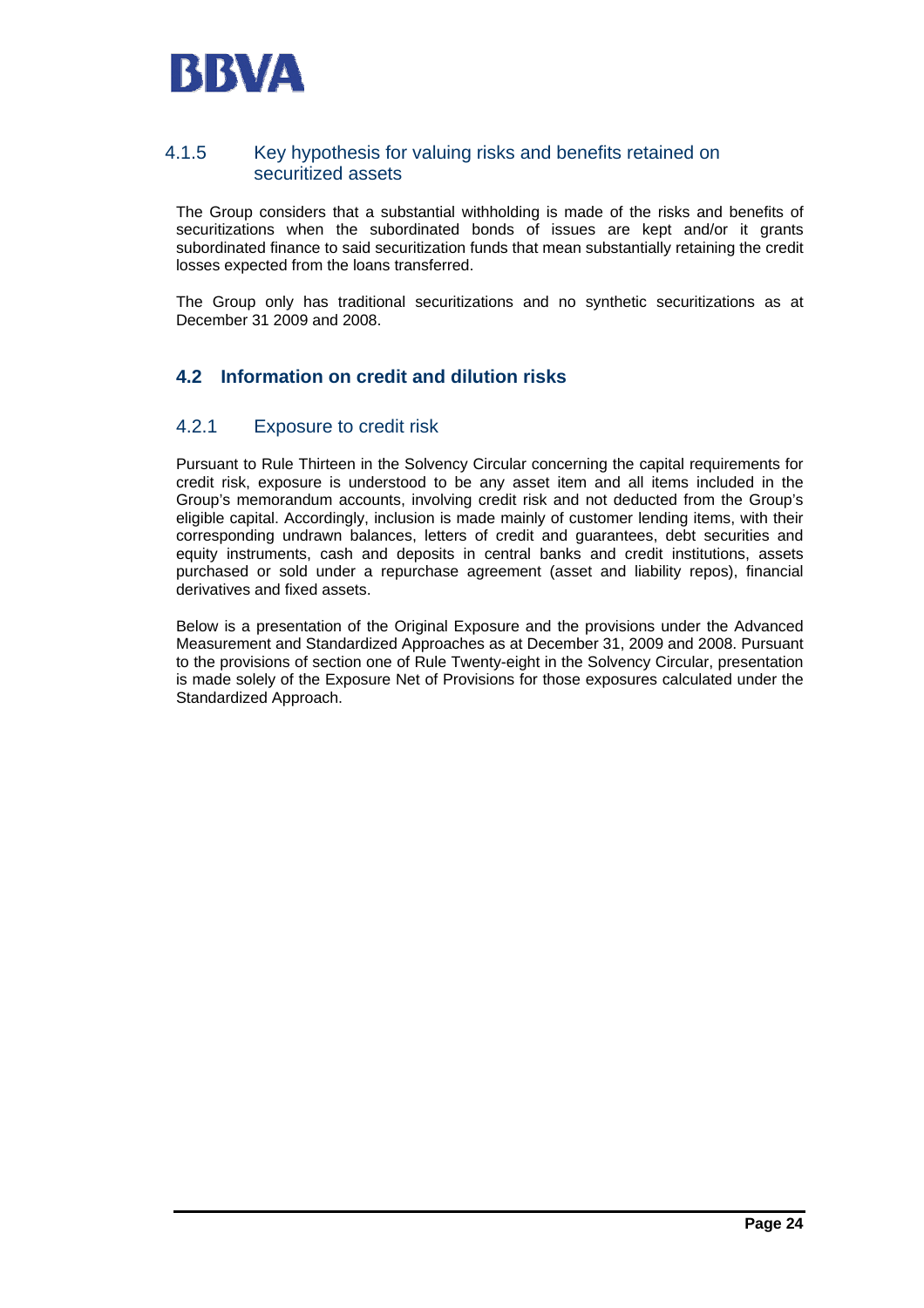### 4.1.5 Key hypothesis for valuing risks and benefits retained on securitized assets

The Group considers that a substantial withholding is made of the risks and benefits of securitizations when the subordinated bonds of issues are kept and/or it grants subordinated finance to said securitization funds that mean substantially retaining the credit losses expected from the loans transferred.

The Group only has traditional securitizations and no synthetic securitizations as at December 31 2009 and 2008.

## 4.2 Information on credit and dilution risks

### 4.2.1 Exposure to credit risk

Pursuant to Rule Thirteen in the Solvency Circular concerning the capital requirements for credit risk, exposure is understood to be any asset item and all items included in the Group's memorandum accounts, involving credit risk and not deducted from the Group's eligible capital. Accordingly, inclusion is made mainly of customer lending items, with their corresponding undrawn balances, letters of credit and guarantees, debt securities and equity instruments, cash and deposits in central banks and credit institutions, assets purchased or sold under a repurchase agreement (asset and liability repos), financial derivatives and fixed assets.

Below is a presentation of the Original Exposure and the provisions under the Advanced Measurement and Standardized Approaches as at December 31, 2009 and 2008. Pursuant to the provisions of section one of Rule Twenty-eight in the Solvency Circular, presentation is made solely of the Exposure Net of Provisions for those exposures calculated under the Standardized Approach.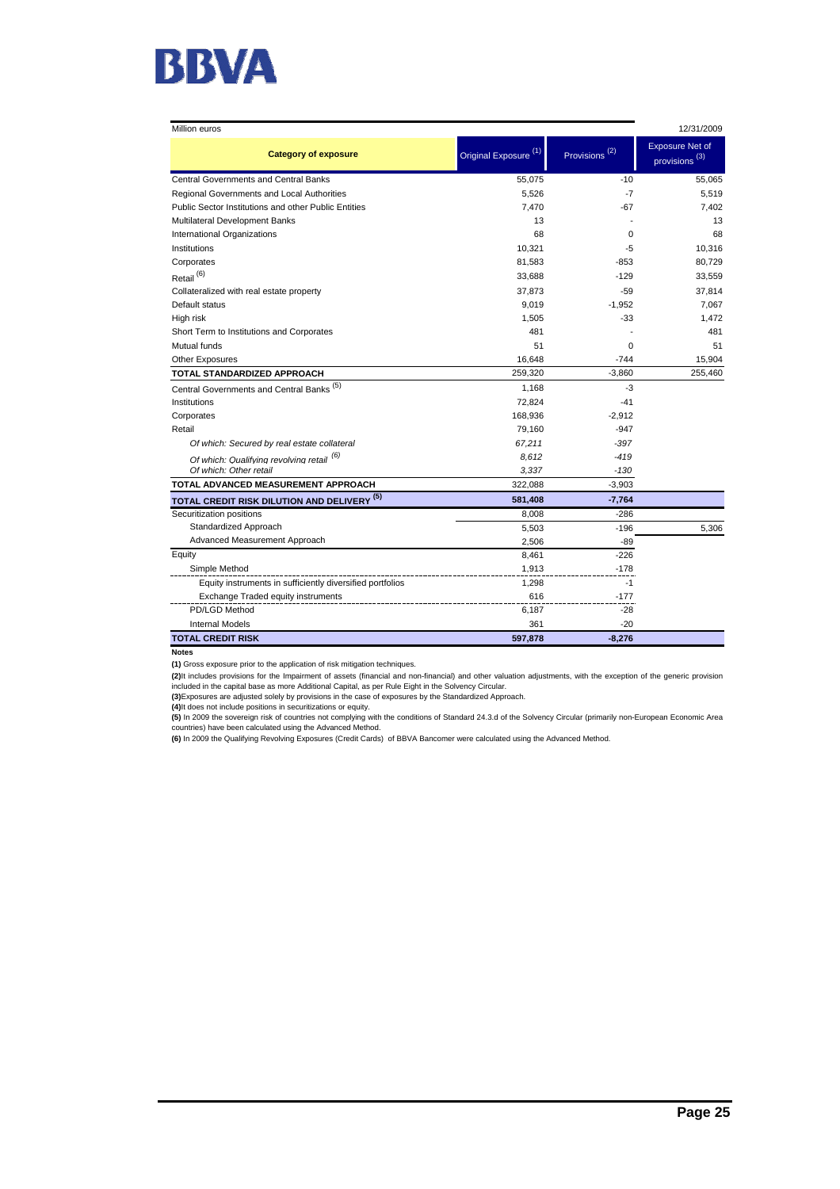| Million euros | | | 12/31/2009 |
|---|---|---|---|
| **Category of exposure** | Original Exposure [(1)] | Provisions [(2)] | Exposure Net of provisions [(3)] |
| Central Governments and Central Banks | 55,075 | -10 | 55,065 |
| Regional Governments and Local Authorities | 5,526 | -7 | 5,519 |
| Public Sector Institutions and other Public Entities | 7,470 | -67 | 7,402 |
| Multilateral Development Banks | 13 | - | 13 |
| International Organizations | 68 | 0 | 68 |
| Institutions | 10,321 | -5 | 10,316 |
| Corporates | 81,583 | -853 | 80,729 |
| Retail [(6)] | 33,688 | -129 | 33,559 |
| Collateralized with real estate property | 37,873 | -59 | 37,814 |
| Default status | 9,019 | -1,952 | 7,067 |
| High risk | 1,505 | -33 | 1,472 |
| Short Term to Institutions and Corporates | 481 | - | 481 |
| Mutual funds | 51 | 0 | 51 |
| Other Exposures | 16,648 | -744 | 15,904 |
| **TOTAL STANDARDIZED APPROACH** | 259,320 | -3,860 | 255,460 |
| Central Governments and Central Banks [(5)] | 1,168 | -3 | |
| Institutions | 72,824 | -41 | |
| Corporates | 168,936 | -2,912 | |
| Retail | 79,160 | -947 | |
| *Of which: Secured by real estate collateral* | *67,211* | *-397* | |
| *Of which: Qualifying revolving retail* [(6)] | *8,612* | *-419* | |
| *Of which: Other retail* | *3,337* | *-130* | |
| **TOTAL ADVANCED MEASUREMENT APPROACH** | 322,088 | -3,903 | |
| **TOTAL CREDIT RISK DILUTION AND DELIVERY [(5)]** | **581,408** | **-7,764** | |
| Securitization positions | 8,008 | -286 | |
| Standardized Approach | 5,503 | -196 | 5,306 |
| Advanced Measurement Approach | 2,506 | -89 | |
| Equity | 8,461 | -226 | |
| Simple Method | 1,913 | -178 | |
| Equity instruments in sufficiently diversified portfolios | 1,298 | -1 | |
| Exchange Traded equity instruments | 616 | -177 | |
| PD/LGD Method | 6,187 | -28 | |
| Internal Models | 361 | -20 | |
| **TOTAL CREDIT RISK** | **597,878** | **-8,276** | |

**Notes**

**(1)** Gross exposure prior to the application of risk mitigation techniques.

**(2)** It includes provisions for the Impairment of assets (financial and non-financial) and other valuation adjustments, with the exception of the generic provision included in the capital base as more Additional Capital, as per Rule Eight in the Solvency Circular.

**(3)** Exposures are adjusted solely by provisions in the case of exposures by the Standardized Approach.

**(4)** It does not include positions in securitizations or equity.

**(5)** In 2009 the sovereign risk of countries not complying with the conditions of Standard 24.3.d of the Solvency Circular (primarily non-European Economic Area countries) have been calculated using the Advanced Method.

**(6)** In 2009 the Qualifying Revolving Exposures (Credit Cards) of BBVA Bancomer were calculated using the Advanced Method.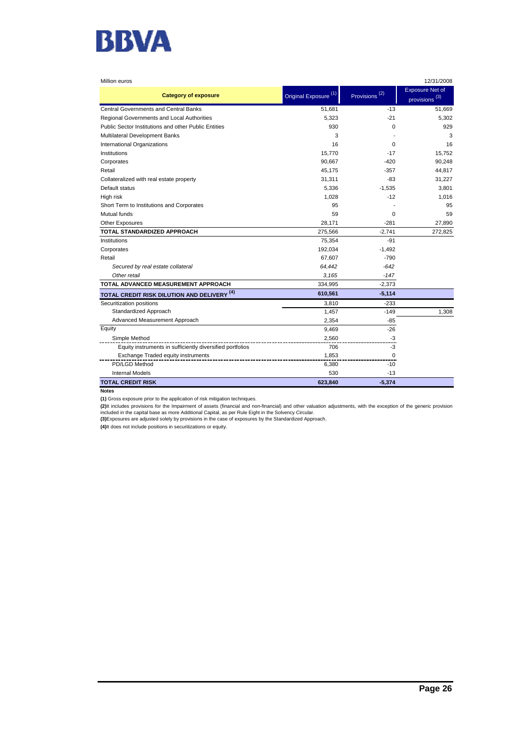Million euros 12/31/2008

| Category of exposure | Original Exposure (1) | Provisions (2) | Exposure Net of provisions (3) |
|---|---|---|---|
| Central Governments and Central Banks | 51,681 | -13 | 51,669 |
| Regional Governments and Local Authorities | 5,323 | -21 | 5,302 |
| Public Sector Institutions and other Public Entities | 930 | 0 | 929 |
| Multilateral Development Banks | 3 | - | 3 |
| International Organizations | 16 | 0 | 16 |
| Institutions | 15,770 | -17 | 15,752 |
| Corporates | 90,667 | -420 | 90,248 |
| Retail | 45,175 | -357 | 44,817 |
| Collateralized with real estate property | 31,311 | -83 | 31,227 |
| Default status | 5,336 | -1,535 | 3,801 |
| High risk | 1,028 | -12 | 1,016 |
| Short Term to Institutions and Corporates | 95 | - | 95 |
| Mutual funds | 59 | 0 | 59 |
| Other Exposures | 28,171 | -281 | 27,890 |
| **TOTAL STANDARDIZED APPROACH** | 275,566 | -2,741 | 272,825 |
| Institutions | 75,354 | -91 | |
| Corporates | 192,034 | -1,492 | |
| Retail | 67,607 | -790 | |
| *Secured by real estate collateral* | *64,442* | *-642* | |
| *Other retail* | *3,165* | *-147* | |
| **TOTAL ADVANCED MEASUREMENT APPROACH** | 334,995 | -2,373 | |
| **TOTAL CREDIT RISK DILUTION AND DELIVERY (4)** | **610,561** | **-5,114** | |
| Securitization positions | 3,810 | -233 | |
| Standardized Approach | 1,457 | -149 | 1,308 |
| Advanced Measurement Approach | 2,354 | -85 | |
| Equity | 9,469 | -26 | |
| Simple Method | 2,560 | -3 | |
| Equity instruments in sufficiently diversified portfolios | 706 | -3 | |
| Exchange Traded equity instruments | 1,853 | 0 | |
| PD/LGD Method | 6,380 | -10 | |
| Internal Models | 530 | -13 | |
| **TOTAL CREDIT RISK** | **623,840** | **-5,374** | |

**Notes**

**(1)** Gross exposure prior to the application of risk mitigation techniques.

**(2)** It includes provisions for the Impairment of assets (financial and non-financial) and other valuation adjustments, with the exception of the generic provision included in the capital base as more Additional Capital, as per Rule Eight in the Solvency Circular.

**(3)** Exposures are adjusted solely by provisions in the case of exposures by the Standardized Approach.

**(4)** It does not include positions in securitizations or equity.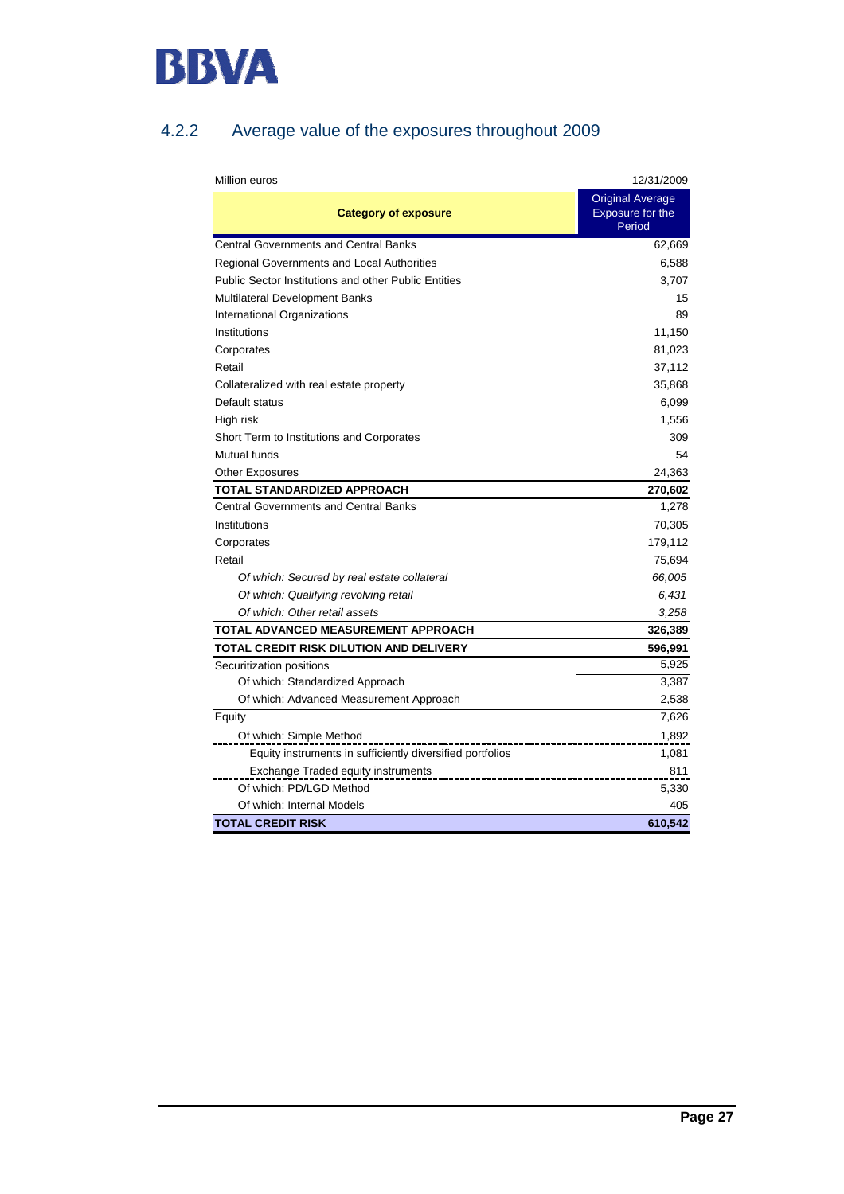## 4.2.2 Average value of the exposures throughout 2009

| Million euros | 12/31/2009 |
|---|---|
| **Category of exposure** | Original Average Exposure for the Period |
| Central Governments and Central Banks | 62,669 |
| Regional Governments and Local Authorities | 6,588 |
| Public Sector Institutions and other Public Entities | 3,707 |
| Multilateral Development Banks | 15 |
| International Organizations | 89 |
| Institutions | 11,150 |
| Corporates | 81,023 |
| Retail | 37,112 |
| Collateralized with real estate property | 35,868 |
| Default status | 6,099 |
| High risk | 1,556 |
| Short Term to Institutions and Corporates | 309 |
| Mutual funds | 54 |
| Other Exposures | 24,363 |
| **TOTAL STANDARDIZED APPROACH** | **270,602** |
| Central Governments and Central Banks | 1,278 |
| Institutions | 70,305 |
| Corporates | 179,112 |
| Retail | 75,694 |
| *Of which: Secured by real estate collateral* | *66,005* |
| *Of which: Qualifying revolving retail* | *6,431* |
| *Of which: Other retail assets* | *3,258* |
| **TOTAL ADVANCED MEASUREMENT APPROACH** | **326,389** |
| **TOTAL CREDIT RISK DILUTION AND DELIVERY** | **596,991** |
| Securitization positions | 5,925 |
| Of which: Standardized Approach | 3,387 |
| Of which: Advanced Measurement Approach | 2,538 |
| Equity | 7,626 |
| Of which: Simple Method | 1,892 |
| Equity instruments in sufficiently diversified portfolios | 1,081 |
| Exchange Traded equity instruments | 811 |
| Of which: PD/LGD Method | 5,330 |
| Of which: Internal Models | 405 |
| **TOTAL CREDIT RISK** | **610,542** |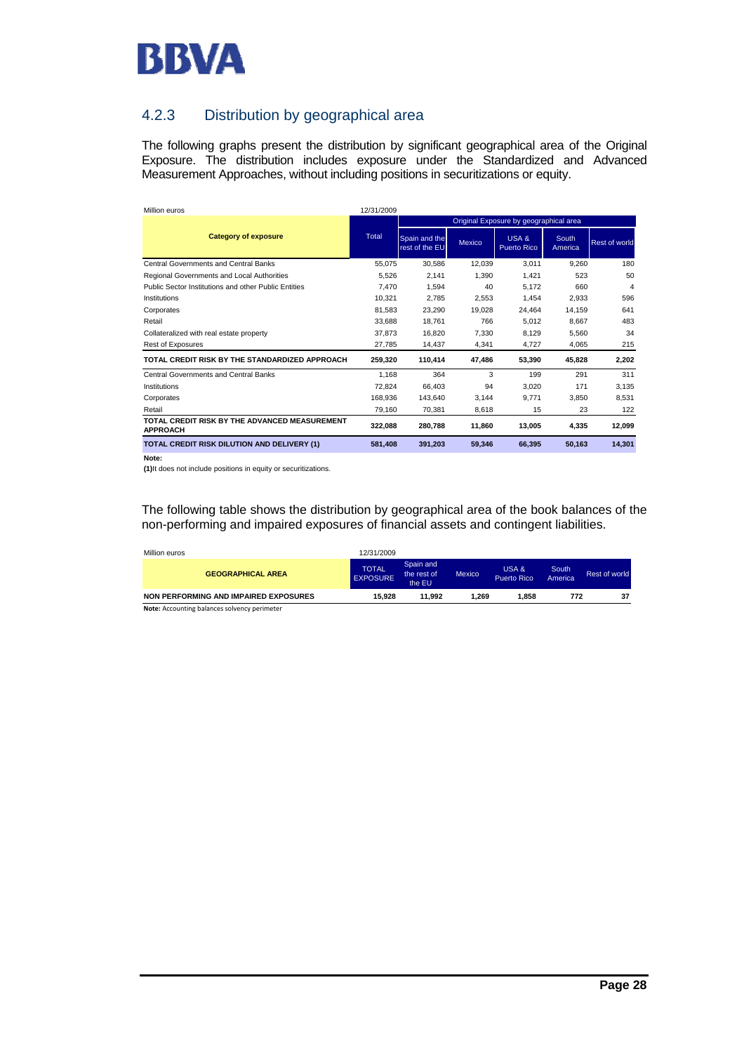## 4.2.3 Distribution by geographical area

The following graphs present the distribution by significant geographical area of the Original Exposure. The distribution includes exposure under the Standardized and Advanced Measurement Approaches, without including positions in securitizations or equity.

Million euros 12/31/2009

| Category of exposure | Total | Original Exposure by geographical area | | | | |
|---|---|---|---|---|---|---|
| | | Spain and the rest of the EU | Mexico | USA & Puerto Rico | South America | Rest of world |
| Central Governments and Central Banks | 55,075 | 30,586 | 12,039 | 3,011 | 9,260 | 180 |
| Regional Governments and Local Authorities | 5,526 | 2,141 | 1,390 | 1,421 | 523 | 50 |
| Public Sector Institutions and other Public Entities | 7,470 | 1,594 | 40 | 5,172 | 660 | 4 |
| Institutions | 10,321 | 2,785 | 2,553 | 1,454 | 2,933 | 596 |
| Corporates | 81,583 | 23,290 | 19,028 | 24,464 | 14,159 | 641 |
| Retail | 33,688 | 18,761 | 766 | 5,012 | 8,667 | 483 |
| Collateralized with real estate property | 37,873 | 16,820 | 7,330 | 8,129 | 5,560 | 34 |
| Rest of Exposures | 27,785 | 14,437 | 4,341 | 4,727 | 4,065 | 215 |
| **TOTAL CREDIT RISK BY THE STANDARDIZED APPROACH** | **259,320** | **110,414** | **47,486** | **53,390** | **45,828** | **2,202** |
| Central Governments and Central Banks | 1,168 | 364 | 3 | 199 | 291 | 311 |
| Institutions | 72,824 | 66,403 | 94 | 3,020 | 171 | 3,135 |
| Corporates | 168,936 | 143,640 | 3,144 | 9,771 | 3,850 | 8,531 |
| Retail | 79,160 | 70,381 | 8,618 | 15 | 23 | 122 |
| **TOTAL CREDIT RISK BY THE ADVANCED MEASUREMENT APPROACH** | **322,088** | **280,788** | **11,860** | **13,005** | **4,335** | **12,099** |
| **TOTAL CREDIT RISK DILUTION AND DELIVERY (1)** | **581,408** | **391,203** | **59,346** | **66,395** | **50,163** | **14,301** |

**Note:**

**(1)** It does not include positions in equity or securitizations.

The following table shows the distribution by geographical area of the book balances of the non-performing and impaired exposures of financial assets and contingent liabilities.

Million euros 12/31/2009

| GEOGRAPHICAL AREA | TOTAL EXPOSURE | Spain and the rest of the EU | Mexico | USA & Puerto Rico | South America | Rest of world |
|---|---|---|---|---|---|---|
| **NON PERFORMING AND IMPAIRED EXPOSURES** | **15,928** | **11,992** | **1,269** | **1,858** | **772** | **37** |

**Note:** Accounting balances solvency perimeter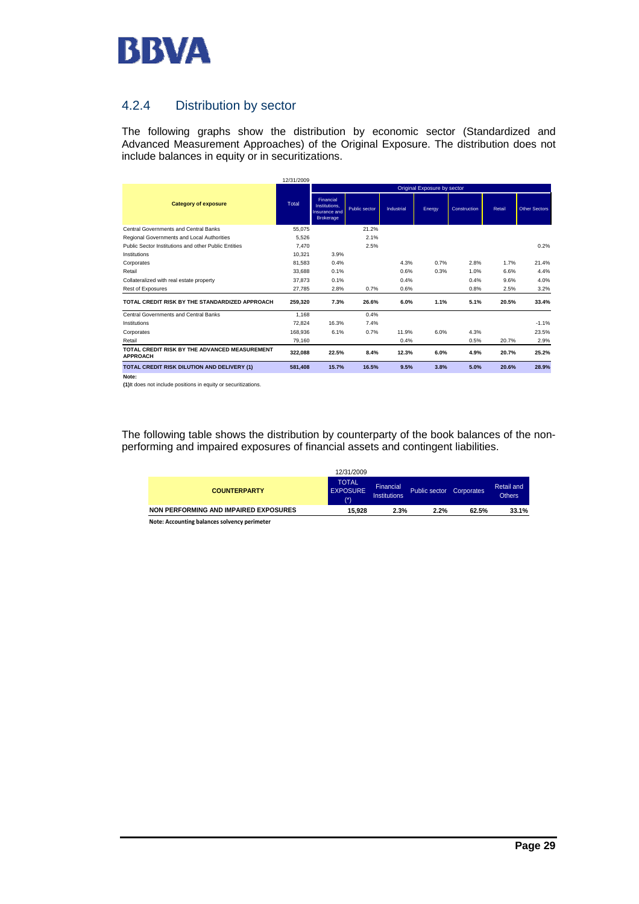## 4.2.4 Distribution by sector

The following graphs show the distribution by economic sector (Standardized and Advanced Measurement Approaches) of the Original Exposure. The distribution does not include balances in equity or in securitizations.

| Category of exposure | 12/31/2009 Total | Original Exposure by sector: Financial Institutions, Insurance and Brokerage | Public sector | Industrial | Energy | Construction | Retail | Other Sectors |
|---|---|---|---|---|---|---|---|---|
| Central Governments and Central Banks | 55,075 | | 21.2% | | | | | |
| Regional Governments and Local Authorities | 5,526 | | 2.1% | | | | | |
| Public Sector Institutions and other Public Entities | 7,470 | | 2.5% | | | | | 0.2% |
| Institutions | 10,321 | 3.9% | | | | | | |
| Corporates | 81,583 | 0.4% | | 4.3% | 0.7% | 2.8% | 1.7% | 21.4% |
| Retail | 33,688 | 0.1% | | 0.6% | 0.3% | 1.0% | 6.6% | 4.4% |
| Collateralized with real estate property | 37,873 | 0.1% | | 0.4% | | 0.4% | 9.6% | 4.0% |
| Rest of Exposures | 27,785 | 2.8% | 0.7% | 0.6% | | 0.8% | 2.5% | 3.2% |
| **TOTAL CREDIT RISK BY THE STANDARDIZED APPROACH** | **259,320** | **7.3%** | **26.6%** | **6.0%** | **1.1%** | **5.1%** | **20.5%** | **33.4%** |
| Central Governments and Central Banks | 1,168 | | 0.4% | | | | | |
| Institutions | 72,824 | 16.3% | 7.4% | | | | | -1.1% |
| Corporates | 168,936 | 6.1% | 0.7% | 11.9% | 6.0% | 4.3% | | 23.5% |
| Retail | 79,160 | | | 0.4% | | 0.5% | 20.7% | 2.9% |
| **TOTAL CREDIT RISK BY THE ADVANCED MEASUREMENT APPROACH** | **322,088** | **22.5%** | **8.4%** | **12.3%** | **6.0%** | **4.9%** | **20.7%** | **25.2%** |
| **TOTAL CREDIT RISK DILUTION AND DELIVERY (1)** | **581,408** | **15.7%** | **16.5%** | **9.5%** | **3.8%** | **5.0%** | **20.6%** | **28.9%** |

**Note:**
**(1)** It does not include positions in equity or securitizations.

The following table shows the distribution by counterparty of the book balances of the non-performing and impaired exposures of financial assets and contingent liabilities.

| COUNTERPARTY | 12/31/2009 TOTAL EXPOSURE (*) | Financial Institutions | Public sector | Corporates | Retail and Others |
|---|---|---|---|---|---|
| **NON PERFORMING AND IMPAIRED EXPOSURES** | **15,928** | **2.3%** | **2.2%** | **62.5%** | **33.1%** |

**Note: Accounting balances solvency perimeter**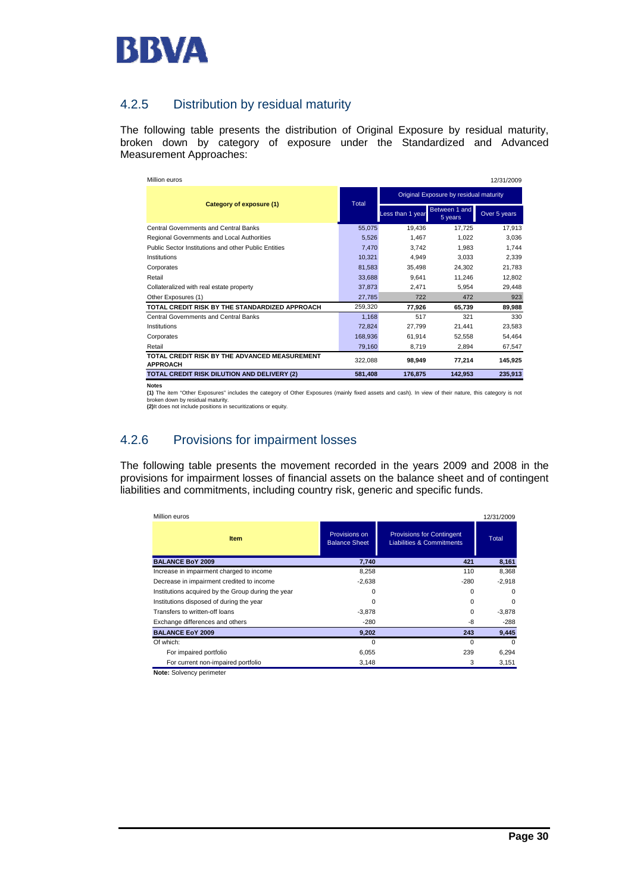## 4.2.5 Distribution by residual maturity

The following table presents the distribution of Original Exposure by residual maturity, broken down by category of exposure under the Standardized and Advanced Measurement Approaches:

Million euros — 12/31/2009

| Category of exposure (1) | Total | Original Exposure by residual maturity | | |
|---|---|---|---|---|
| | | Less than 1 year | Between 1 and 5 years | Over 5 years |
| Central Governments and Central Banks | 55,075 | 19,436 | 17,725 | 17,913 |
| Regional Governments and Local Authorities | 5,526 | 1,467 | 1,022 | 3,036 |
| Public Sector Institutions and other Public Entities | 7,470 | 3,742 | 1,983 | 1,744 |
| Institutions | 10,321 | 4,949 | 3,033 | 2,339 |
| Corporates | 81,583 | 35,498 | 24,302 | 21,783 |
| Retail | 33,688 | 9,641 | 11,246 | 12,802 |
| Collateralized with real estate property | 37,873 | 2,471 | 5,954 | 29,448 |
| Other Exposures (1) | 27,785 | 722 | 472 | 923 |
| **TOTAL CREDIT RISK BY THE STANDARDIZED APPROACH** | 259,320 | **77,926** | **65,739** | **89,988** |
| Central Governments and Central Banks | 1,168 | 517 | 321 | 330 |
| Institutions | 72,824 | 27,799 | 21,441 | 23,583 |
| Corporates | 168,936 | 61,914 | 52,558 | 54,464 |
| Retail | 79,160 | 8,719 | 2,894 | 67,547 |
| **TOTAL CREDIT RISK BY THE ADVANCED MEASUREMENT APPROACH** | 322,088 | **98,949** | **77,214** | **145,925** |
| **TOTAL CREDIT RISK DILUTION AND DELIVERY (2)** | **581,408** | **176,875** | **142,953** | **235,913** |

**Notes**
**(1)** The item "Other Exposures" includes the category of Other Exposures (mainly fixed assets and cash). In view of their nature, this category is not broken down by residual maturity.
**(2)** It does not include positions in securitizations or equity.

## 4.2.6 Provisions for impairment losses

The following table presents the movement recorded in the years 2009 and 2008 in the provisions for impairment losses of financial assets on the balance sheet and of contingent liabilities and commitments, including country risk, generic and specific funds.

Million euros — 12/31/2009

| Item | Provisions on Balance Sheet | Provisions for Contingent Liabilities & Commitments | Total |
|---|---|---|---|
| **BALANCE BoY 2009** | **7,740** | **421** | **8,161** |
| Increase in impairment charged to income | 8,258 | 110 | 8,368 |
| Decrease in impairment credited to income | -2,638 | -280 | -2,918 |
| Institutions acquired by the Group during the year | 0 | 0 | 0 |
| Institutions disposed of during the year | 0 | 0 | 0 |
| Transfers to written-off loans | -3,878 | 0 | -3,878 |
| Exchange differences and others | -280 | -8 | -288 |
| **BALANCE EoY 2009** | **9,202** | **243** | **9,445** |
| Of which: | 0 | 0 | 0 |
| For impaired portfolio | 6,055 | 239 | 6,294 |
| For current non-impaired portfolio | 3,148 | 3 | 3,151 |

**Note:** Solvency perimeter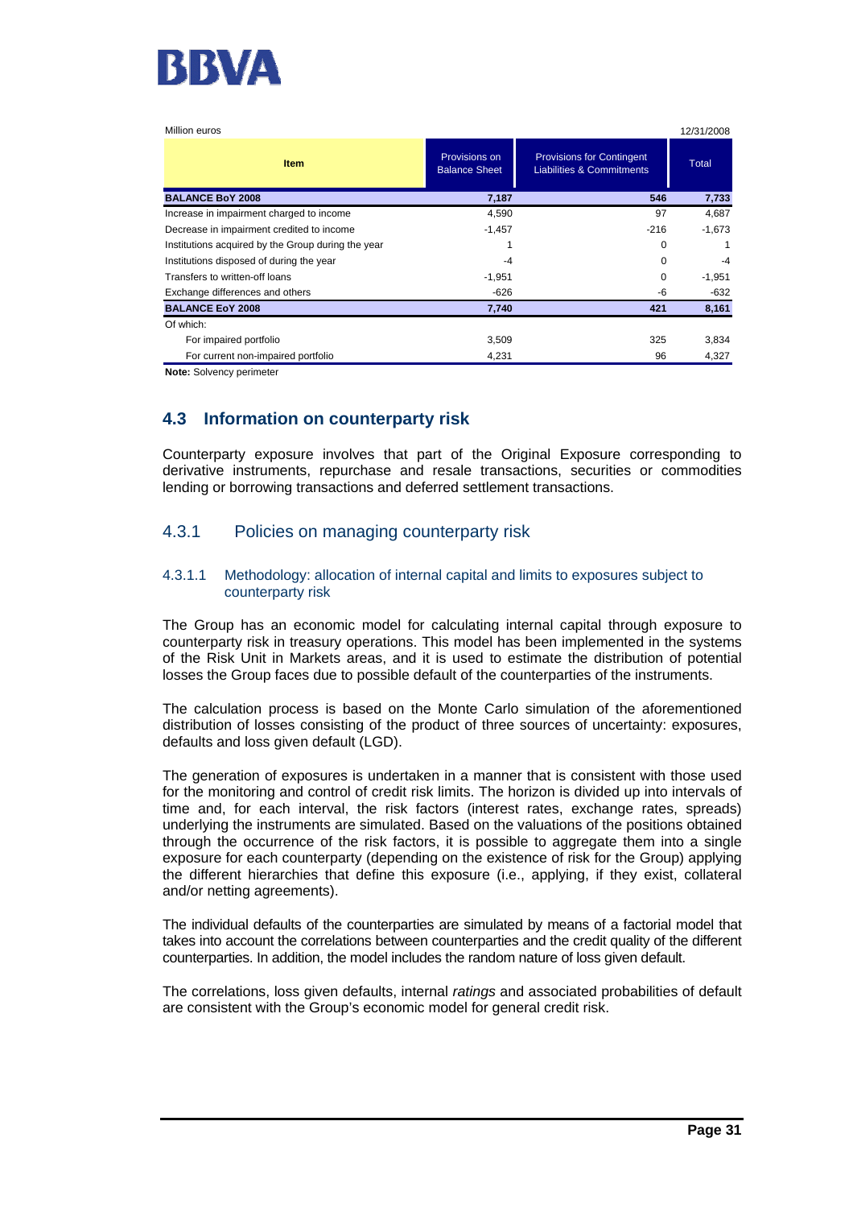Million euros 12/31/2008

| Item | Provisions on Balance Sheet | Provisions for Contingent Liabilities & Commitments | Total |
|---|---|---|---|
| **BALANCE BoY 2008** | **7,187** | **546** | **7,733** |
| Increase in impairment charged to income | 4,590 | 97 | 4,687 |
| Decrease in impairment credited to income | -1,457 | -216 | -1,673 |
| Institutions acquired by the Group during the year | 1 | 0 | 1 |
| Institutions disposed of during the year | -4 | 0 | -4 |
| Transfers to written-off loans | -1,951 | 0 | -1,951 |
| Exchange differences and others | -626 | -6 | -632 |
| **BALANCE EoY 2008** | **7,740** | **421** | **8,161** |
| Of which: | | | |
| For impaired portfolio | 3,509 | 325 | 3,834 |
| For current non-impaired portfolio | 4,231 | 96 | 4,327 |

**Note:** Solvency perimeter

## 4.3 Information on counterparty risk

Counterparty exposure involves that part of the Original Exposure corresponding to derivative instruments, repurchase and resale transactions, securities or commodities lending or borrowing transactions and deferred settlement transactions.

### 4.3.1 Policies on managing counterparty risk

#### 4.3.1.1 Methodology: allocation of internal capital and limits to exposures subject to counterparty risk

The Group has an economic model for calculating internal capital through exposure to counterparty risk in treasury operations. This model has been implemented in the systems of the Risk Unit in Markets areas, and it is used to estimate the distribution of potential losses the Group faces due to possible default of the counterparties of the instruments.

The calculation process is based on the Monte Carlo simulation of the aforementioned distribution of losses consisting of the product of three sources of uncertainty: exposures, defaults and loss given default (LGD).

The generation of exposures is undertaken in a manner that is consistent with those used for the monitoring and control of credit risk limits. The horizon is divided up into intervals of time and, for each interval, the risk factors (interest rates, exchange rates, spreads) underlying the instruments are simulated. Based on the valuations of the positions obtained through the occurrence of the risk factors, it is possible to aggregate them into a single exposure for each counterparty (depending on the existence of risk for the Group) applying the different hierarchies that define this exposure (i.e., applying, if they exist, collateral and/or netting agreements).

The individual defaults of the counterparties are simulated by means of a factorial model that takes into account the correlations between counterparties and the credit quality of the different counterparties. In addition, the model includes the random nature of loss given default.

The correlations, loss given defaults, internal *ratings* and associated probabilities of default are consistent with the Group's economic model for general credit risk.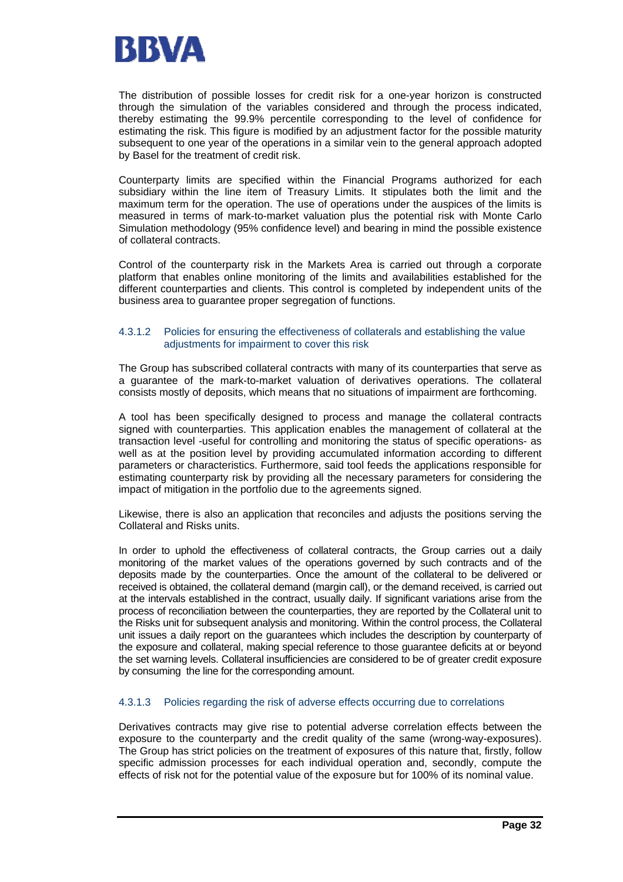The distribution of possible losses for credit risk for a one-year horizon is constructed through the simulation of the variables considered and through the process indicated, thereby estimating the 99.9% percentile corresponding to the level of confidence for estimating the risk. This figure is modified by an adjustment factor for the possible maturity subsequent to one year of the operations in a similar vein to the general approach adopted by Basel for the treatment of credit risk.

Counterparty limits are specified within the Financial Programs authorized for each subsidiary within the line item of Treasury Limits. It stipulates both the limit and the maximum term for the operation. The use of operations under the auspices of the limits is measured in terms of mark-to-market valuation plus the potential risk with Monte Carlo Simulation methodology (95% confidence level) and bearing in mind the possible existence of collateral contracts.

Control of the counterparty risk in the Markets Area is carried out through a corporate platform that enables online monitoring of the limits and availabilities established for the different counterparties and clients. This control is completed by independent units of the business area to guarantee proper segregation of functions.

#### 4.3.1.2 Policies for ensuring the effectiveness of collaterals and establishing the value adjustments for impairment to cover this risk

The Group has subscribed collateral contracts with many of its counterparties that serve as a guarantee of the mark-to-market valuation of derivatives operations. The collateral consists mostly of deposits, which means that no situations of impairment are forthcoming.

A tool has been specifically designed to process and manage the collateral contracts signed with counterparties. This application enables the management of collateral at the transaction level -useful for controlling and monitoring the status of specific operations- as well as at the position level by providing accumulated information according to different parameters or characteristics. Furthermore, said tool feeds the applications responsible for estimating counterparty risk by providing all the necessary parameters for considering the impact of mitigation in the portfolio due to the agreements signed.

Likewise, there is also an application that reconciles and adjusts the positions serving the Collateral and Risks units.

In order to uphold the effectiveness of collateral contracts, the Group carries out a daily monitoring of the market values of the operations governed by such contracts and of the deposits made by the counterparties. Once the amount of the collateral to be delivered or received is obtained, the collateral demand (margin call), or the demand received, is carried out at the intervals established in the contract, usually daily. If significant variations arise from the process of reconciliation between the counterparties, they are reported by the Collateral unit to the Risks unit for subsequent analysis and monitoring. Within the control process, the Collateral unit issues a daily report on the guarantees which includes the description by counterparty of the exposure and collateral, making special reference to those guarantee deficits at or beyond the set warning levels. Collateral insufficiencies are considered to be of greater credit exposure by consuming the line for the corresponding amount.

#### 4.3.1.3 Policies regarding the risk of adverse effects occurring due to correlations

Derivatives contracts may give rise to potential adverse correlation effects between the exposure to the counterparty and the credit quality of the same (wrong-way-exposures). The Group has strict policies on the treatment of exposures of this nature that, firstly, follow specific admission processes for each individual operation and, secondly, compute the effects of risk not for the potential value of the exposure but for 100% of its nominal value.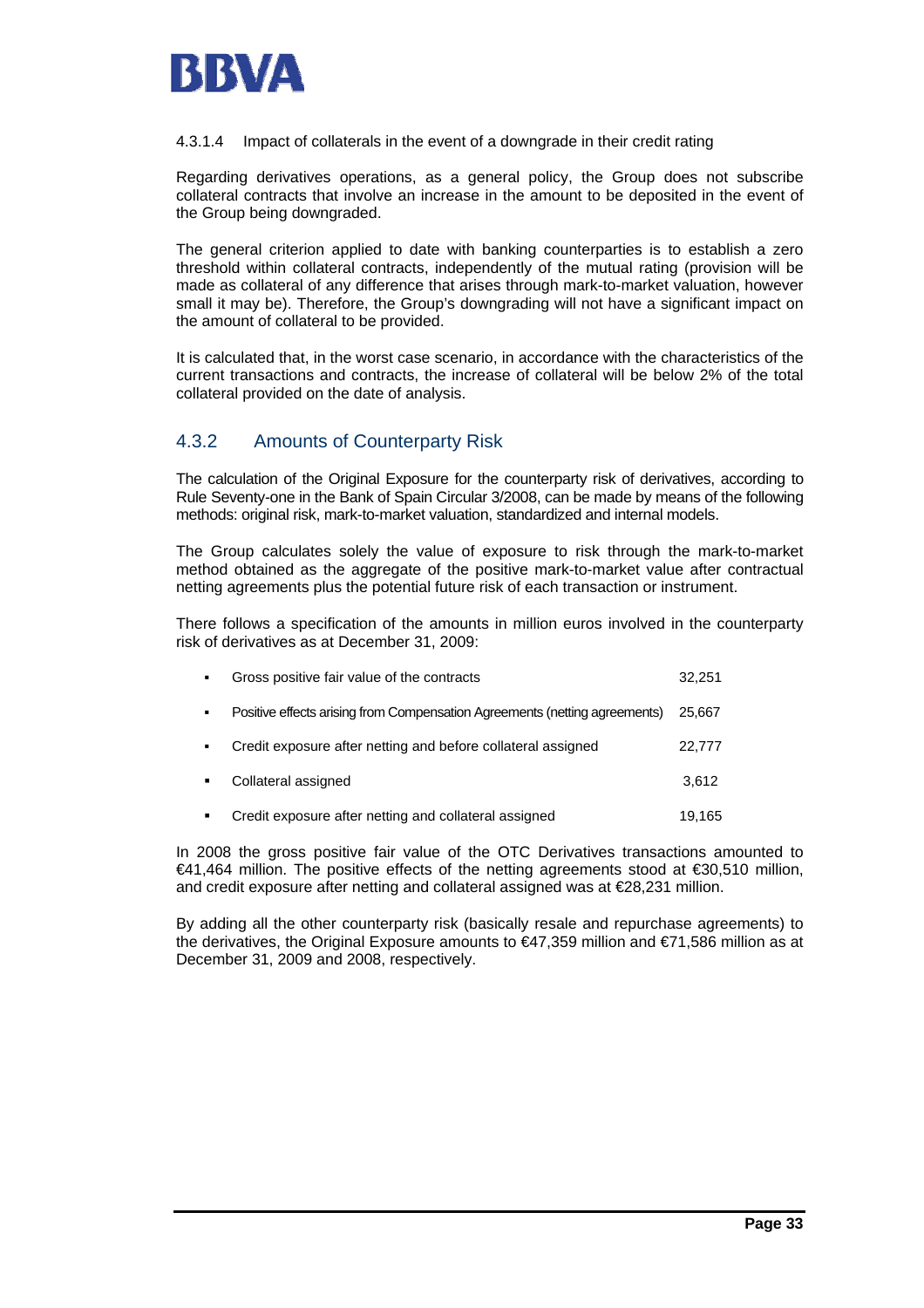4.3.1.4 Impact of collaterals in the event of a downgrade in their credit rating

Regarding derivatives operations, as a general policy, the Group does not subscribe collateral contracts that involve an increase in the amount to be deposited in the event of the Group being downgraded.

The general criterion applied to date with banking counterparties is to establish a zero threshold within collateral contracts, independently of the mutual rating (provision will be made as collateral of any difference that arises through mark-to-market valuation, however small it may be). Therefore, the Group's downgrading will not have a significant impact on the amount of collateral to be provided.

It is calculated that, in the worst case scenario, in accordance with the characteristics of the current transactions and contracts, the increase of collateral will be below 2% of the total collateral provided on the date of analysis.

## 4.3.2 Amounts of Counterparty Risk

The calculation of the Original Exposure for the counterparty risk of derivatives, according to Rule Seventy-one in the Bank of Spain Circular 3/2008, can be made by means of the following methods: original risk, mark-to-market valuation, standardized and internal models.

The Group calculates solely the value of exposure to risk through the mark-to-market method obtained as the aggregate of the positive mark-to-market value after contractual netting agreements plus the potential future risk of each transaction or instrument.

There follows a specification of the amounts in million euros involved in the counterparty risk of derivatives as at December 31, 2009:

- Gross positive fair value of the contracts — 32,251
- Positive effects arising from Compensation Agreements (netting agreements) — 25,667
- Credit exposure after netting and before collateral assigned — 22,777
- Collateral assigned — 3,612
- Credit exposure after netting and collateral assigned — 19,165

In 2008 the gross positive fair value of the OTC Derivatives transactions amounted to €41,464 million. The positive effects of the netting agreements stood at €30,510 million, and credit exposure after netting and collateral assigned was at €28,231 million.

By adding all the other counterparty risk (basically resale and repurchase agreements) to the derivatives, the Original Exposure amounts to €47,359 million and €71,586 million as at December 31, 2009 and 2008, respectively.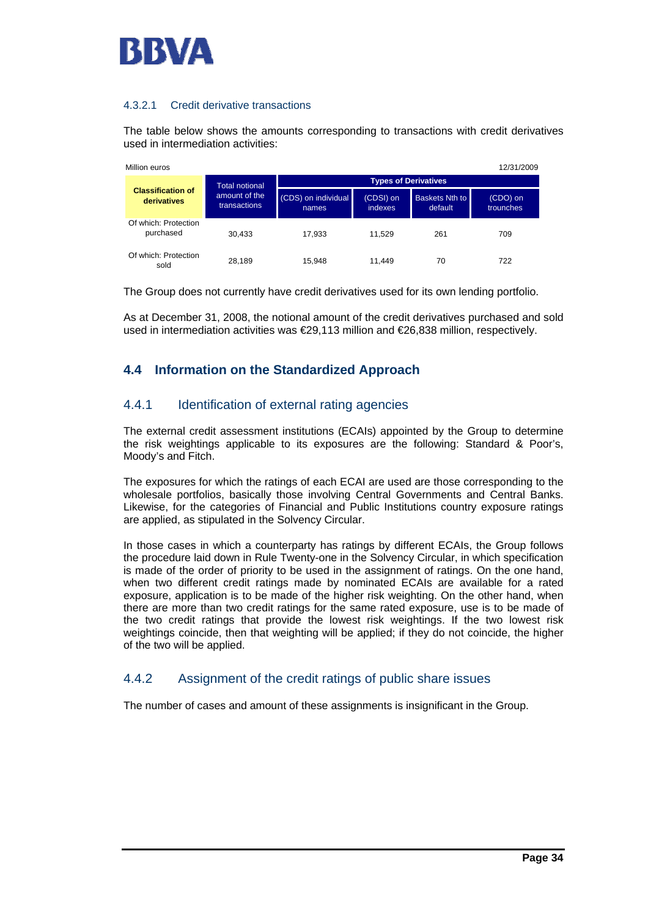#### 4.3.2.1 Credit derivative transactions

The table below shows the amounts corresponding to transactions with credit derivatives used in intermediation activities:

Million euros | 12/31/2009

| Classification of derivatives | Total notional amount of the transactions | Types of Derivatives | | | |
|---|---|---|---|---|---|
| | | (CDS) on individual names | (CDSI) on indexes | Baskets Nth to default | (CDO) on trounches |
| Of which: Protection purchased | 30,433 | 17,933 | 11,529 | 261 | 709 |
| Of which: Protection sold | 28,189 | 15,948 | 11,449 | 70 | 722 |

The Group does not currently have credit derivatives used for its own lending portfolio.

As at December 31, 2008, the notional amount of the credit derivatives purchased and sold used in intermediation activities was €29,113 million and €26,838 million, respectively.

## 4.4 Information on the Standardized Approach

### 4.4.1 Identification of external rating agencies

The external credit assessment institutions (ECAIs) appointed by the Group to determine the risk weightings applicable to its exposures are the following: Standard & Poor's, Moody's and Fitch.

The exposures for which the ratings of each ECAI are used are those corresponding to the wholesale portfolios, basically those involving Central Governments and Central Banks. Likewise, for the categories of Financial and Public Institutions country exposure ratings are applied, as stipulated in the Solvency Circular.

In those cases in which a counterparty has ratings by different ECAIs, the Group follows the procedure laid down in Rule Twenty-one in the Solvency Circular, in which specification is made of the order of priority to be used in the assignment of ratings. On the one hand, when two different credit ratings made by nominated ECAIs are available for a rated exposure, application is to be made of the higher risk weighting. On the other hand, when there are more than two credit ratings for the same rated exposure, use is to be made of the two credit ratings that provide the lowest risk weightings. If the two lowest risk weightings coincide, then that weighting will be applied; if they do not coincide, the higher of the two will be applied.

### 4.4.2 Assignment of the credit ratings of public share issues

The number of cases and amount of these assignments is insignificant in the Group.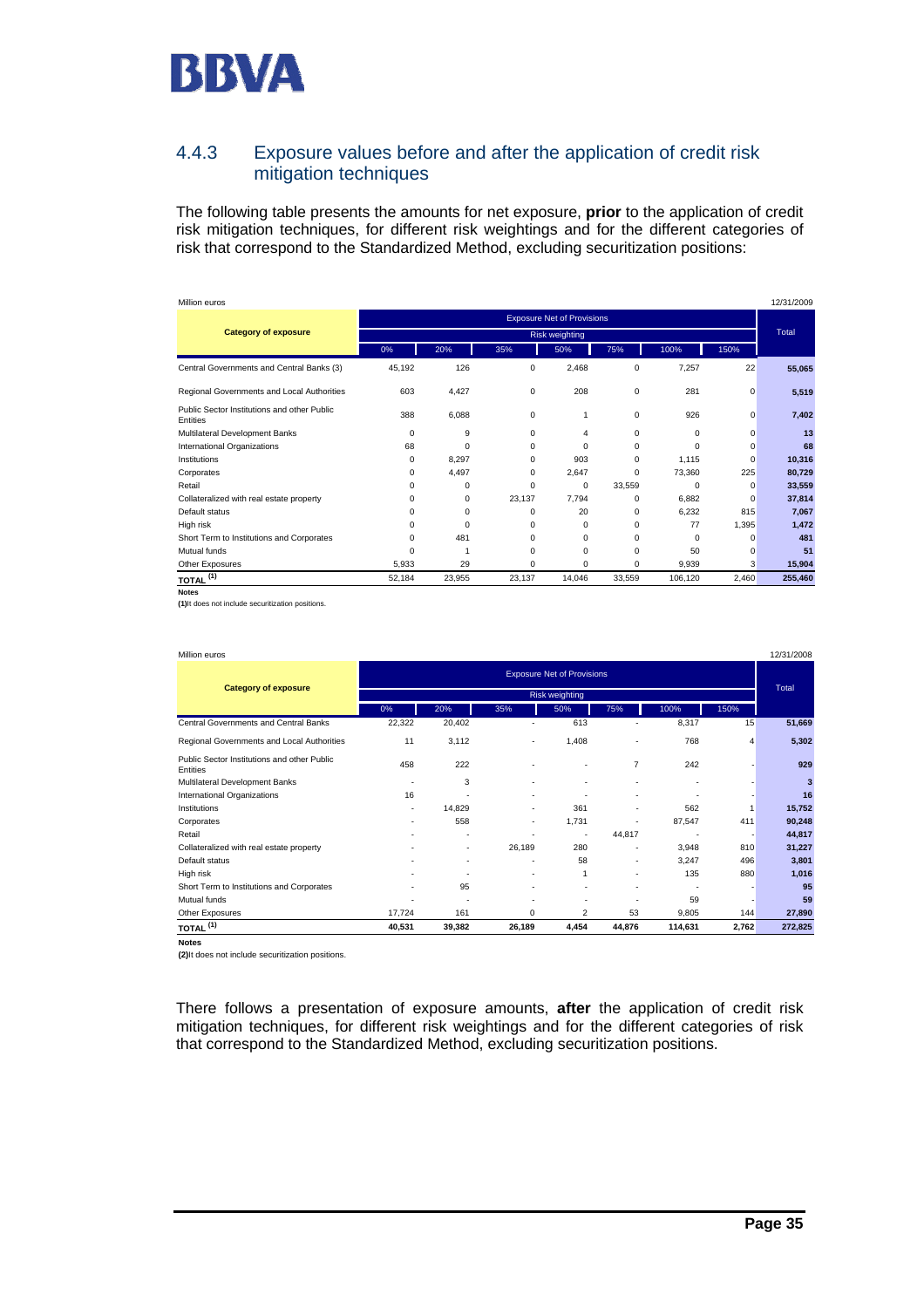### 4.4.3 Exposure values before and after the application of credit risk mitigation techniques

The following table presents the amounts for net exposure, **prior** to the application of credit risk mitigation techniques, for different risk weightings and for the different categories of risk that correspond to the Standardized Method, excluding securitization positions:

Million euros — 12/31/2009

| Category of exposure | Exposure Net of Provisions | | | | | | | Total |
|---|---|---|---|---|---|---|---|---|
| | Risk weighting | | | | | | | |
| | 0% | 20% | 35% | 50% | 75% | 100% | 150% | |
| Central Governments and Central Banks (3) | 45,192 | 126 | 0 | 2,468 | 0 | 7,257 | 22 | **55,065** |
| Regional Governments and Local Authorities | 603 | 4,427 | 0 | 208 | 0 | 281 | 0 | **5,519** |
| Public Sector Institutions and other Public Entities | 388 | 6,088 | 0 | 1 | 0 | 926 | 0 | **7,402** |
| Multilateral Development Banks | 0 | 9 | 0 | 4 | 0 | 0 | 0 | **13** |
| International Organizations | 68 | 0 | 0 | 0 | 0 | 0 | 0 | **68** |
| Institutions | 0 | 8,297 | 0 | 903 | 0 | 1,115 | 0 | **10,316** |
| Corporates | 0 | 4,497 | 0 | 2,647 | 0 | 73,360 | 225 | **80,729** |
| Retail | 0 | 0 | 0 | 0 | 33,559 | 0 | 0 | **33,559** |
| Collateralized with real estate property | 0 | 0 | 23,137 | 7,794 | 0 | 6,882 | 0 | **37,814** |
| Default status | 0 | 0 | 0 | 20 | 0 | 6,232 | 815 | **7,067** |
| High risk | 0 | 0 | 0 | 0 | 0 | 77 | 1,395 | **1,472** |
| Short Term to Institutions and Corporates | 0 | 481 | 0 | 0 | 0 | 0 | 0 | **481** |
| Mutual funds | 0 | 1 | 0 | 0 | 0 | 50 | 0 | **51** |
| Other Exposures | 5,933 | 29 | 0 | 0 | 0 | 9,939 | 3 | **15,904** |
| **TOTAL (1)** | 52,184 | 23,955 | 23,137 | 14,046 | 33,559 | 106,120 | 2,460 | **255,460** |

**Notes**

**(1)** It does not include securitization positions.

Million euros — 12/31/2008

| Category of exposure | Exposure Net of Provisions | | | | | | | Total |
|---|---|---|---|---|---|---|---|---|
| | Risk weighting | | | | | | | |
| | 0% | 20% | 35% | 50% | 75% | 100% | 150% | |
| Central Governments and Central Banks | 22,322 | 20,402 | - | 613 | - | 8,317 | 15 | **51,669** |
| Regional Governments and Local Authorities | 11 | 3,112 | - | 1,408 | - | 768 | 4 | **5,302** |
| Public Sector Institutions and other Public Entities | 458 | 222 | - | - | 7 | 242 | - | **929** |
| Multilateral Development Banks | - | 3 | - | - | - | - | - | **3** |
| International Organizations | 16 | - | - | - | - | - | - | **16** |
| Institutions | - | 14,829 | - | 361 | - | 562 | 1 | **15,752** |
| Corporates | - | 558 | - | 1,731 | - | 87,547 | 411 | **90,248** |
| Retail | - | - | - | - | 44,817 | - | - | **44,817** |
| Collateralized with real estate property | - | - | 26,189 | 280 | - | 3,948 | 810 | **31,227** |
| Default status | - | - | - | 58 | - | 3,247 | 496 | **3,801** |
| High risk | - | - | - | 1 | - | 135 | 880 | **1,016** |
| Short Term to Institutions and Corporates | - | 95 | - | - | - | - | - | **95** |
| Mutual funds | - | - | - | - | - | 59 | - | **59** |
| Other Exposures | 17,724 | 161 | 0 | 2 | 53 | 9,805 | 144 | **27,890** |
| **TOTAL (1)** | **40,531** | **39,382** | **26,189** | **4,454** | **44,876** | **114,631** | **2,762** | **272,825** |

**Notes**

**(2)** It does not include securitization positions.

There follows a presentation of exposure amounts, **after** the application of credit risk mitigation techniques, for different risk weightings and for the different categories of risk that correspond to the Standardized Method, excluding securitization positions.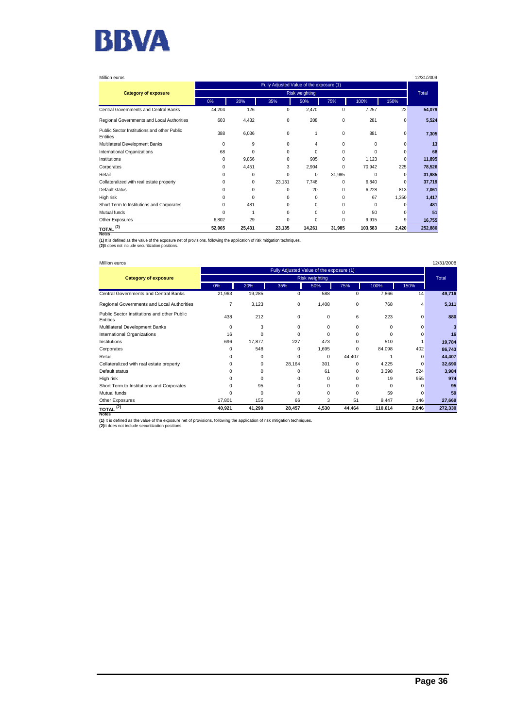Million euros 12/31/2009

| Category of exposure | Fully Adjusted Value of the exposure (1) | | | | | | | Total |
|---|---|---|---|---|---|---|---|---|
| | Risk weighting | | | | | | | |
| | 0% | 20% | 35% | 50% | 75% | 100% | 150% | |
| Central Governments and Central Banks | 44,204 | 126 | 0 | 2,470 | 0 | 7,257 | 22 | **54,079** |
| Regional Governments and Local Authorities | 603 | 4,432 | 0 | 208 | 0 | 281 | 0 | **5,524** |
| Public Sector Institutions and other Public Entities | 388 | 6,036 | 0 | 1 | 0 | 881 | 0 | **7,305** |
| Multilateral Development Banks | 0 | 9 | 0 | 4 | 0 | 0 | 0 | **13** |
| International Organizations | 68 | 0 | 0 | 0 | 0 | 0 | 0 | **68** |
| Institutions | 0 | 9,866 | 0 | 905 | 0 | 1,123 | 0 | **11,895** |
| Corporates | 0 | 4,451 | 3 | 2,904 | 0 | 70,942 | 225 | **78,526** |
| Retail | 0 | 0 | 0 | 0 | 31,985 | 0 | 0 | **31,985** |
| Collateralized with real estate property | 0 | 0 | 23,131 | 7,748 | 0 | 6,840 | 0 | **37,719** |
| Default status | 0 | 0 | 0 | 20 | 0 | 6,228 | 813 | **7,061** |
| High risk | 0 | 0 | 0 | 0 | 0 | 67 | 1,350 | **1,417** |
| Short Term to Institutions and Corporates | 0 | 481 | 0 | 0 | 0 | 0 | 0 | **481** |
| Mutual funds | 0 | 1 | 0 | 0 | 0 | 50 | 0 | **51** |
| Other Exposures | 6,802 | 29 | 0 | 0 | 0 | 9,915 | 9 | **16,755** |
| **TOTAL (2)** | **52,065** | **25,431** | **23,135** | **14,261** | **31,985** | **103,583** | **2,420** | **252,880** |

**Notes**

**(1)** It is defined as the value of the exposure net of provisions, following the application of risk mitigation techniques.
**(2)** It does not include securitization positions.

Million euros 12/31/2008

| Category of exposure | Fully Adjusted Value of the exposure (1) | | | | | | | Total |
|---|---|---|---|---|---|---|---|---|
| | Risk weighting | | | | | | | |
| | 0% | 20% | 35% | 50% | 75% | 100% | 150% | |
| Central Governments and Central Banks | 21,963 | 19,285 | 0 | 588 | 0 | 7,866 | 14 | **49,716** |
| Regional Governments and Local Authorities | 7 | 3,123 | 0 | 1,408 | 0 | 768 | 4 | **5,311** |
| Public Sector Institutions and other Public Entities | 438 | 212 | 0 | 0 | 6 | 223 | 0 | **880** |
| Multilateral Development Banks | 0 | 3 | 0 | 0 | 0 | 0 | 0 | **3** |
| International Organizations | 16 | 0 | 0 | 0 | 0 | 0 | 0 | **16** |
| Institutions | 696 | 17,877 | 227 | 473 | 0 | 510 | 1 | **19,784** |
| Corporates | 0 | 548 | 0 | 1,695 | 0 | 84,098 | 402 | **86,743** |
| Retail | 0 | 0 | 0 | 0 | 44,407 | 1 | 0 | **44,407** |
| Collateralized with real estate property | 0 | 0 | 28,164 | 301 | 0 | 4,225 | 0 | **32,690** |
| Default status | 0 | 0 | 0 | 61 | 0 | 3,398 | 524 | **3,984** |
| High risk | 0 | 0 | 0 | 0 | 0 | 19 | 955 | **974** |
| Short Term to Institutions and Corporates | 0 | 95 | 0 | 0 | 0 | 0 | 0 | **95** |
| Mutual funds | 0 | 0 | 0 | 0 | 0 | 59 | 0 | **59** |
| Other Exposures | 17,801 | 155 | 66 | 3 | 51 | 9,447 | 146 | **27,669** |
| **TOTAL (2)** | **40,921** | **41,299** | **28,457** | **4,530** | **44,464** | **110,614** | **2,046** | **272,330** |

**Notes**

**(1)** It is defined as the value of the exposure net of provisions, following the application of risk mitigation techniques.
**(2)** It does not include securitization positions.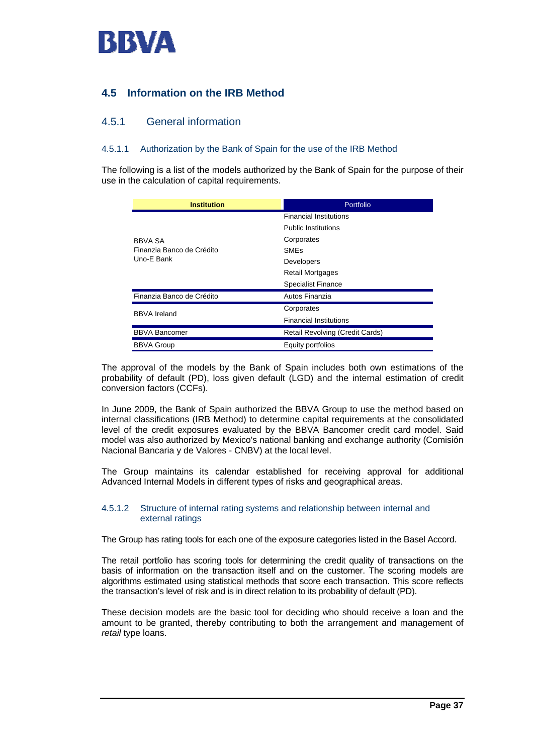## 4.5 Information on the IRB Method

### 4.5.1 General information

#### 4.5.1.1 Authorization by the Bank of Spain for the use of the IRB Method

The following is a list of the models authorized by the Bank of Spain for the purpose of their use in the calculation of capital requirements.

| Institution | Portfolio |
|---|---|
| BBVA SA<br>Finanzia Banco de Crédito<br>Uno-E Bank | Financial Institutions |
| | Public Institutions |
| | Corporates |
| | SMEs |
| | Developers |
| | Retail Mortgages |
| | Specialist Finance |
| Finanzia Banco de Crédito | Autos Finanzia |
| BBVA Ireland | Corporates |
| | Financial Institutions |
| BBVA Bancomer | Retail Revolving (Credit Cards) |
| BBVA Group | Equity portfolios |

The approval of the models by the Bank of Spain includes both own estimations of the probability of default (PD), loss given default (LGD) and the internal estimation of credit conversion factors (CCFs).

In June 2009, the Bank of Spain authorized the BBVA Group to use the method based on internal classifications (IRB Method) to determine capital requirements at the consolidated level of the credit exposures evaluated by the BBVA Bancomer credit card model. Said model was also authorized by Mexico's national banking and exchange authority (Comisión Nacional Bancaria y de Valores - CNBV) at the local level.

The Group maintains its calendar established for receiving approval for additional Advanced Internal Models in different types of risks and geographical areas.

#### 4.5.1.2 Structure of internal rating systems and relationship between internal and external ratings

The Group has rating tools for each one of the exposure categories listed in the Basel Accord.

The retail portfolio has scoring tools for determining the credit quality of transactions on the basis of information on the transaction itself and on the customer. The scoring models are algorithms estimated using statistical methods that score each transaction. This score reflects the transaction's level of risk and is in direct relation to its probability of default (PD).

These decision models are the basic tool for deciding who should receive a loan and the amount to be granted, thereby contributing to both the arrangement and management of *retail* type loans.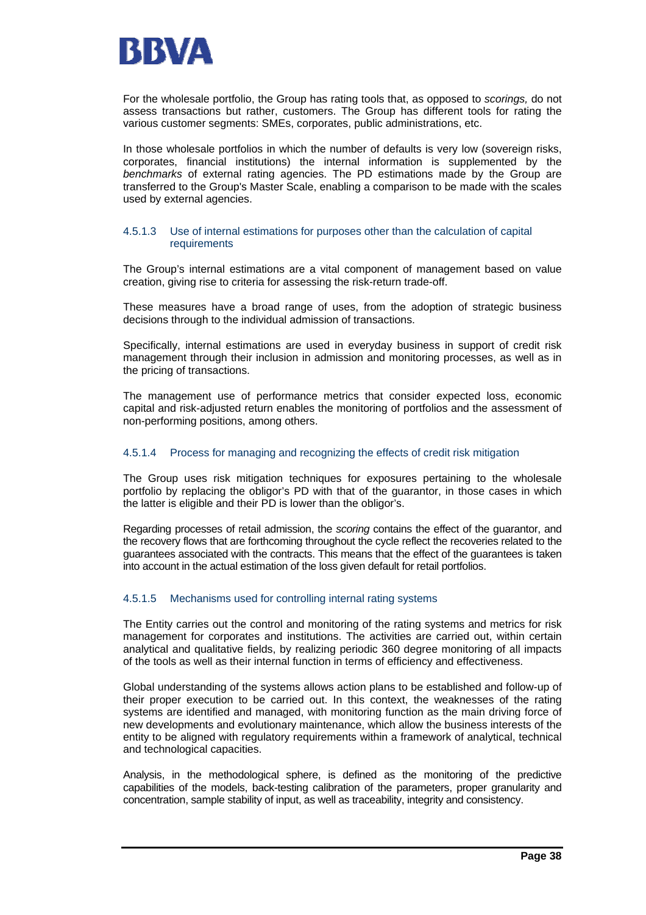For the wholesale portfolio, the Group has rating tools that, as opposed to *scorings,* do not assess transactions but rather, customers. The Group has different tools for rating the various customer segments: SMEs, corporates, public administrations, etc.

In those wholesale portfolios in which the number of defaults is very low (sovereign risks, corporates, financial institutions) the internal information is supplemented by the *benchmarks* of external rating agencies. The PD estimations made by the Group are transferred to the Group's Master Scale, enabling a comparison to be made with the scales used by external agencies.

#### 4.5.1.3 Use of internal estimations for purposes other than the calculation of capital requirements

The Group's internal estimations are a vital component of management based on value creation, giving rise to criteria for assessing the risk-return trade-off.

These measures have a broad range of uses, from the adoption of strategic business decisions through to the individual admission of transactions.

Specifically, internal estimations are used in everyday business in support of credit risk management through their inclusion in admission and monitoring processes, as well as in the pricing of transactions.

The management use of performance metrics that consider expected loss, economic capital and risk-adjusted return enables the monitoring of portfolios and the assessment of non-performing positions, among others.

#### 4.5.1.4 Process for managing and recognizing the effects of credit risk mitigation

The Group uses risk mitigation techniques for exposures pertaining to the wholesale portfolio by replacing the obligor's PD with that of the guarantor, in those cases in which the latter is eligible and their PD is lower than the obligor's.

Regarding processes of retail admission, the *scoring* contains the effect of the guarantor, and the recovery flows that are forthcoming throughout the cycle reflect the recoveries related to the guarantees associated with the contracts. This means that the effect of the guarantees is taken into account in the actual estimation of the loss given default for retail portfolios.

#### 4.5.1.5 Mechanisms used for controlling internal rating systems

The Entity carries out the control and monitoring of the rating systems and metrics for risk management for corporates and institutions. The activities are carried out, within certain analytical and qualitative fields, by realizing periodic 360 degree monitoring of all impacts of the tools as well as their internal function in terms of efficiency and effectiveness.

Global understanding of the systems allows action plans to be established and follow-up of their proper execution to be carried out. In this context, the weaknesses of the rating systems are identified and managed, with monitoring function as the main driving force of new developments and evolutionary maintenance, which allow the business interests of the entity to be aligned with regulatory requirements within a framework of analytical, technical and technological capacities.

Analysis, in the methodological sphere, is defined as the monitoring of the predictive capabilities of the models, back-testing calibration of the parameters, proper granularity and concentration, sample stability of input, as well as traceability, integrity and consistency.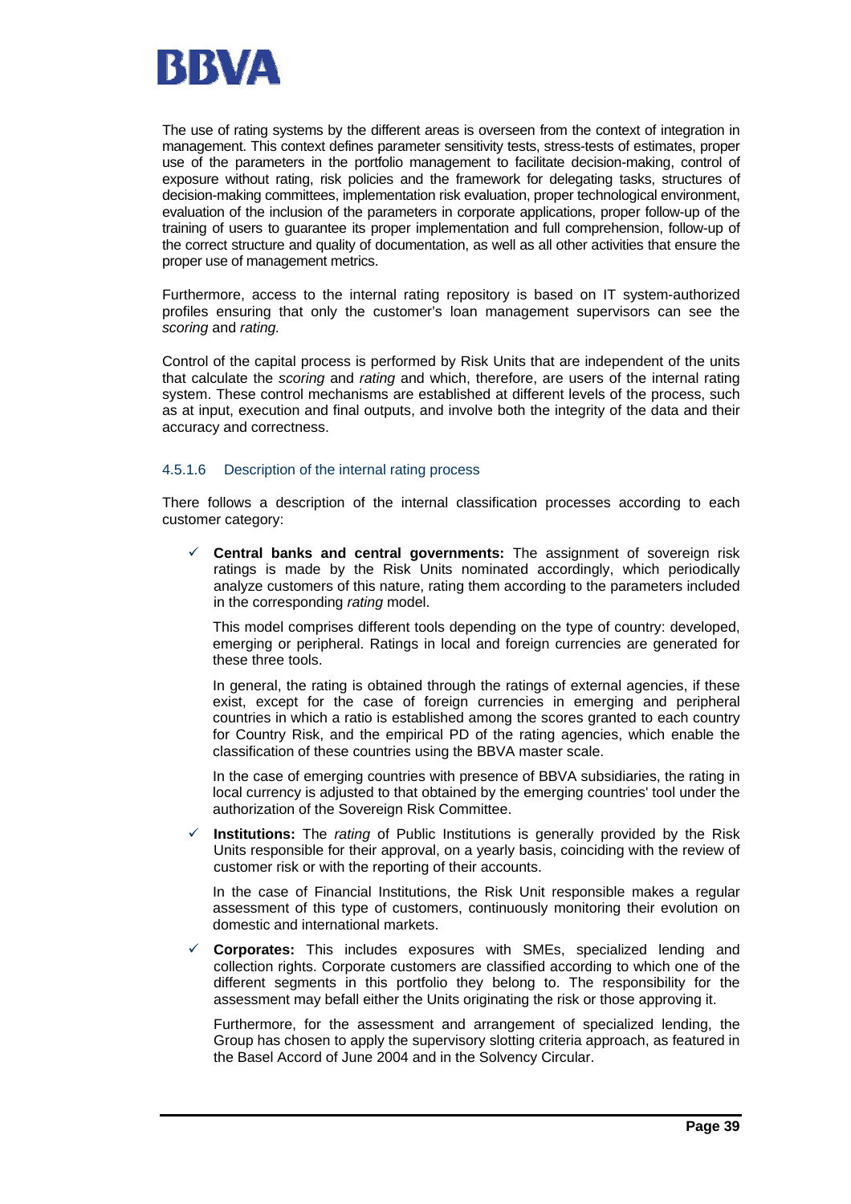The use of rating systems by the different areas is overseen from the context of integration in management. This context defines parameter sensitivity tests, stress-tests of estimates, proper use of the parameters in the portfolio management to facilitate decision-making, control of exposure without rating, risk policies and the framework for delegating tasks, structures of decision-making committees, implementation risk evaluation, proper technological environment, evaluation of the inclusion of the parameters in corporate applications, proper follow-up of the training of users to guarantee its proper implementation and full comprehension, follow-up of the correct structure and quality of documentation, as well as all other activities that ensure the proper use of management metrics.

Furthermore, access to the internal rating repository is based on IT system-authorized profiles ensuring that only the customer's loan management supervisors can see the *scoring* and *rating.*

Control of the capital process is performed by Risk Units that are independent of the units that calculate the *scoring* and *rating* and which, therefore, are users of the internal rating system. These control mechanisms are established at different levels of the process, such as at input, execution and final outputs, and involve both the integrity of the data and their accuracy and correctness.

#### 4.5.1.6 Description of the internal rating process

There follows a description of the internal classification processes according to each customer category:

- ✓ **Central banks and central governments:** The assignment of sovereign risk ratings is made by the Risk Units nominated accordingly, which periodically analyze customers of this nature, rating them according to the parameters included in the corresponding *rating* model.

  This model comprises different tools depending on the type of country: developed, emerging or peripheral. Ratings in local and foreign currencies are generated for these three tools.

  In general, the rating is obtained through the ratings of external agencies, if these exist, except for the case of foreign currencies in emerging and peripheral countries in which a ratio is established among the scores granted to each country for Country Risk, and the empirical PD of the rating agencies, which enable the classification of these countries using the BBVA master scale.

  In the case of emerging countries with presence of BBVA subsidiaries, the rating in local currency is adjusted to that obtained by the emerging countries' tool under the authorization of the Sovereign Risk Committee.

- ✓ **Institutions:** The *rating* of Public Institutions is generally provided by the Risk Units responsible for their approval, on a yearly basis, coinciding with the review of customer risk or with the reporting of their accounts.

  In the case of Financial Institutions, the Risk Unit responsible makes a regular assessment of this type of customers, continuously monitoring their evolution on domestic and international markets.

- ✓ **Corporates:** This includes exposures with SMEs, specialized lending and collection rights. Corporate customers are classified according to which one of the different segments in this portfolio they belong to. The responsibility for the assessment may befall either the Units originating the risk or those approving it.

  Furthermore, for the assessment and arrangement of specialized lending, the Group has chosen to apply the supervisory slotting criteria approach, as featured in the Basel Accord of June 2004 and in the Solvency Circular.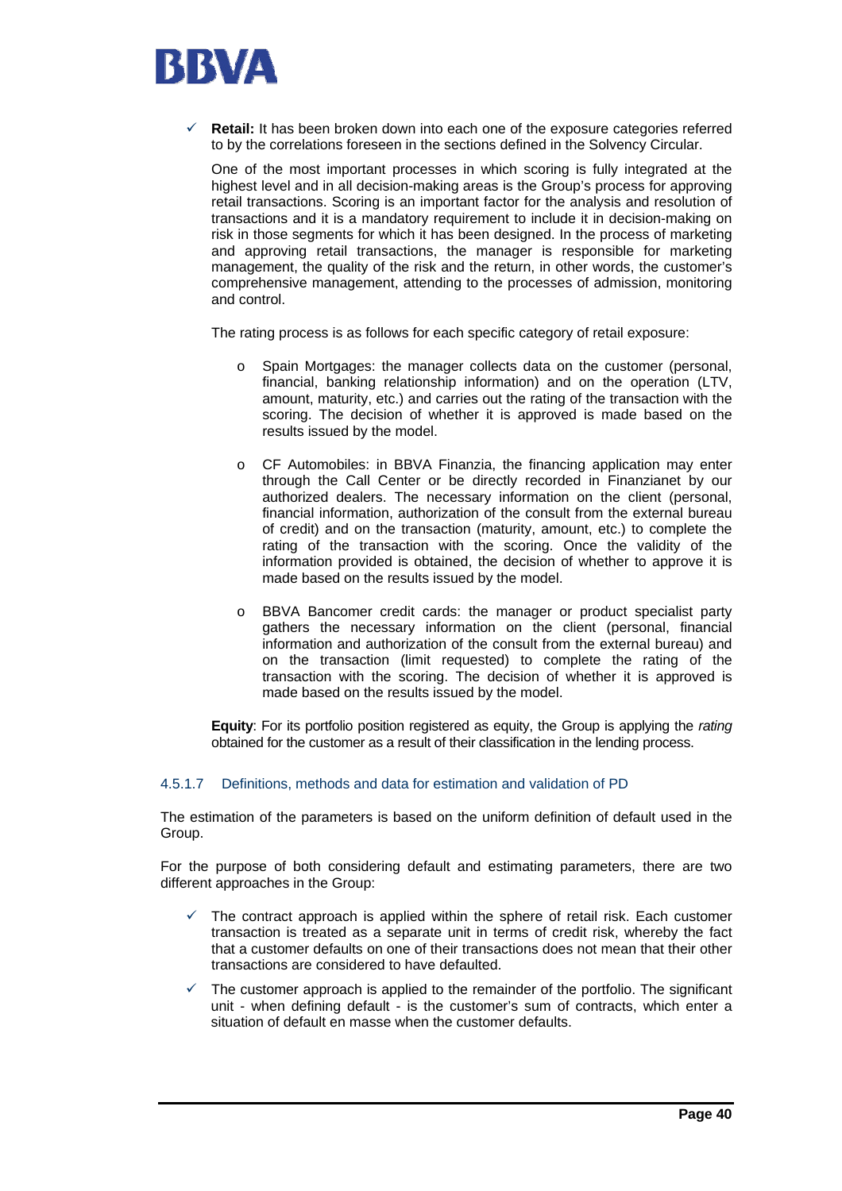- **Retail:** It has been broken down into each one of the exposure categories referred to by the correlations foreseen in the sections defined in the Solvency Circular.

  One of the most important processes in which scoring is fully integrated at the highest level and in all decision-making areas is the Group's process for approving retail transactions. Scoring is an important factor for the analysis and resolution of transactions and it is a mandatory requirement to include it in decision-making on risk in those segments for which it has been designed. In the process of marketing and approving retail transactions, the manager is responsible for marketing management, the quality of the risk and the return, in other words, the customer's comprehensive management, attending to the processes of admission, monitoring and control.

  The rating process is as follows for each specific category of retail exposure:

  - Spain Mortgages: the manager collects data on the customer (personal, financial, banking relationship information) and on the operation (LTV, amount, maturity, etc.) and carries out the rating of the transaction with the scoring. The decision of whether it is approved is made based on the results issued by the model.

  - CF Automobiles: in BBVA Finanzia, the financing application may enter through the Call Center or be directly recorded in Finanzianet by our authorized dealers. The necessary information on the client (personal, financial information, authorization of the consult from the external bureau of credit) and on the transaction (maturity, amount, etc.) to complete the rating of the transaction with the scoring. Once the validity of the information provided is obtained, the decision of whether to approve it is made based on the results issued by the model.

  - BBVA Bancomer credit cards: the manager or product specialist party gathers the necessary information on the client (personal, financial information and authorization of the consult from the external bureau) and on the transaction (limit requested) to complete the rating of the transaction with the scoring. The decision of whether it is approved is made based on the results issued by the model.

  **Equity**: For its portfolio position registered as equity, the Group is applying the *rating* obtained for the customer as a result of their classification in the lending process.

#### 4.5.1.7 Definitions, methods and data for estimation and validation of PD

The estimation of the parameters is based on the uniform definition of default used in the Group.

For the purpose of both considering default and estimating parameters, there are two different approaches in the Group:

- The contract approach is applied within the sphere of retail risk. Each customer transaction is treated as a separate unit in terms of credit risk, whereby the fact that a customer defaults on one of their transactions does not mean that their other transactions are considered to have defaulted.

- The customer approach is applied to the remainder of the portfolio. The significant unit - when defining default - is the customer's sum of contracts, which enter a situation of default en masse when the customer defaults.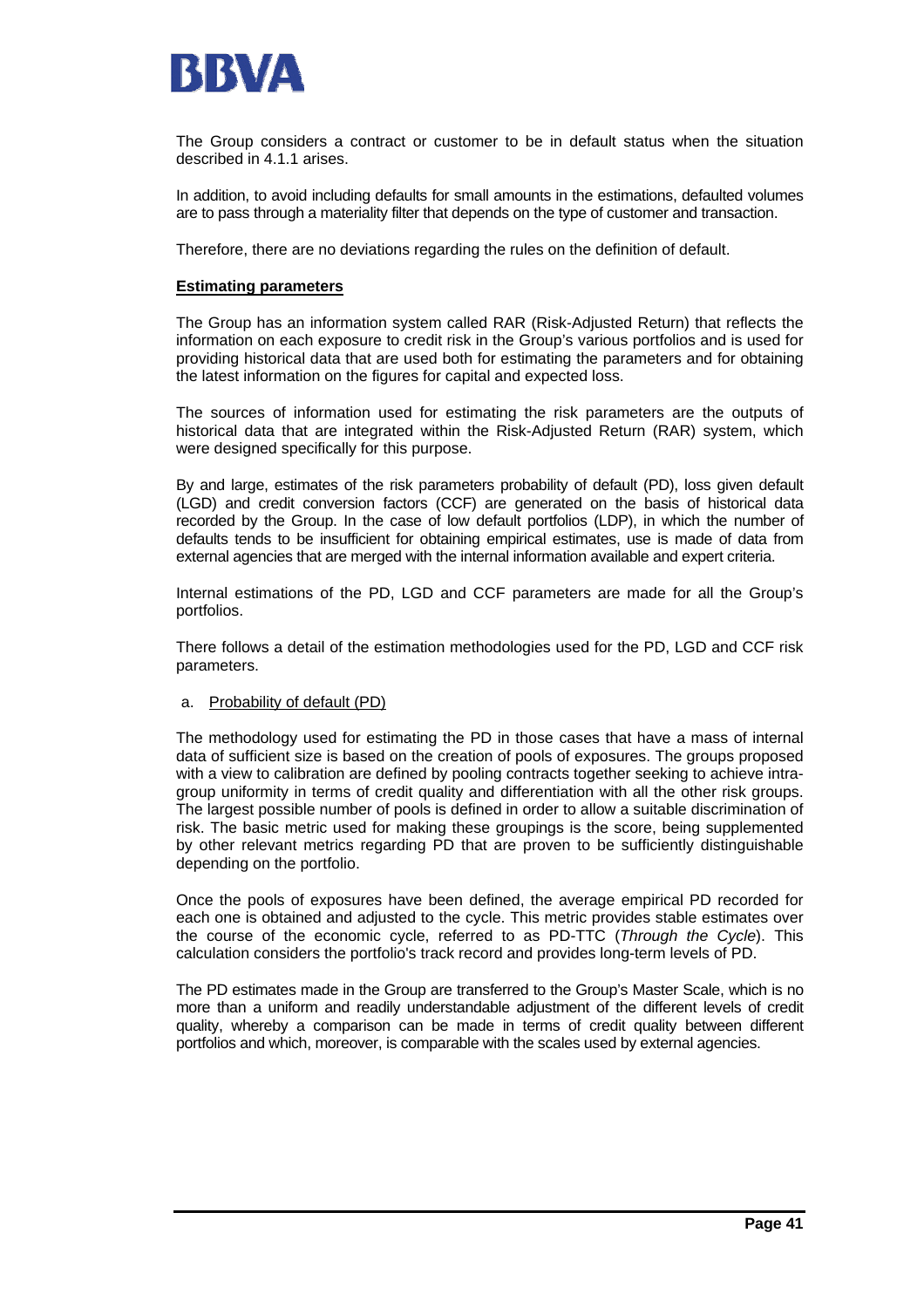The Group considers a contract or customer to be in default status when the situation described in 4.1.1 arises.

In addition, to avoid including defaults for small amounts in the estimations, defaulted volumes are to pass through a materiality filter that depends on the type of customer and transaction.

Therefore, there are no deviations regarding the rules on the definition of default.

**Estimating parameters**

The Group has an information system called RAR (Risk-Adjusted Return) that reflects the information on each exposure to credit risk in the Group's various portfolios and is used for providing historical data that are used both for estimating the parameters and for obtaining the latest information on the figures for capital and expected loss.

The sources of information used for estimating the risk parameters are the outputs of historical data that are integrated within the Risk-Adjusted Return (RAR) system, which were designed specifically for this purpose.

By and large, estimates of the risk parameters probability of default (PD), loss given default (LGD) and credit conversion factors (CCF) are generated on the basis of historical data recorded by the Group. In the case of low default portfolios (LDP), in which the number of defaults tends to be insufficient for obtaining empirical estimates, use is made of data from external agencies that are merged with the internal information available and expert criteria.

Internal estimations of the PD, LGD and CCF parameters are made for all the Group's portfolios.

There follows a detail of the estimation methodologies used for the PD, LGD and CCF risk parameters.

a. Probability of default (PD)

The methodology used for estimating the PD in those cases that have a mass of internal data of sufficient size is based on the creation of pools of exposures. The groups proposed with a view to calibration are defined by pooling contracts together seeking to achieve intra-group uniformity in terms of credit quality and differentiation with all the other risk groups. The largest possible number of pools is defined in order to allow a suitable discrimination of risk. The basic metric used for making these groupings is the score, being supplemented by other relevant metrics regarding PD that are proven to be sufficiently distinguishable depending on the portfolio.

Once the pools of exposures have been defined, the average empirical PD recorded for each one is obtained and adjusted to the cycle. This metric provides stable estimates over the course of the economic cycle, referred to as PD-TTC (*Through the Cycle*). This calculation considers the portfolio's track record and provides long-term levels of PD.

The PD estimates made in the Group are transferred to the Group's Master Scale, which is no more than a uniform and readily understandable adjustment of the different levels of credit quality, whereby a comparison can be made in terms of credit quality between different portfolios and which, moreover, is comparable with the scales used by external agencies.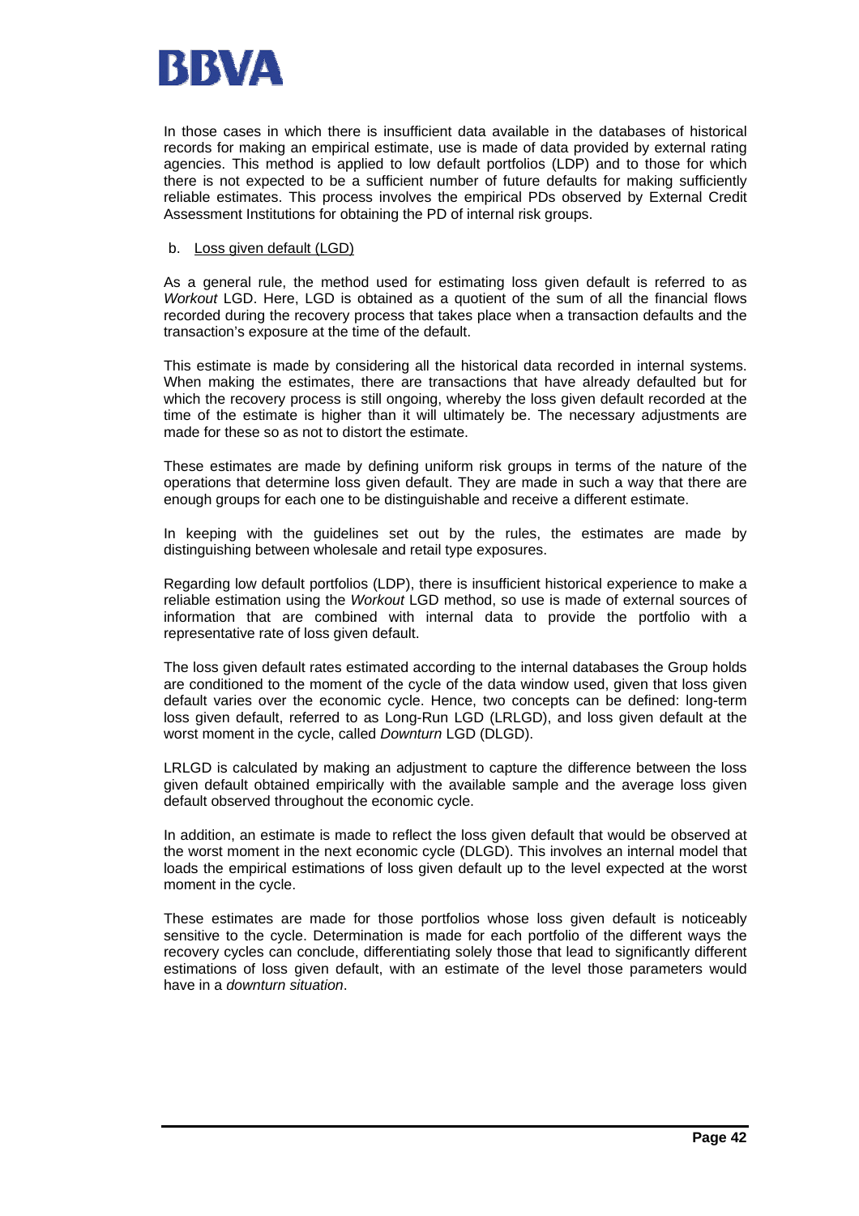In those cases in which there is insufficient data available in the databases of historical records for making an empirical estimate, use is made of data provided by external rating agencies. This method is applied to low default portfolios (LDP) and to those for which there is not expected to be a sufficient number of future defaults for making sufficiently reliable estimates. This process involves the empirical PDs observed by External Credit Assessment Institutions for obtaining the PD of internal risk groups.

b. Loss given default (LGD)

As a general rule, the method used for estimating loss given default is referred to as *Workout* LGD. Here, LGD is obtained as a quotient of the sum of all the financial flows recorded during the recovery process that takes place when a transaction defaults and the transaction's exposure at the time of the default.

This estimate is made by considering all the historical data recorded in internal systems. When making the estimates, there are transactions that have already defaulted but for which the recovery process is still ongoing, whereby the loss given default recorded at the time of the estimate is higher than it will ultimately be. The necessary adjustments are made for these so as not to distort the estimate.

These estimates are made by defining uniform risk groups in terms of the nature of the operations that determine loss given default. They are made in such a way that there are enough groups for each one to be distinguishable and receive a different estimate.

In keeping with the guidelines set out by the rules, the estimates are made by distinguishing between wholesale and retail type exposures.

Regarding low default portfolios (LDP), there is insufficient historical experience to make a reliable estimation using the *Workout* LGD method, so use is made of external sources of information that are combined with internal data to provide the portfolio with a representative rate of loss given default.

The loss given default rates estimated according to the internal databases the Group holds are conditioned to the moment of the cycle of the data window used, given that loss given default varies over the economic cycle. Hence, two concepts can be defined: long-term loss given default, referred to as Long-Run LGD (LRLGD), and loss given default at the worst moment in the cycle, called *Downturn* LGD (DLGD).

LRLGD is calculated by making an adjustment to capture the difference between the loss given default obtained empirically with the available sample and the average loss given default observed throughout the economic cycle.

In addition, an estimate is made to reflect the loss given default that would be observed at the worst moment in the next economic cycle (DLGD). This involves an internal model that loads the empirical estimations of loss given default up to the level expected at the worst moment in the cycle.

These estimates are made for those portfolios whose loss given default is noticeably sensitive to the cycle. Determination is made for each portfolio of the different ways the recovery cycles can conclude, differentiating solely those that lead to significantly different estimations of loss given default, with an estimate of the level those parameters would have in a *downturn situation*.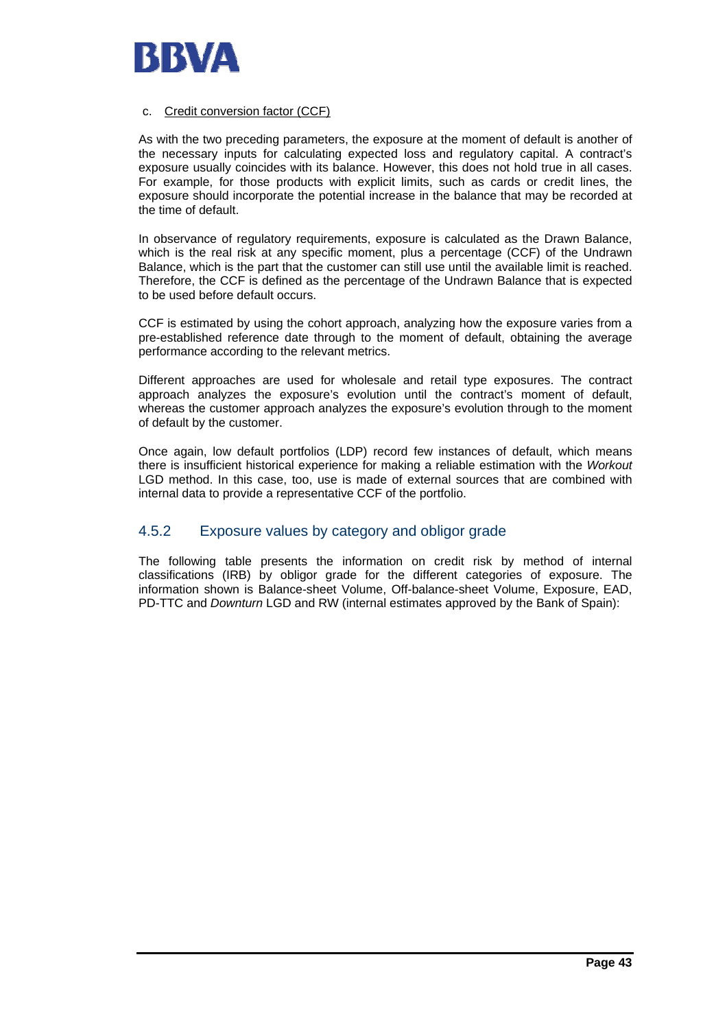c. <u>Credit conversion factor (CCF)</u>

As with the two preceding parameters, the exposure at the moment of default is another of the necessary inputs for calculating expected loss and regulatory capital. A contract's exposure usually coincides with its balance. However, this does not hold true in all cases. For example, for those products with explicit limits, such as cards or credit lines, the exposure should incorporate the potential increase in the balance that may be recorded at the time of default.

In observance of regulatory requirements, exposure is calculated as the Drawn Balance, which is the real risk at any specific moment, plus a percentage (CCF) of the Undrawn Balance, which is the part that the customer can still use until the available limit is reached. Therefore, the CCF is defined as the percentage of the Undrawn Balance that is expected to be used before default occurs.

CCF is estimated by using the cohort approach, analyzing how the exposure varies from a pre-established reference date through to the moment of default, obtaining the average performance according to the relevant metrics.

Different approaches are used for wholesale and retail type exposures. The contract approach analyzes the exposure's evolution until the contract's moment of default, whereas the customer approach analyzes the exposure's evolution through to the moment of default by the customer.

Once again, low default portfolios (LDP) record few instances of default, which means there is insufficient historical experience for making a reliable estimation with the *Workout* LGD method. In this case, too, use is made of external sources that are combined with internal data to provide a representative CCF of the portfolio.

### 4.5.2 Exposure values by category and obligor grade

The following table presents the information on credit risk by method of internal classifications (IRB) by obligor grade for the different categories of exposure. The information shown is Balance-sheet Volume, Off-balance-sheet Volume, Exposure, EAD, PD-TTC and *Downturn* LGD and RW (internal estimates approved by the Bank of Spain):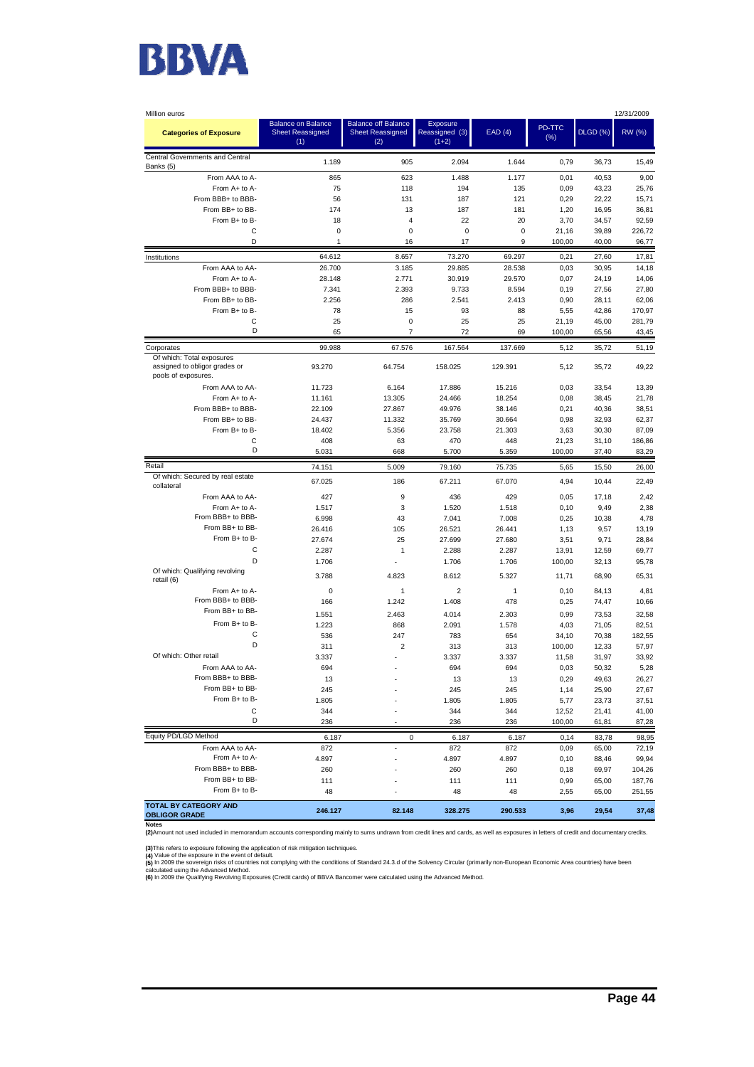Million euros 12/31/2009

| Categories of Exposure | Balance on Balance Sheet Reassigned (1) | Balance off Balance Sheet Reassigned (2) | Exposure Reassigned (3) (1+2) | EAD (4) | PD-TTC (%) | DLGD (%) | RW (%) |
|---|---|---|---|---|---|---|---|
| Central Governments and Central Banks (5) | 1.189 | 905 | 2.094 | 1.644 | 0,79 | 36,73 | 15,49 |
| From AAA to A- | 865 | 623 | 1.488 | 1.177 | 0,01 | 40,53 | 9,00 |
| From A+ to A- | 75 | 118 | 194 | 135 | 0,09 | 43,23 | 25,76 |
| From BBB+ to BBB- | 56 | 131 | 187 | 121 | 0,29 | 22,22 | 15,71 |
| From BB+ to BB- | 174 | 13 | 187 | 181 | 1,20 | 16,95 | 36,81 |
| From B+ to B- | 18 | 4 | 22 | 20 | 3,70 | 34,57 | 92,59 |
| C | 0 | 0 | 0 | 0 | 21,16 | 39,89 | 226,72 |
| D | 1 | 16 | 17 | 9 | 100,00 | 40,00 | 96,77 |
| Institutions | 64.612 | 8.657 | 73.270 | 69.297 | 0,21 | 27,60 | 17,81 |
| From AAA to AA- | 26.700 | 3.185 | 29.885 | 28.538 | 0,03 | 30,95 | 14,18 |
| From A+ to A- | 28.148 | 2.771 | 30.919 | 29.570 | 0,07 | 24,19 | 14,06 |
| From BBB+ to BBB- | 7.341 | 2.393 | 9.733 | 8.594 | 0,19 | 27,56 | 27,80 |
| From BB+ to BB- | 2.256 | 286 | 2.541 | 2.413 | 0,90 | 28,11 | 62,06 |
| From B+ to B- | 78 | 15 | 93 | 88 | 5,55 | 42,86 | 170,97 |
| C | 25 | 0 | 25 | 25 | 21,19 | 45,00 | 281,79 |
| D | 65 | 7 | 72 | 69 | 100,00 | 65,56 | 43,45 |
| Corporates | 99.988 | 67.576 | 167.564 | 137.669 | 5,12 | 35,72 | 51,19 |
| Of which: Total exposures assigned to obligor grades or pools of exposures. | 93.270 | 64.754 | 158.025 | 129.391 | 5,12 | 35,72 | 49,22 |
| From AAA to AA- | 11.723 | 6.164 | 17.886 | 15.216 | 0,03 | 33,54 | 13,39 |
| From A+ to A- | 11.161 | 13.305 | 24.466 | 18.254 | 0,08 | 38,45 | 21,78 |
| From BBB+ to BBB- | 22.109 | 27.867 | 49.976 | 38.146 | 0,21 | 40,36 | 38,51 |
| From BB+ to BB- | 24.437 | 11.332 | 35.769 | 30.664 | 0,98 | 32,93 | 62,37 |
| From B+ to B- | 18.402 | 5.356 | 23.758 | 21.303 | 3,63 | 30,30 | 87,09 |
| C | 408 | 63 | 470 | 448 | 21,23 | 31,10 | 186,86 |
| D | 5.031 | 668 | 5.700 | 5.359 | 100,00 | 37,40 | 83,29 |
| Retail | 74.151 | 5.009 | 79.160 | 75.735 | 5,65 | 15,50 | 26,00 |
| Of which: Secured by real estate collateral | 67.025 | 186 | 67.211 | 67.070 | 4,94 | 10,44 | 22,49 |
| From AAA to AA- | 427 | 9 | 436 | 429 | 0,05 | 17,18 | 2,42 |
| From A+ to A- | 1.517 | 3 | 1.520 | 1.518 | 0,10 | 9,49 | 2,38 |
| From BBB+ to BBB- | 6.998 | 43 | 7.041 | 7.008 | 0,25 | 10,38 | 4,78 |
| From BB+ to BB- | 26.416 | 105 | 26.521 | 26.441 | 1,13 | 9,57 | 13,19 |
| From B+ to B- | 27.674 | 25 | 27.699 | 27.680 | 3,51 | 9,71 | 28,84 |
| C | 2.287 | 1 | 2.288 | 2.287 | 13,91 | 12,59 | 69,77 |
| D | 1.706 | - | 1.706 | 1.706 | 100,00 | 32,13 | 95,78 |
| Of which: Qualifying revolving retail (6) | 3.788 | 4.823 | 8.612 | 5.327 | 11,71 | 68,90 | 65,31 |
| From A+ to A- | 0 | 1 | 2 | 1 | 0,10 | 84,13 | 4,81 |
| From BBB+ to BBB- | 166 | 1.242 | 1.408 | 478 | 0,25 | 74,47 | 10,66 |
| From BB+ to BB- | 1.551 | 2.463 | 4.014 | 2.303 | 0,99 | 73,53 | 32,58 |
| From B+ to B- | 1.223 | 868 | 2.091 | 1.578 | 4,03 | 71,05 | 82,51 |
| C | 536 | 247 | 783 | 654 | 34,10 | 70,38 | 182,55 |
| D | 311 | 2 | 313 | 313 | 100,00 | 12,33 | 57,97 |
| Of which: Other retail | 3.337 | - | 3.337 | 3.337 | 11,58 | 31,97 | 33,92 |
| From AAA to AA- | 694 | - | 694 | 694 | 0,03 | 50,32 | 5,28 |
| From BBB+ to BBB- | 13 | - | 13 | 13 | 0,29 | 49,63 | 26,27 |
| From BB+ to BB- | 245 | - | 245 | 245 | 1,14 | 25,90 | 27,67 |
| From B+ to B- | 1.805 | - | 1.805 | 1.805 | 5,77 | 23,73 | 37,51 |
| C | 344 | - | 344 | 344 | 12,52 | 21,41 | 41,00 |
| D | 236 | - | 236 | 236 | 100,00 | 61,81 | 87,28 |
| Equity PD/LGD Method | 6.187 | 0 | 6.187 | 6.187 | 0,14 | 83,78 | 98,95 |
| From AAA to AA- | 872 | - | 872 | 872 | 0,09 | 65,00 | 72,19 |
| From A+ to A- | 4.897 | - | 4.897 | 4.897 | 0,10 | 88,46 | 99,94 |
| From BBB+ to BBB- | 260 | - | 260 | 260 | 0,18 | 69,97 | 104,26 |
| From BB+ to BB- | 111 | - | 111 | 111 | 0,99 | 65,00 | 187,76 |
| From B+ to B- | 48 | - | 48 | 48 | 2,55 | 65,00 | 251,55 |
| **TOTAL BY CATEGORY AND OBLIGOR GRADE** | **246.127** | **82.148** | **328.275** | **290.533** | **3,96** | **29,54** | **37,48** |

**Notes**

**(2)**Amount not used included in memorandum accounts corresponding mainly to sums undrawn from credit lines and cards, as well as exposures in letters of credit and documentary credits.

**(3)**This refers to exposure following the application of risk mitigation techniques.

**(4)** Value of the exposure in the event of default.

**(5)** In 2009 the sovereign risks of countries not complying with the conditions of Standard 24.3.d of the Solvency Circular (primarily non-European Economic Area countries) have been calculated using the Advanced Method.

**(6)** In 2009 the Qualifying Revolving Exposures (Credit cards) of BBVA Bancomer were calculated using the Advanced Method.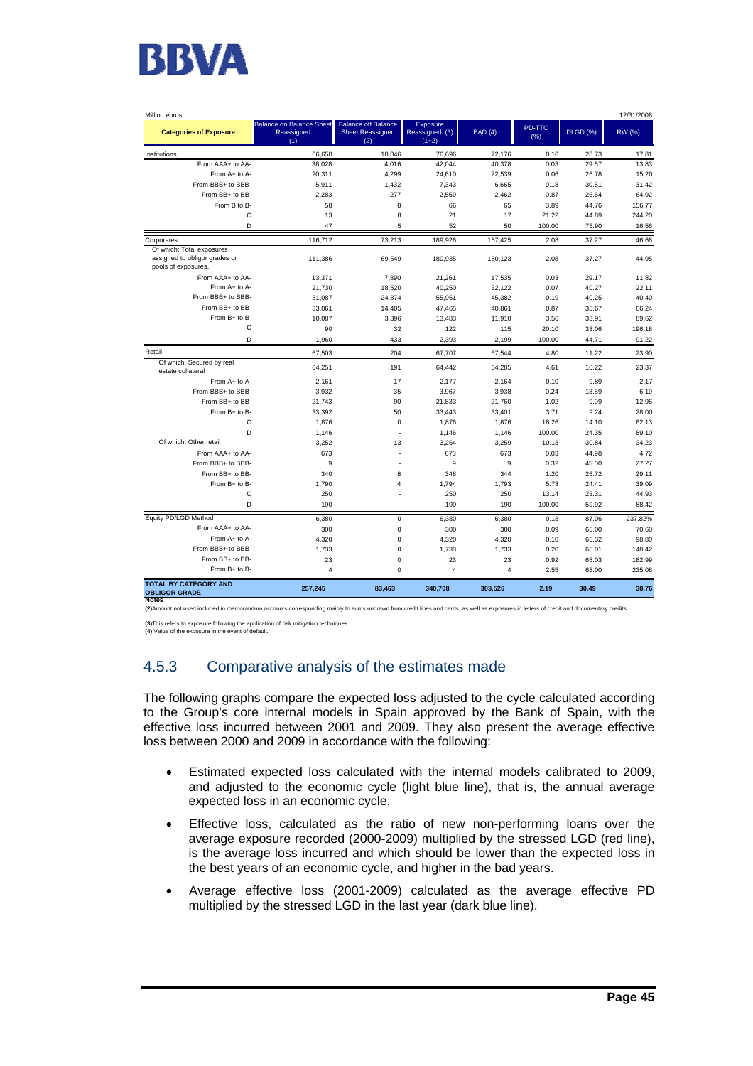Million euros 12/31/2008

| Categories of Exposure | Balance on Balance Sheet Reassigned (1) | Balance off Balance Sheet Reassigned (2) | Exposure Reassigned (3) (1+2) | EAD (4) | PD-TTC (%) | DLGD (%) | RW (%) |
|---|---|---|---|---|---|---|---|
| Institutions | 66,650 | 10,046 | 76,696 | 72,176 | 0.16 | 28.73 | 17.81 |
| From AAA+ to AA- | 38,028 | 4,016 | 42,044 | 40,378 | 0.03 | 29.57 | 13.83 |
| From A+ to A- | 20,311 | 4,299 | 24,610 | 22,539 | 0.06 | 26.78 | 15.20 |
| From BBB+ to BBB- | 5,911 | 1,432 | 7,343 | 6,665 | 0.18 | 30.51 | 31.42 |
| From BB+ to BB- | 2,283 | 277 | 2,559 | 2,462 | 0.87 | 26.64 | 64.92 |
| From B to B- | 58 | 8 | 66 | 65 | 3.89 | 44.76 | 156.77 |
| C | 13 | 8 | 21 | 17 | 21.22 | 44.89 | 244.20 |
| D | 47 | 5 | 52 | 50 | 100.00 | 75.90 | 16.56 |
| Corporates | 116,712 | 73,213 | 189,926 | 157,425 | 2.08 | 37.27 | 46.68 |
| Of which: Total exposures assigned to obligor grades or pools of exposures. | 111,386 | 69,549 | 180,935 | 150,123 | 2.08 | 37.27 | 44.95 |
| From AAA+ to AA- | 13,371 | 7,890 | 21,261 | 17,535 | 0.03 | 29.17 | 11.82 |
| From A+ to A- | 21,730 | 18,520 | 40,250 | 32,122 | 0.07 | 40.27 | 22.11 |
| From BBB+ to BBB- | 31,087 | 24,874 | 55,961 | 45,382 | 0.19 | 40.25 | 40.40 |
| From BB+ to BB- | 33,061 | 14,405 | 47,465 | 40,861 | 0.87 | 35.67 | 66.24 |
| From B+ to B- | 10,087 | 3,396 | 13,483 | 11,910 | 3.56 | 33.91 | 89.62 |
| C | 90 | 32 | 122 | 115 | 20.10 | 33.06 | 196.18 |
| D | 1,960 | 433 | 2,393 | 2,199 | 100.00 | 44.71 | 91.22 |
| Retail | 67,503 | 204 | 67,707 | 67,544 | 4.80 | 11.22 | 23.90 |
| Of which: Secured by real estate collateral | 64,251 | 191 | 64,442 | 64,285 | 4.61 | 10.22 | 23.37 |
| From A+ to A- | 2,161 | 17 | 2,177 | 2,164 | 0.10 | 9.89 | 2.17 |
| From BBB+ to BBB- | 3,932 | 35 | 3,967 | 3,938 | 0.24 | 13.89 | 6.19 |
| From BB+ to BB- | 21,743 | 90 | 21,833 | 21,760 | 1.02 | 9.99 | 12.96 |
| From B+ to B- | 33,392 | 50 | 33,443 | 33,401 | 3.71 | 9.24 | 28.00 |
| C | 1,876 | 0 | 1,876 | 1,876 | 18.26 | 14.10 | 82.13 |
| D | 1,146 | - | 1,146 | 1,146 | 100.00 | 24.35 | 89.10 |
| Of which: Other retail | 3,252 | 13 | 3,264 | 3,259 | 10.13 | 30.84 | 34.23 |
| From AAA+ to AA- | 673 | - | 673 | 673 | 0.03 | 44.98 | 4.72 |
| From BBB+ to BBB- | 9 | - | 9 | 9 | 0.32 | 45.00 | 27.27 |
| From BB+ to BB- | 340 | 8 | 348 | 344 | 1.20 | 25.72 | 29.11 |
| From B+ to B- | 1,790 | 4 | 1,794 | 1,793 | 5.73 | 24.41 | 39.09 |
| C | 250 | - | 250 | 250 | 13.14 | 23.31 | 44.93 |
| D | 190 | - | 190 | 190 | 100.00 | 59.92 | 88.42 |
| Equity PD/LGD Method | 6,380 | 0 | 6,380 | 6,380 | 0.13 | 87.06 | 237.82% |
| From AAA+ to AA- | 300 | 0 | 300 | 300 | 0.09 | 65.00 | 70.68 |
| From A+ to A- | 4,320 | 0 | 4,320 | 4,320 | 0.10 | 65.32 | 98.80 |
| From BBB+ to BBB- | 1,733 | 0 | 1,733 | 1,733 | 0.20 | 65.01 | 148.42 |
| From BB+ to BB- | 23 | 0 | 23 | 23 | 0.92 | 65.03 | 182.99 |
| From B+ to B- | 4 | 0 | 4 | 4 | 2.55 | 65.00 | 235.08 |
| **TOTAL BY CATEGORY AND OBLIGOR GRADE** | **257,245** | **83,463** | **340,708** | **303,526** | **2.19** | **30.49** | **38.76** |

**Notes**

**(2)** Amount not used included in memorandum accounts corresponding mainly to sums undrawn from credit lines and cards, as well as exposures in letters of credit and documentary credits.

**(3)** This refers to exposure following the application of risk mitigation techniques.

**(4)** Value of the exposure in the event of default.

### 4.5.3 Comparative analysis of the estimates made

The following graphs compare the expected loss adjusted to the cycle calculated according to the Group's core internal models in Spain approved by the Bank of Spain, with the effective loss incurred between 2001 and 2009. They also present the average effective loss between 2000 and 2009 in accordance with the following:

- Estimated expected loss calculated with the internal models calibrated to 2009, and adjusted to the economic cycle (light blue line), that is, the annual average expected loss in an economic cycle.
- Effective loss, calculated as the ratio of new non-performing loans over the average exposure recorded (2000-2009) multiplied by the stressed LGD (red line), is the average loss incurred and which should be lower than the expected loss in the best years of an economic cycle, and higher in the bad years.
- Average effective loss (2001-2009) calculated as the average effective PD multiplied by the stressed LGD in the last year (dark blue line).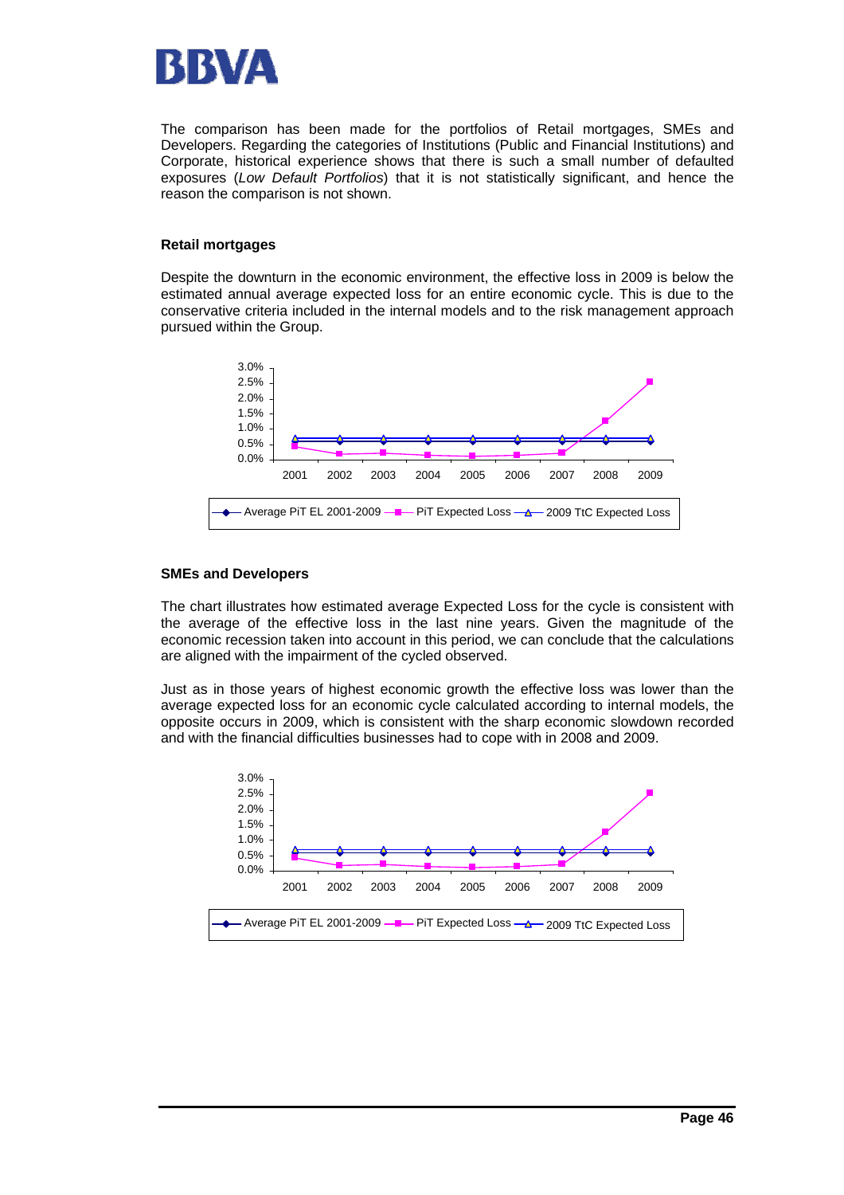The comparison has been made for the portfolios of Retail mortgages, SMEs and Developers. Regarding the categories of Institutions (Public and Financial Institutions) and Corporate, historical experience shows that there is such a small number of defaulted exposures (*Low Default Portfolios*) that it is not statistically significant, and hence the reason the comparison is not shown.

**Retail mortgages**

Despite the downturn in the economic environment, the effective loss in 2009 is below the estimated annual average expected loss for an entire economic cycle. This is due to the conservative criteria included in the internal models and to the risk management approach pursued within the Group.

**SMEs and Developers**

The chart illustrates how estimated average Expected Loss for the cycle is consistent with the average of the effective loss in the last nine years. Given the magnitude of the economic recession taken into account in this period, we can conclude that the calculations are aligned with the impairment of the cycled observed.

Just as in those years of highest economic growth the effective loss was lower than the average expected loss for an economic cycle calculated according to internal models, the opposite occurs in 2009, which is consistent with the sharp economic slowdown recorded and with the financial difficulties businesses had to cope with in 2008 and 2009.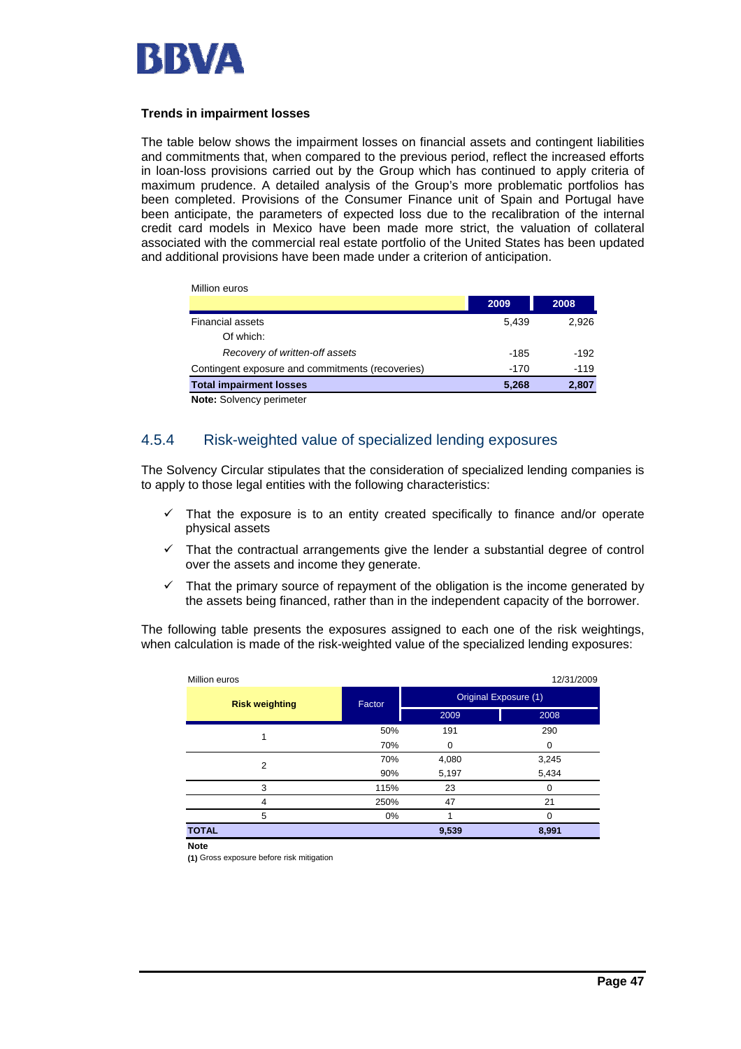**Trends in impairment losses**

The table below shows the impairment losses on financial assets and contingent liabilities and commitments that, when compared to the previous period, reflect the increased efforts in loan-loss provisions carried out by the Group which has continued to apply criteria of maximum prudence. A detailed analysis of the Group's more problematic portfolios has been completed. Provisions of the Consumer Finance unit of Spain and Portugal have been anticipate, the parameters of expected loss due to the recalibration of the internal credit card models in Mexico have been made more strict, the valuation of collateral associated with the commercial real estate portfolio of the United States has been updated and additional provisions have been made under a criterion of anticipation.

Million euros

| | 2009 | 2008 |
|---|---|---|
| Financial assets | 5,439 | 2,926 |
| Of which: | | |
| *Recovery of written-off assets* | -185 | -192 |
| Contingent exposure and commitments (recoveries) | -170 | -119 |
| **Total impairment losses** | **5,268** | **2,807** |

**Note:** Solvency perimeter

## 4.5.4 Risk-weighted value of specialized lending exposures

The Solvency Circular stipulates that the consideration of specialized lending companies is to apply to those legal entities with the following characteristics:

- ✓ That the exposure is to an entity created specifically to finance and/or operate physical assets
- ✓ That the contractual arrangements give the lender a substantial degree of control over the assets and income they generate.
- ✓ That the primary source of repayment of the obligation is the income generated by the assets being financed, rather than in the independent capacity of the borrower.

The following table presents the exposures assigned to each one of the risk weightings, when calculation is made of the risk-weighted value of the specialized lending exposures:

Million euros — 12/31/2009

| Risk weighting | Factor | Original Exposure (1) | |
|---|---|---|---|
| | | 2009 | 2008 |
| 1 | 50% | 191 | 290 |
| | 70% | 0 | 0 |
| 2 | 70% | 4,080 | 3,245 |
| | 90% | 5,197 | 5,434 |
| 3 | 115% | 23 | 0 |
| 4 | 250% | 47 | 21 |
| 5 | 0% | 1 | 0 |
| **TOTAL** | | **9,539** | **8,991** |

**Note**

**(1)** Gross exposure before risk mitigation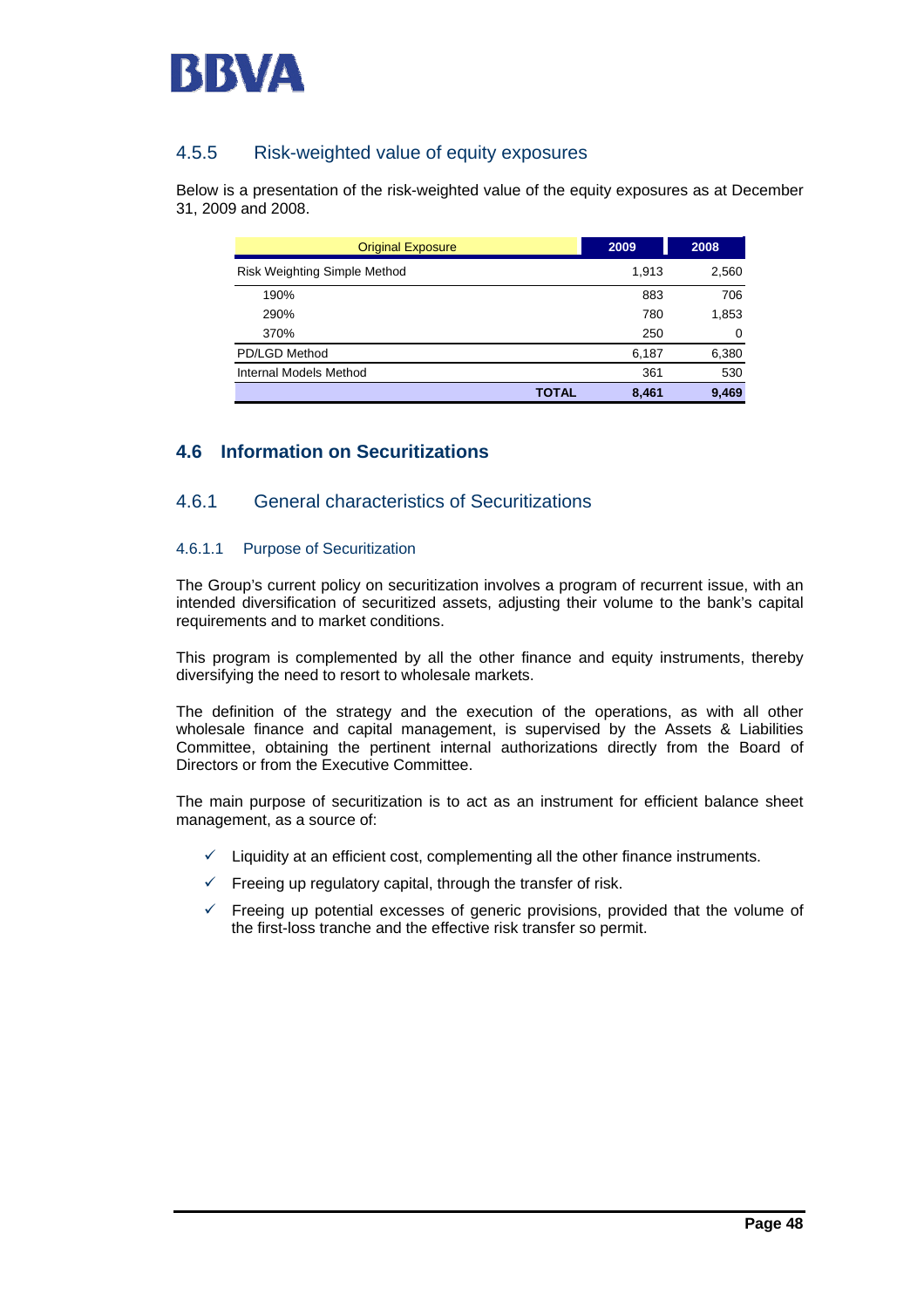### 4.5.5 Risk-weighted value of equity exposures

Below is a presentation of the risk-weighted value of the equity exposures as at December 31, 2009 and 2008.

| Original Exposure | 2009 | 2008 |
|---|---|---|
| Risk Weighting Simple Method | 1,913 | 2,560 |
| 190% | 883 | 706 |
| 290% | 780 | 1,853 |
| 370% | 250 | 0 |
| PD/LGD Method | 6,187 | 6,380 |
| Internal Models Method | 361 | 530 |
| **TOTAL** | **8,461** | **9,469** |

## 4.6 Information on Securitizations

### 4.6.1 General characteristics of Securitizations

#### 4.6.1.1 Purpose of Securitization

The Group's current policy on securitization involves a program of recurrent issue, with an intended diversification of securitized assets, adjusting their volume to the bank's capital requirements and to market conditions.

This program is complemented by all the other finance and equity instruments, thereby diversifying the need to resort to wholesale markets.

The definition of the strategy and the execution of the operations, as with all other wholesale finance and capital management, is supervised by the Assets & Liabilities Committee, obtaining the pertinent internal authorizations directly from the Board of Directors or from the Executive Committee.

The main purpose of securitization is to act as an instrument for efficient balance sheet management, as a source of:

- ✓ Liquidity at an efficient cost, complementing all the other finance instruments.
- ✓ Freeing up regulatory capital, through the transfer of risk.
- ✓ Freeing up potential excesses of generic provisions, provided that the volume of the first-loss tranche and the effective risk transfer so permit.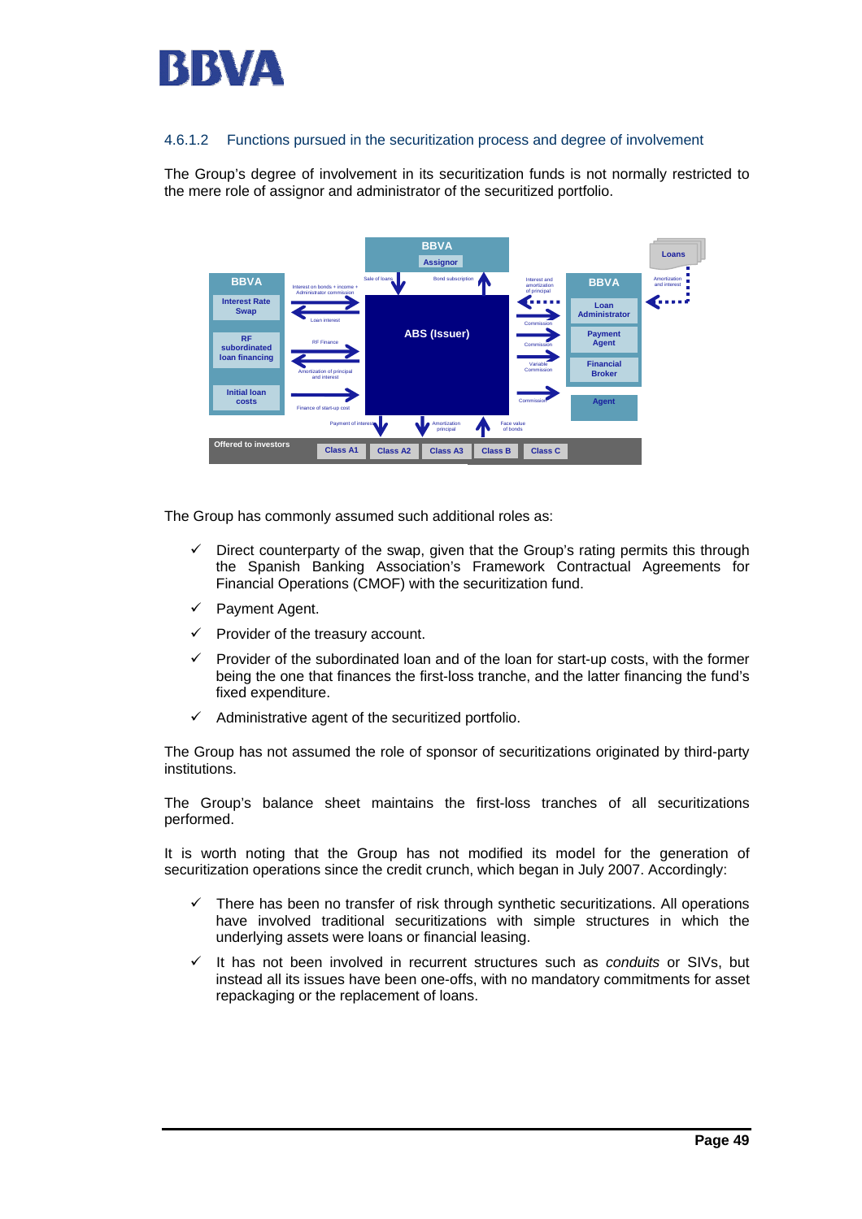### 4.6.1.2 Functions pursued in the securitization process and degree of involvement

The Group's degree of involvement in its securitization funds is not normally restricted to the mere role of assignor and administrator of the securitized portfolio.

The Group has commonly assumed such additional roles as:

- ✓ Direct counterparty of the swap, given that the Group's rating permits this through the Spanish Banking Association's Framework Contractual Agreements for Financial Operations (CMOF) with the securitization fund.
- ✓ Payment Agent.
- ✓ Provider of the treasury account.
- ✓ Provider of the subordinated loan and of the loan for start-up costs, with the former being the one that finances the first-loss tranche, and the latter financing the fund's fixed expenditure.
- ✓ Administrative agent of the securitized portfolio.

The Group has not assumed the role of sponsor of securitizations originated by third-party institutions.

The Group's balance sheet maintains the first-loss tranches of all securitizations performed.

It is worth noting that the Group has not modified its model for the generation of securitization operations since the credit crunch, which began in July 2007. Accordingly:

- ✓ There has been no transfer of risk through synthetic securitizations. All operations have involved traditional securitizations with simple structures in which the underlying assets were loans or financial leasing.
- ✓ It has not been involved in recurrent structures such as *conduits* or SIVs, but instead all its issues have been one-offs, with no mandatory commitments for asset repackaging or the replacement of loans.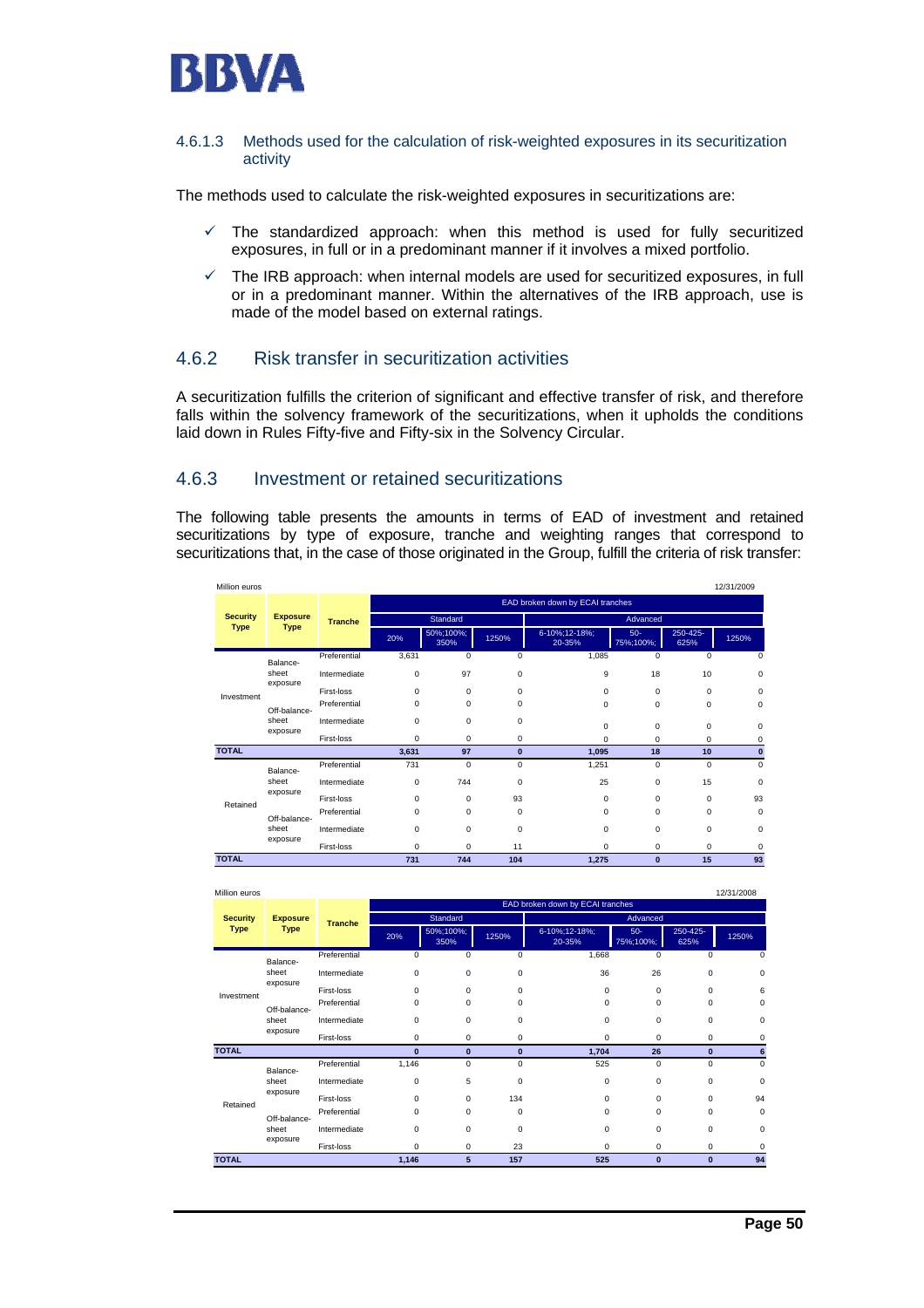### 4.6.1.3 Methods used for the calculation of risk-weighted exposures in its securitization activity

The methods used to calculate the risk-weighted exposures in securitizations are:

- ✓ The standardized approach: when this method is used for fully securitized exposures, in full or in a predominant manner if it involves a mixed portfolio.
- ✓ The IRB approach: when internal models are used for securitized exposures, in full or in a predominant manner. Within the alternatives of the IRB approach, use is made of the model based on external ratings.

## 4.6.2 Risk transfer in securitization activities

A securitization fulfills the criterion of significant and effective transfer of risk, and therefore falls within the solvency framework of the securitizations, when it upholds the conditions laid down in Rules Fifty-five and Fifty-six in the Solvency Circular.

## 4.6.3 Investment or retained securitizations

The following table presents the amounts in terms of EAD of investment and retained securitizations by type of exposure, tranche and weighting ranges that correspond to securitizations that, in the case of those originated in the Group, fulfill the criteria of risk transfer:

Million euros — 12/31/2009

| Security Type | Exposure Type | Tranche | EAD broken down by ECAI tranches | | | | | | |
|---|---|---|---|---|---|---|---|---|---|
| | | | Standard | | | Advanced | | | |
| | | | 20% | 50%;100%; 350% | 1250% | 6-10%;12-18%; 20-35% | 50-75%;100%; | 250-425-625% | 1250% |
| Investment | Balance-sheet exposure | Preferential | 3,631 | 0 | 0 | 1,085 | 0 | 0 | 0 |
| | | Intermediate | 0 | 97 | 0 | 9 | 18 | 10 | 0 |
| | | First-loss | 0 | 0 | 0 | 0 | 0 | 0 | 0 |
| | Off-balance-sheet exposure | Preferential | 0 | 0 | 0 | 0 | 0 | 0 | 0 |
| | | Intermediate | 0 | 0 | 0 | 0 | 0 | 0 | 0 |
| | | First-loss | 0 | 0 | 0 | 0 | 0 | 0 | 0 |
| **TOTAL** | | | **3,631** | **97** | **0** | **1,095** | **18** | **10** | **0** |
| Retained | Balance-sheet exposure | Preferential | 731 | 0 | 0 | 1,251 | 0 | 0 | 0 |
| | | Intermediate | 0 | 744 | 0 | 25 | 0 | 15 | 0 |
| | | First-loss | 0 | 0 | 93 | 0 | 0 | 0 | 93 |
| | Off-balance-sheet exposure | Preferential | 0 | 0 | 0 | 0 | 0 | 0 | 0 |
| | | Intermediate | 0 | 0 | 0 | 0 | 0 | 0 | 0 |
| | | First-loss | 0 | 0 | 11 | 0 | 0 | 0 | 0 |
| **TOTAL** | | | **731** | **744** | **104** | **1,275** | **0** | **15** | **93** |

Million euros — 12/31/2008

| Security Type | Exposure Type | Tranche | EAD broken down by ECAI tranches | | | | | | |
|---|---|---|---|---|---|---|---|---|---|
| | | | Standard | | | Advanced | | | |
| | | | 20% | 50%;100%; 350% | 1250% | 6-10%;12-18%; 20-35% | 50-75%;100%; | 250-425-625% | 1250% |
| Investment | Balance-sheet exposure | Preferential | 0 | 0 | 0 | 1,668 | 0 | 0 | 0 |
| | | Intermediate | 0 | 0 | 0 | 36 | 26 | 0 | 0 |
| | | First-loss | 0 | 0 | 0 | 0 | 0 | 0 | 6 |
| | Off-balance-sheet exposure | Preferential | 0 | 0 | 0 | 0 | 0 | 0 | 0 |
| | | Intermediate | 0 | 0 | 0 | 0 | 0 | 0 | 0 |
| | | First-loss | 0 | 0 | 0 | 0 | 0 | 0 | 0 |
| **TOTAL** | | | **0** | **0** | **0** | **1,704** | **26** | **0** | **6** |
| Retained | Balance-sheet exposure | Preferential | 1,146 | 0 | 0 | 525 | 0 | 0 | 0 |
| | | Intermediate | 0 | 5 | 0 | 0 | 0 | 0 | 0 |
| | | First-loss | 0 | 0 | 134 | 0 | 0 | 0 | 94 |
| | Off-balance-sheet exposure | Preferential | 0 | 0 | 0 | 0 | 0 | 0 | 0 |
| | | Intermediate | 0 | 0 | 0 | 0 | 0 | 0 | 0 |
| | | First-loss | 0 | 0 | 23 | 0 | 0 | 0 | 0 |
| **TOTAL** | | | **1,146** | **5** | **157** | **525** | **0** | **0** | **94** |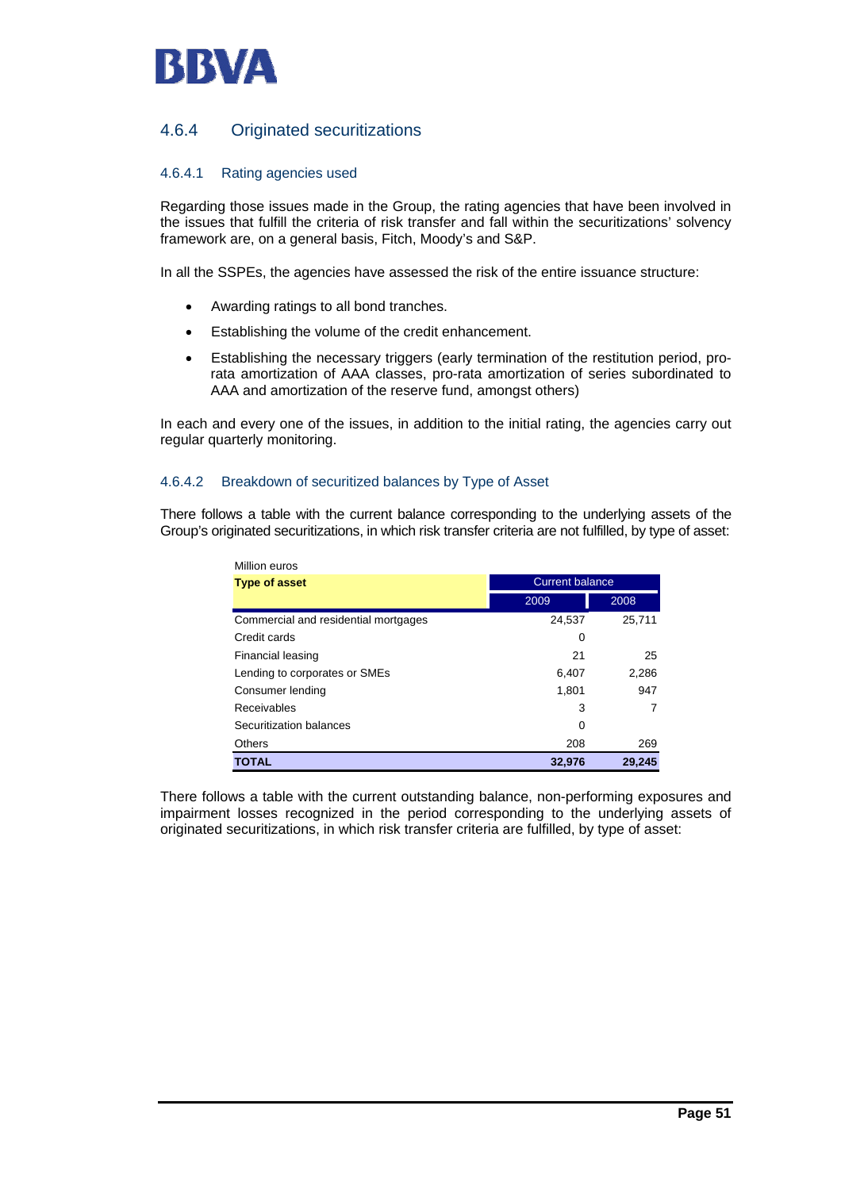## 4.6.4 Originated securitizations

### 4.6.4.1 Rating agencies used

Regarding those issues made in the Group, the rating agencies that have been involved in the issues that fulfill the criteria of risk transfer and fall within the securitizations' solvency framework are, on a general basis, Fitch, Moody's and S&P.

In all the SSPEs, the agencies have assessed the risk of the entire issuance structure:

- Awarding ratings to all bond tranches.
- Establishing the volume of the credit enhancement.
- Establishing the necessary triggers (early termination of the restitution period, pro-rata amortization of AAA classes, pro-rata amortization of series subordinated to AAA and amortization of the reserve fund, amongst others)

In each and every one of the issues, in addition to the initial rating, the agencies carry out regular quarterly monitoring.

### 4.6.4.2 Breakdown of securitized balances by Type of Asset

There follows a table with the current balance corresponding to the underlying assets of the Group's originated securitizations, in which risk transfer criteria are not fulfilled, by type of asset:

Million euros

| Type of asset | Current balance | |
|---|---|---|
| | 2009 | 2008 |
| Commercial and residential mortgages | 24,537 | 25,711 |
| Credit cards | 0 | |
| Financial leasing | 21 | 25 |
| Lending to corporates or SMEs | 6,407 | 2,286 |
| Consumer lending | 1,801 | 947 |
| Receivables | 3 | 7 |
| Securitization balances | 0 | |
| Others | 208 | 269 |
| **TOTAL** | **32,976** | **29,245** |

There follows a table with the current outstanding balance, non-performing exposures and impairment losses recognized in the period corresponding to the underlying assets of originated securitizations, in which risk transfer criteria are fulfilled, by type of asset: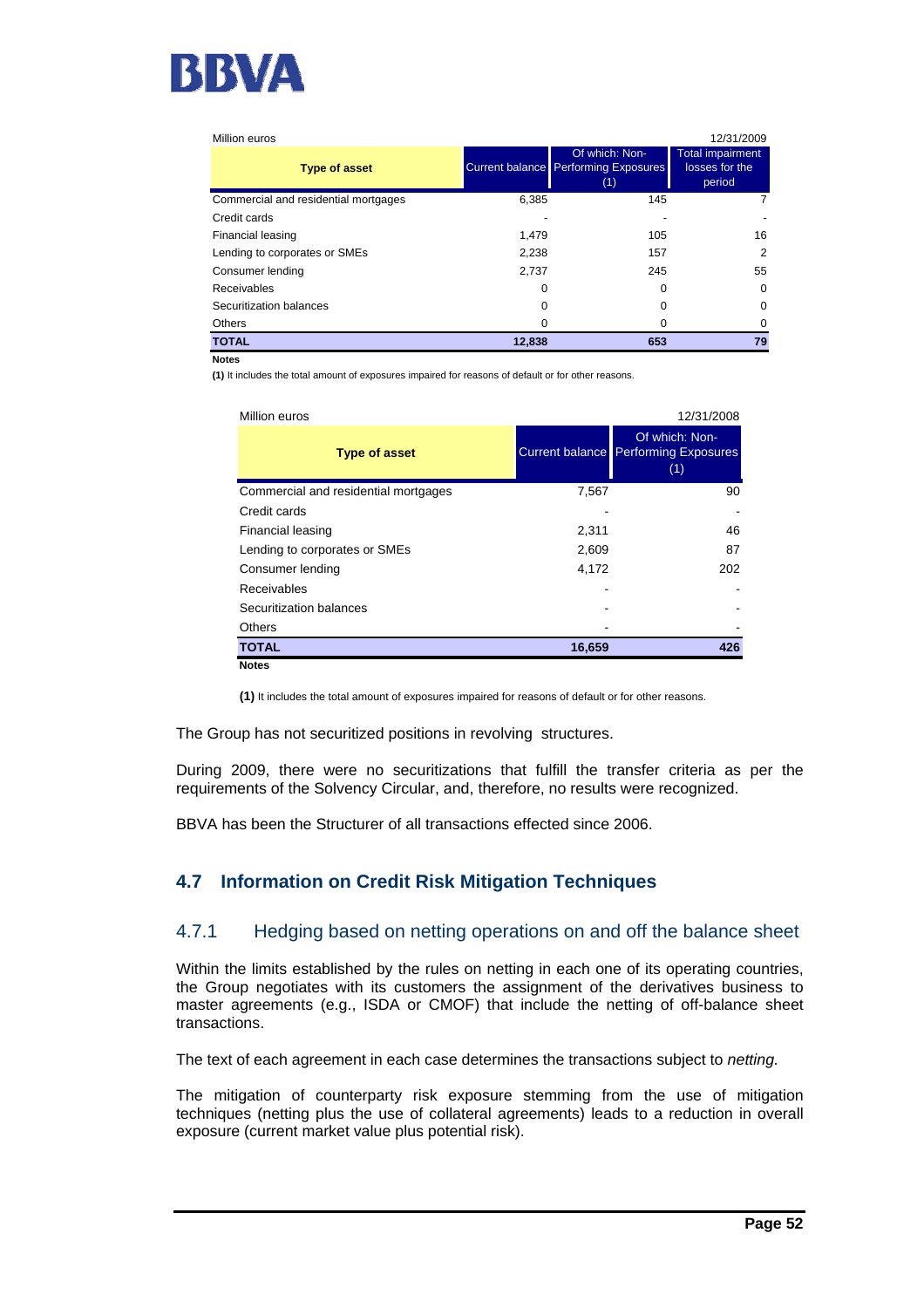| Million euros | | | 12/31/2009 |
|---|---|---|---|
| **Type of asset** | Current balance | Of which: Non-Performing Exposures (1) | Total impairment losses for the period |
| Commercial and residential mortgages | 6,385 | 145 | 7 |
| Credit cards | - | - | - |
| Financial leasing | 1,479 | 105 | 16 |
| Lending to corporates or SMEs | 2,238 | 157 | 2 |
| Consumer lending | 2,737 | 245 | 55 |
| Receivables | 0 | 0 | 0 |
| Securitization balances | 0 | 0 | 0 |
| Others | 0 | 0 | 0 |
| **TOTAL** | **12,838** | **653** | **79** |

**Notes**

**(1)** It includes the total amount of exposures impaired for reasons of default or for other reasons.

| Million euros | | 12/31/2008 |
|---|---|---|
| **Type of asset** | Current balance | Of which: Non-Performing Exposures (1) |
| Commercial and residential mortgages | 7,567 | 90 |
| Credit cards | - | - |
| Financial leasing | 2,311 | 46 |
| Lending to corporates or SMEs | 2,609 | 87 |
| Consumer lending | 4,172 | 202 |
| Receivables | - | - |
| Securitization balances | - | - |
| Others | - | - |
| **TOTAL** | **16,659** | **426** |

**Notes**

**(1)** It includes the total amount of exposures impaired for reasons of default or for other reasons.

The Group has not securitized positions in revolving structures.

During 2009, there were no securitizations that fulfill the transfer criteria as per the requirements of the Solvency Circular, and, therefore, no results were recognized.

BBVA has been the Structurer of all transactions effected since 2006.

## 4.7 Information on Credit Risk Mitigation Techniques

### 4.7.1 Hedging based on netting operations on and off the balance sheet

Within the limits established by the rules on netting in each one of its operating countries, the Group negotiates with its customers the assignment of the derivatives business to master agreements (e.g., ISDA or CMOF) that include the netting of off-balance sheet transactions.

The text of each agreement in each case determines the transactions subject to *netting.*

The mitigation of counterparty risk exposure stemming from the use of mitigation techniques (netting plus the use of collateral agreements) leads to a reduction in overall exposure (current market value plus potential risk).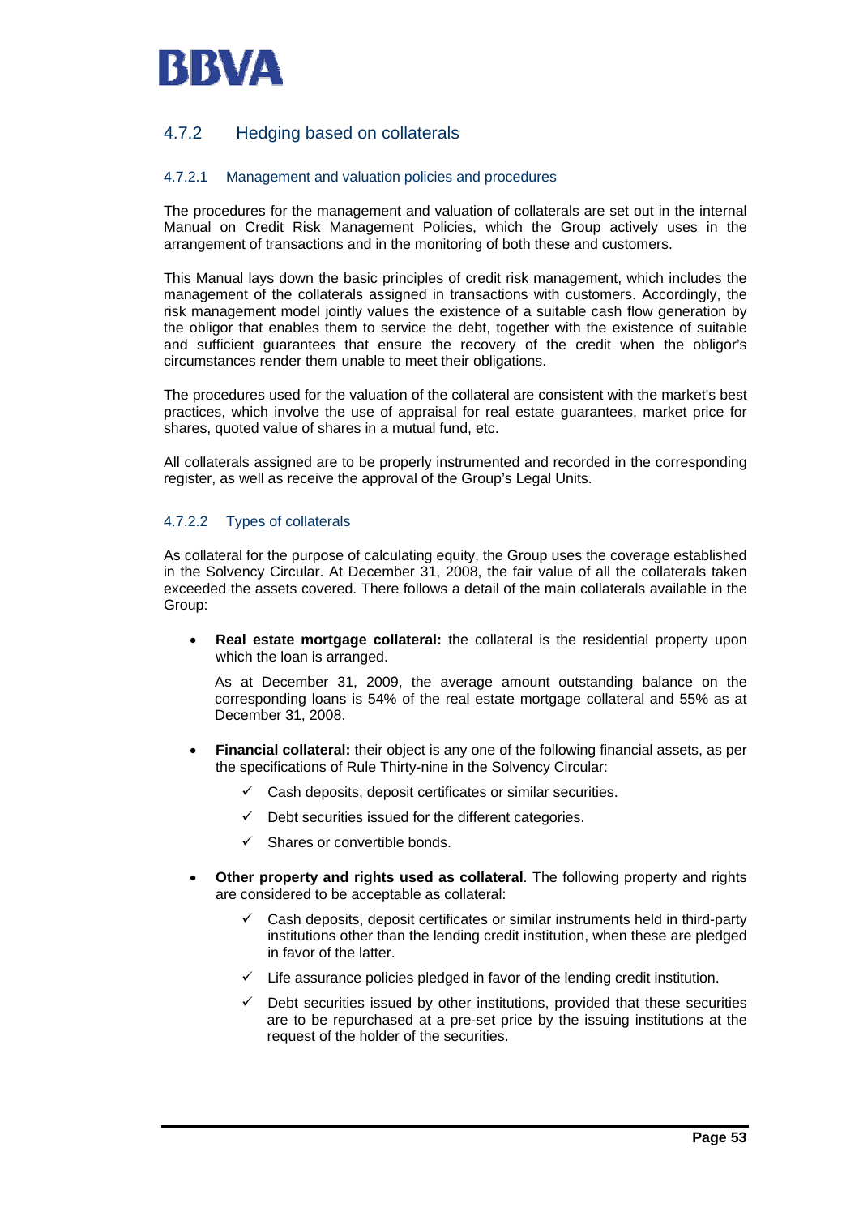### 4.7.2 Hedging based on collaterals

#### 4.7.2.1 Management and valuation policies and procedures

The procedures for the management and valuation of collaterals are set out in the internal Manual on Credit Risk Management Policies, which the Group actively uses in the arrangement of transactions and in the monitoring of both these and customers.

This Manual lays down the basic principles of credit risk management, which includes the management of the collaterals assigned in transactions with customers. Accordingly, the risk management model jointly values the existence of a suitable cash flow generation by the obligor that enables them to service the debt, together with the existence of suitable and sufficient guarantees that ensure the recovery of the credit when the obligor's circumstances render them unable to meet their obligations.

The procedures used for the valuation of the collateral are consistent with the market's best practices, which involve the use of appraisal for real estate guarantees, market price for shares, quoted value of shares in a mutual fund, etc.

All collaterals assigned are to be properly instrumented and recorded in the corresponding register, as well as receive the approval of the Group's Legal Units.

#### 4.7.2.2 Types of collaterals

As collateral for the purpose of calculating equity, the Group uses the coverage established in the Solvency Circular. At December 31, 2008, the fair value of all the collaterals taken exceeded the assets covered. There follows a detail of the main collaterals available in the Group:

- **Real estate mortgage collateral:** the collateral is the residential property upon which the loan is arranged.

  As at December 31, 2009, the average amount outstanding balance on the corresponding loans is 54% of the real estate mortgage collateral and 55% as at December 31, 2008.

- **Financial collateral:** their object is any one of the following financial assets, as per the specifications of Rule Thirty-nine in the Solvency Circular:
  - ✓ Cash deposits, deposit certificates or similar securities.
  - ✓ Debt securities issued for the different categories.
  - ✓ Shares or convertible bonds.

- **Other property and rights used as collateral**. The following property and rights are considered to be acceptable as collateral:
  - ✓ Cash deposits, deposit certificates or similar instruments held in third-party institutions other than the lending credit institution, when these are pledged in favor of the latter.
  - ✓ Life assurance policies pledged in favor of the lending credit institution.
  - ✓ Debt securities issued by other institutions, provided that these securities are to be repurchased at a pre-set price by the issuing institutions at the request of the holder of the securities.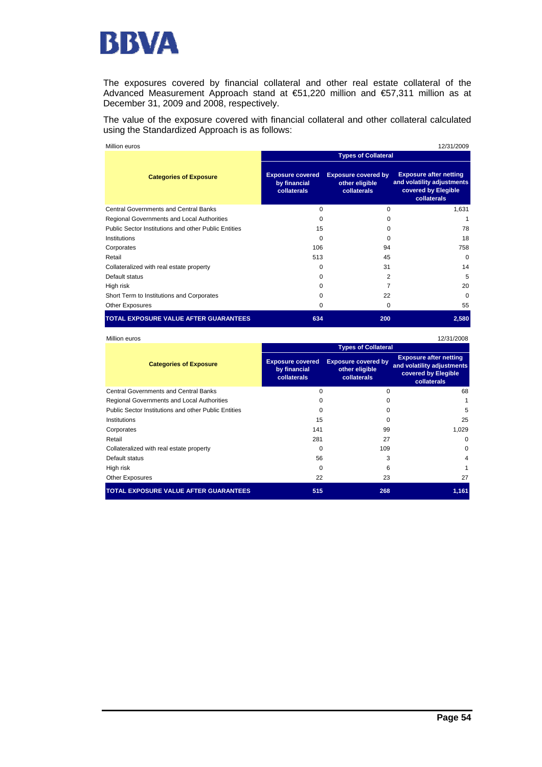The exposures covered by financial collateral and other real estate collateral of the Advanced Measurement Approach stand at €51,220 million and €57,311 million as at December 31, 2009 and 2008, respectively.

The value of the exposure covered with financial collateral and other collateral calculated using the Standardized Approach is as follows:

Million euros 12/31/2009

| Categories of Exposure | Types of Collateral | | |
|---|---|---|---|
| | Exposure covered by financial collaterals | Exposure covered by other eligible collaterals | Exposure after netting and volatility adjustments covered by Elegible collaterals |
| Central Governments and Central Banks | 0 | 0 | 1,631 |
| Regional Governments and Local Authorities | 0 | 0 | 1 |
| Public Sector Institutions and other Public Entities | 15 | 0 | 78 |
| Institutions | 0 | 0 | 18 |
| Corporates | 106 | 94 | 758 |
| Retail | 513 | 45 | 0 |
| Collateralized with real estate property | 0 | 31 | 14 |
| Default status | 0 | 2 | 5 |
| High risk | 0 | 7 | 20 |
| Short Term to Institutions and Corporates | 0 | 22 | 0 |
| Other Exposures | 0 | 0 | 55 |
| **TOTAL EXPOSURE VALUE AFTER GUARANTEES** | **634** | **200** | **2,580** |

Million euros 12/31/2008

| Categories of Exposure | Types of Collateral | | |
|---|---|---|---|
| | Exposure covered by financial collaterals | Exposure covered by other eligible collaterals | Exposure after netting and volatility adjustments covered by Elegible collaterals |
| Central Governments and Central Banks | 0 | 0 | 68 |
| Regional Governments and Local Authorities | 0 | 0 | 1 |
| Public Sector Institutions and other Public Entities | 0 | 0 | 5 |
| Institutions | 15 | 0 | 25 |
| Corporates | 141 | 99 | 1,029 |
| Retail | 281 | 27 | 0 |
| Collateralized with real estate property | 0 | 109 | 0 |
| Default status | 56 | 3 | 4 |
| High risk | 0 | 6 | 1 |
| Other Exposures | 22 | 23 | 27 |
| **TOTAL EXPOSURE VALUE AFTER GUARANTEES** | **515** | **268** | **1,161** |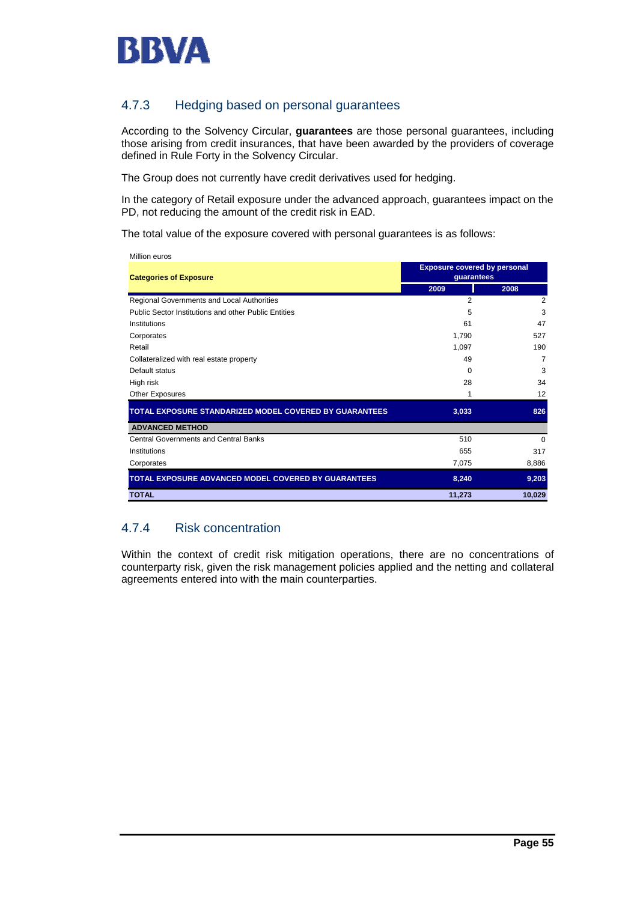### 4.7.3 Hedging based on personal guarantees

According to the Solvency Circular, **guarantees** are those personal guarantees, including those arising from credit insurances, that have been awarded by the providers of coverage defined in Rule Forty in the Solvency Circular.

The Group does not currently have credit derivatives used for hedging.

In the category of Retail exposure under the advanced approach, guarantees impact on the PD, not reducing the amount of the credit risk in EAD.

The total value of the exposure covered with personal guarantees is as follows:

Million euros

| Categories of Exposure | Exposure covered by personal guarantees | |
|---|---|---|
| | 2009 | 2008 |
| Regional Governments and Local Authorities | 2 | 2 |
| Public Sector Institutions and other Public Entities | 5 | 3 |
| Institutions | 61 | 47 |
| Corporates | 1,790 | 527 |
| Retail | 1,097 | 190 |
| Collateralized with real estate property | 49 | 7 |
| Default status | 0 | 3 |
| High risk | 28 | 34 |
| Other Exposures | 1 | 12 |
| **TOTAL EXPOSURE STANDARIZED MODEL COVERED BY GUARANTEES** | **3,033** | **826** |
| **ADVANCED METHOD** | | |
| Central Governments and Central Banks | 510 | 0 |
| Institutions | 655 | 317 |
| Corporates | 7,075 | 8,886 |
| **TOTAL EXPOSURE ADVANCED MODEL COVERED BY GUARANTEES** | **8,240** | **9,203** |
| **TOTAL** | **11,273** | **10,029** |

### 4.7.4 Risk concentration

Within the context of credit risk mitigation operations, there are no concentrations of counterparty risk, given the risk management policies applied and the netting and collateral agreements entered into with the main counterparties.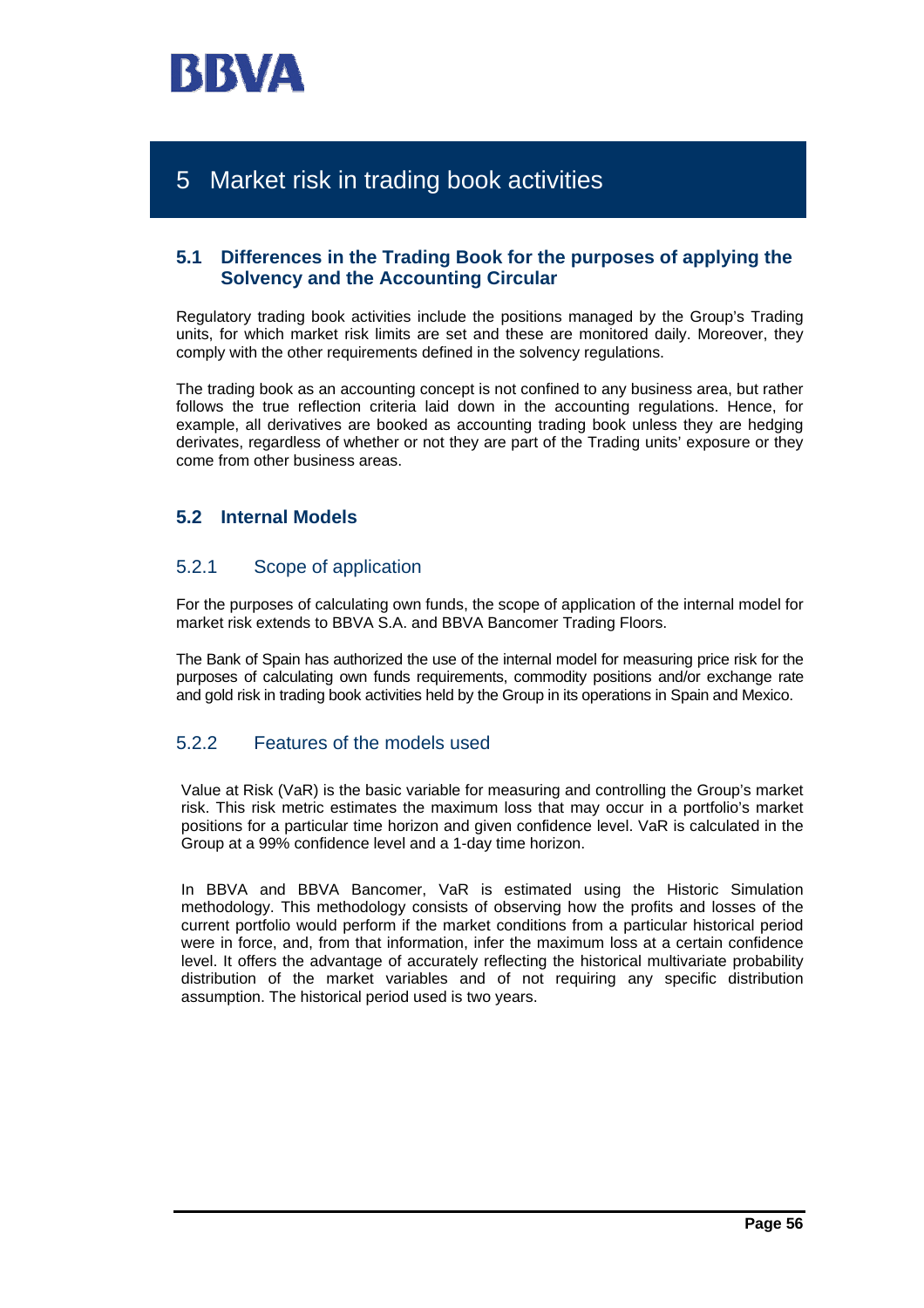# 5 Market risk in trading book activities

## 5.1 Differences in the Trading Book for the purposes of applying the Solvency and the Accounting Circular

Regulatory trading book activities include the positions managed by the Group's Trading units, for which market risk limits are set and these are monitored daily. Moreover, they comply with the other requirements defined in the solvency regulations.

The trading book as an accounting concept is not confined to any business area, but rather follows the true reflection criteria laid down in the accounting regulations. Hence, for example, all derivatives are booked as accounting trading book unless they are hedging derivates, regardless of whether or not they are part of the Trading units' exposure or they come from other business areas.

## 5.2 Internal Models

### 5.2.1 Scope of application

For the purposes of calculating own funds, the scope of application of the internal model for market risk extends to BBVA S.A. and BBVA Bancomer Trading Floors.

The Bank of Spain has authorized the use of the internal model for measuring price risk for the purposes of calculating own funds requirements, commodity positions and/or exchange rate and gold risk in trading book activities held by the Group in its operations in Spain and Mexico.

### 5.2.2 Features of the models used

Value at Risk (VaR) is the basic variable for measuring and controlling the Group's market risk. This risk metric estimates the maximum loss that may occur in a portfolio's market positions for a particular time horizon and given confidence level. VaR is calculated in the Group at a 99% confidence level and a 1-day time horizon.

In BBVA and BBVA Bancomer, VaR is estimated using the Historic Simulation methodology. This methodology consists of observing how the profits and losses of the current portfolio would perform if the market conditions from a particular historical period were in force, and, from that information, infer the maximum loss at a certain confidence level. It offers the advantage of accurately reflecting the historical multivariate probability distribution of the market variables and of not requiring any specific distribution assumption. The historical period used is two years.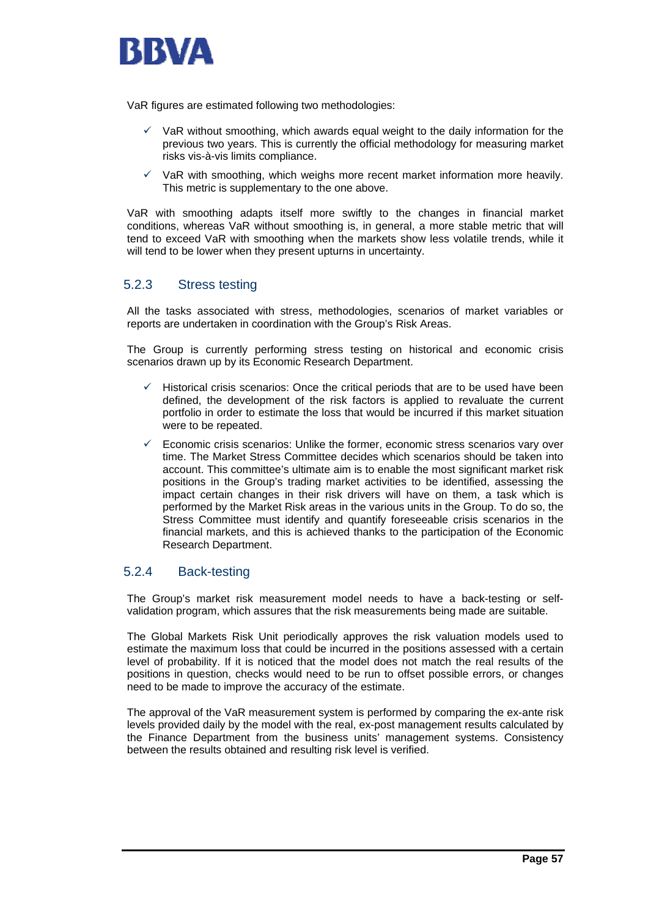VaR figures are estimated following two methodologies:

- ✓ VaR without smoothing, which awards equal weight to the daily information for the previous two years. This is currently the official methodology for measuring market risks vis-à-vis limits compliance.
- ✓ VaR with smoothing, which weighs more recent market information more heavily. This metric is supplementary to the one above.

VaR with smoothing adapts itself more swiftly to the changes in financial market conditions, whereas VaR without smoothing is, in general, a more stable metric that will tend to exceed VaR with smoothing when the markets show less volatile trends, while it will tend to be lower when they present upturns in uncertainty.

### 5.2.3 Stress testing

All the tasks associated with stress, methodologies, scenarios of market variables or reports are undertaken in coordination with the Group's Risk Areas.

The Group is currently performing stress testing on historical and economic crisis scenarios drawn up by its Economic Research Department.

- ✓ Historical crisis scenarios: Once the critical periods that are to be used have been defined, the development of the risk factors is applied to revaluate the current portfolio in order to estimate the loss that would be incurred if this market situation were to be repeated.
- ✓ Economic crisis scenarios: Unlike the former, economic stress scenarios vary over time. The Market Stress Committee decides which scenarios should be taken into account. This committee's ultimate aim is to enable the most significant market risk positions in the Group's trading market activities to be identified, assessing the impact certain changes in their risk drivers will have on them, a task which is performed by the Market Risk areas in the various units in the Group. To do so, the Stress Committee must identify and quantify foreseeable crisis scenarios in the financial markets, and this is achieved thanks to the participation of the Economic Research Department.

### 5.2.4 Back-testing

The Group's market risk measurement model needs to have a back-testing or self-validation program, which assures that the risk measurements being made are suitable.

The Global Markets Risk Unit periodically approves the risk valuation models used to estimate the maximum loss that could be incurred in the positions assessed with a certain level of probability. If it is noticed that the model does not match the real results of the positions in question, checks would need to be run to offset possible errors, or changes need to be made to improve the accuracy of the estimate.

The approval of the VaR measurement system is performed by comparing the ex-ante risk levels provided daily by the model with the real, ex-post management results calculated by the Finance Department from the business units' management systems. Consistency between the results obtained and resulting risk level is verified.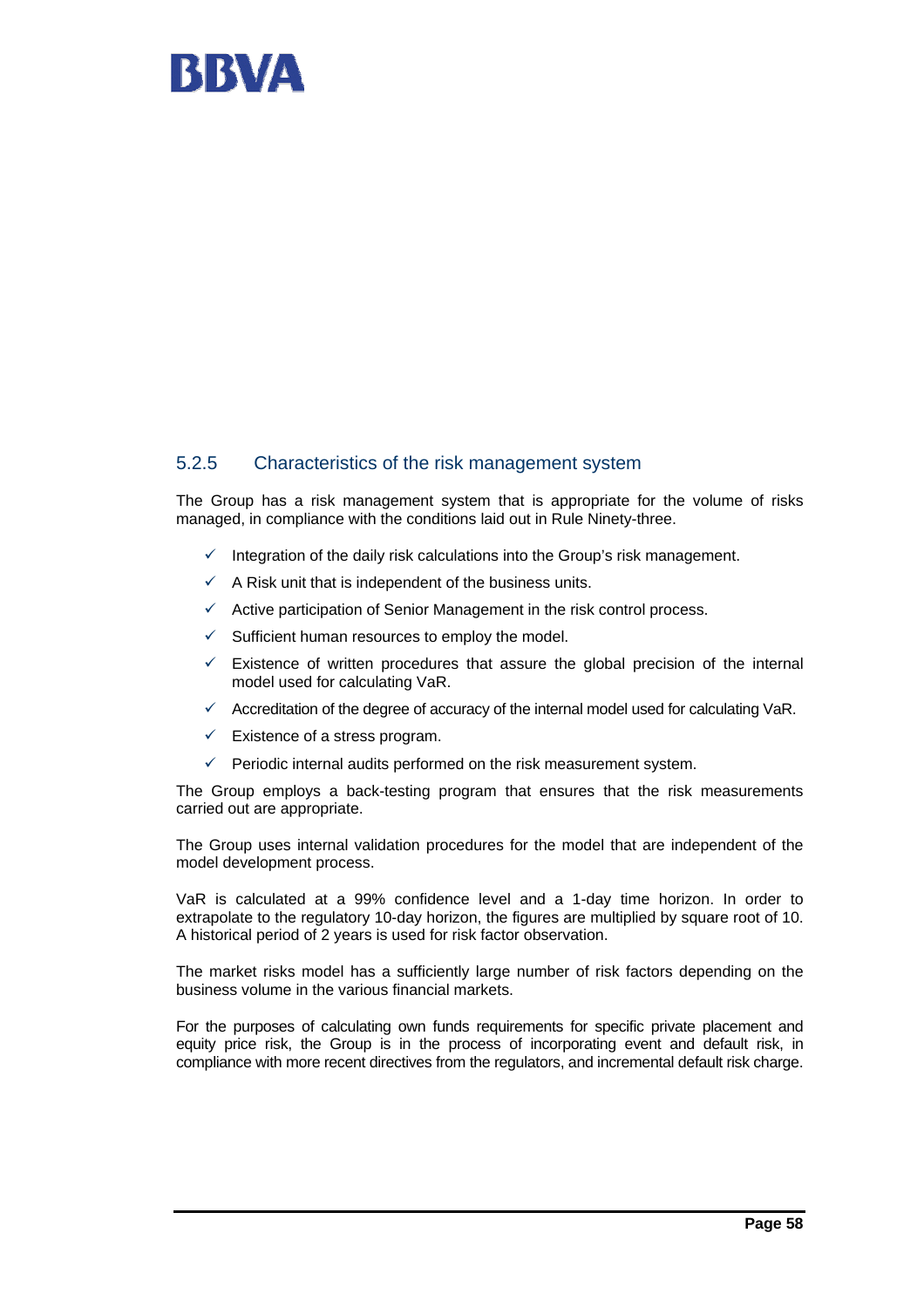### 5.2.5 Characteristics of the risk management system

The Group has a risk management system that is appropriate for the volume of risks managed, in compliance with the conditions laid out in Rule Ninety-three.

- ✓ Integration of the daily risk calculations into the Group's risk management.
- ✓ A Risk unit that is independent of the business units.
- ✓ Active participation of Senior Management in the risk control process.
- ✓ Sufficient human resources to employ the model.
- ✓ Existence of written procedures that assure the global precision of the internal model used for calculating VaR.
- ✓ Accreditation of the degree of accuracy of the internal model used for calculating VaR.
- ✓ Existence of a stress program.
- ✓ Periodic internal audits performed on the risk measurement system.

The Group employs a back-testing program that ensures that the risk measurements carried out are appropriate.

The Group uses internal validation procedures for the model that are independent of the model development process.

VaR is calculated at a 99% confidence level and a 1-day time horizon. In order to extrapolate to the regulatory 10-day horizon, the figures are multiplied by square root of 10. A historical period of 2 years is used for risk factor observation.

The market risks model has a sufficiently large number of risk factors depending on the business volume in the various financial markets.

For the purposes of calculating own funds requirements for specific private placement and equity price risk, the Group is in the process of incorporating event and default risk, in compliance with more recent directives from the regulators, and incremental default risk charge.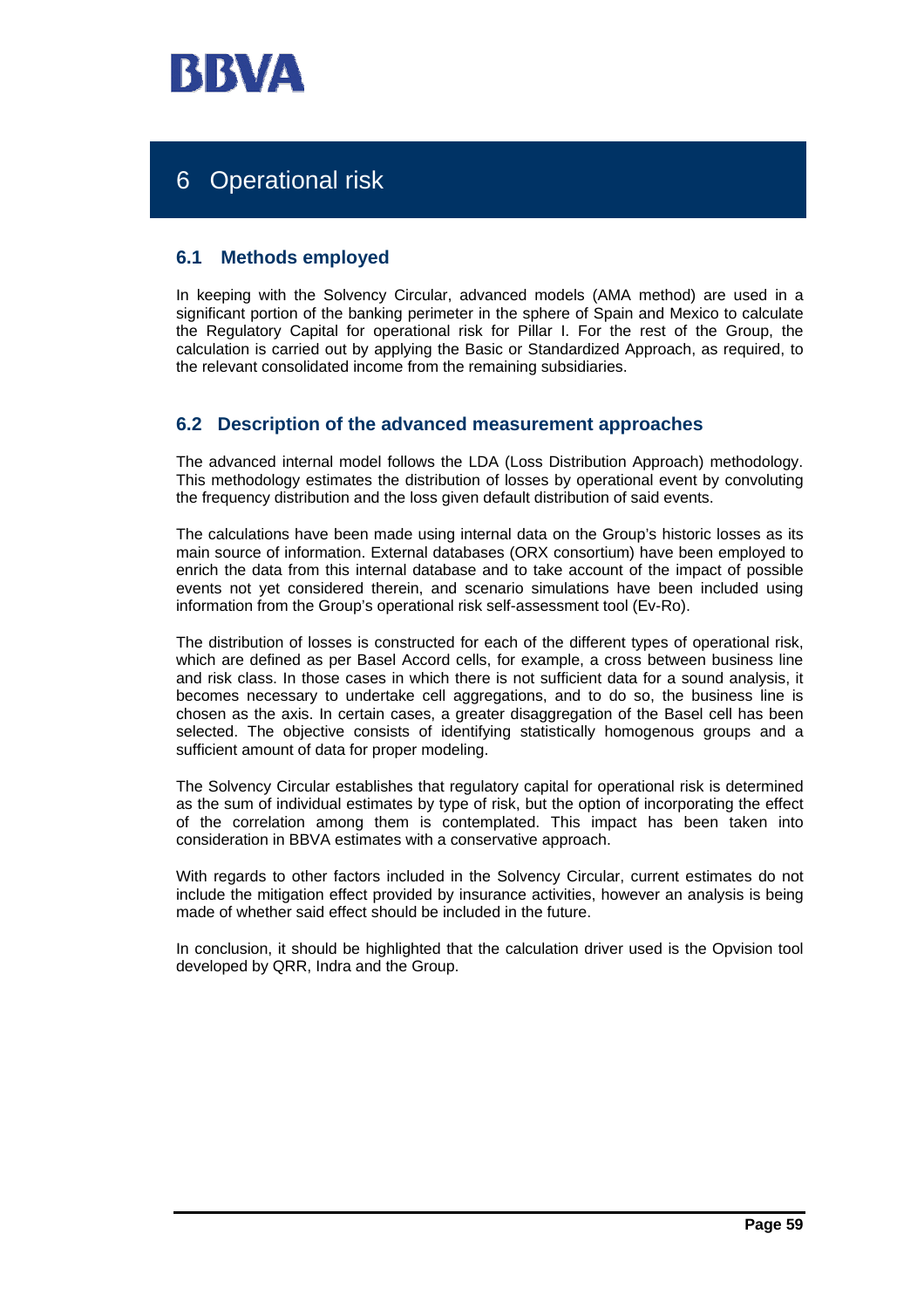# 6 Operational risk

## 6.1 Methods employed

In keeping with the Solvency Circular, advanced models (AMA method) are used in a significant portion of the banking perimeter in the sphere of Spain and Mexico to calculate the Regulatory Capital for operational risk for Pillar I. For the rest of the Group, the calculation is carried out by applying the Basic or Standardized Approach, as required, to the relevant consolidated income from the remaining subsidiaries.

## 6.2 Description of the advanced measurement approaches

The advanced internal model follows the LDA (Loss Distribution Approach) methodology. This methodology estimates the distribution of losses by operational event by convoluting the frequency distribution and the loss given default distribution of said events.

The calculations have been made using internal data on the Group's historic losses as its main source of information. External databases (ORX consortium) have been employed to enrich the data from this internal database and to take account of the impact of possible events not yet considered therein, and scenario simulations have been included using information from the Group's operational risk self-assessment tool (Ev-Ro).

The distribution of losses is constructed for each of the different types of operational risk, which are defined as per Basel Accord cells, for example, a cross between business line and risk class. In those cases in which there is not sufficient data for a sound analysis, it becomes necessary to undertake cell aggregations, and to do so, the business line is chosen as the axis. In certain cases, a greater disaggregation of the Basel cell has been selected. The objective consists of identifying statistically homogenous groups and a sufficient amount of data for proper modeling.

The Solvency Circular establishes that regulatory capital for operational risk is determined as the sum of individual estimates by type of risk, but the option of incorporating the effect of the correlation among them is contemplated. This impact has been taken into consideration in BBVA estimates with a conservative approach.

With regards to other factors included in the Solvency Circular, current estimates do not include the mitigation effect provided by insurance activities, however an analysis is being made of whether said effect should be included in the future.

In conclusion, it should be highlighted that the calculation driver used is the Opvision tool developed by QRR, Indra and the Group.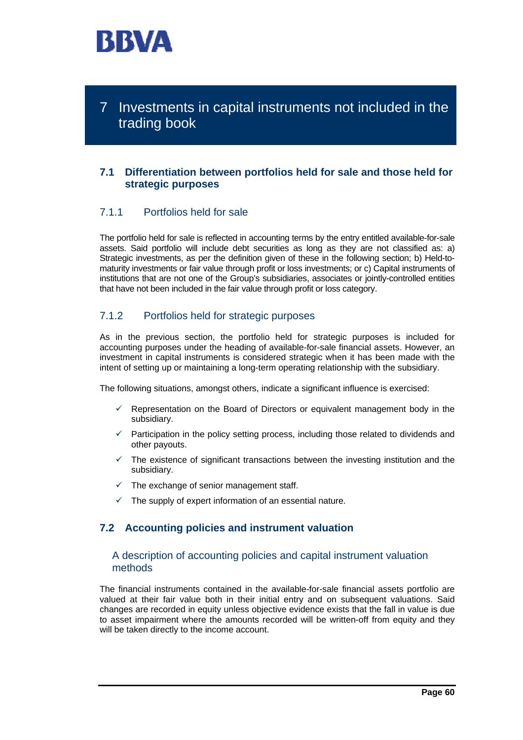# 7 Investments in capital instruments not included in the trading book

## 7.1 Differentiation between portfolios held for sale and those held for strategic purposes

### 7.1.1 Portfolios held for sale

The portfolio held for sale is reflected in accounting terms by the entry entitled available-for-sale assets. Said portfolio will include debt securities as long as they are not classified as: a) Strategic investments, as per the definition given of these in the following section; b) Held-to-maturity investments or fair value through profit or loss investments; or c) Capital instruments of institutions that are not one of the Group's subsidiaries, associates or jointly-controlled entities that have not been included in the fair value through profit or loss category.

### 7.1.2 Portfolios held for strategic purposes

As in the previous section, the portfolio held for strategic purposes is included for accounting purposes under the heading of available-for-sale financial assets. However, an investment in capital instruments is considered strategic when it has been made with the intent of setting up or maintaining a long-term operating relationship with the subsidiary.

The following situations, amongst others, indicate a significant influence is exercised:

- ✓ Representation on the Board of Directors or equivalent management body in the subsidiary.
- ✓ Participation in the policy setting process, including those related to dividends and other payouts.
- ✓ The existence of significant transactions between the investing institution and the subsidiary.
- ✓ The exchange of senior management staff.
- ✓ The supply of expert information of an essential nature.

## 7.2 Accounting policies and instrument valuation

### A description of accounting policies and capital instrument valuation methods

The financial instruments contained in the available-for-sale financial assets portfolio are valued at their fair value both in their initial entry and on subsequent valuations. Said changes are recorded in equity unless objective evidence exists that the fall in value is due to asset impairment where the amounts recorded will be written-off from equity and they will be taken directly to the income account.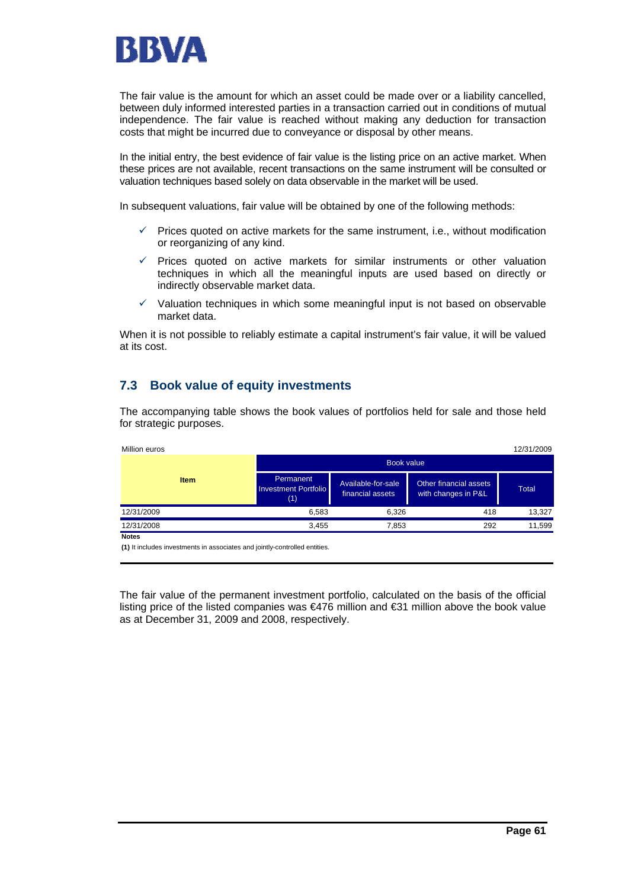The fair value is the amount for which an asset could be made over or a liability cancelled, between duly informed interested parties in a transaction carried out in conditions of mutual independence. The fair value is reached without making any deduction for transaction costs that might be incurred due to conveyance or disposal by other means.

In the initial entry, the best evidence of fair value is the listing price on an active market. When these prices are not available, recent transactions on the same instrument will be consulted or valuation techniques based solely on data observable in the market will be used.

In subsequent valuations, fair value will be obtained by one of the following methods:

- ✓ Prices quoted on active markets for the same instrument, i.e., without modification or reorganizing of any kind.
- ✓ Prices quoted on active markets for similar instruments or other valuation techniques in which all the meaningful inputs are used based on directly or indirectly observable market data.
- ✓ Valuation techniques in which some meaningful input is not based on observable market data.

When it is not possible to reliably estimate a capital instrument's fair value, it will be valued at its cost.

## 7.3 Book value of equity investments

The accompanying table shows the book values of portfolios held for sale and those held for strategic purposes.

Million euros — 12/31/2009

| Item | Book value | | | |
|---|---|---|---|---|
| | Permanent Investment Portfolio (1) | Available-for-sale financial assets | Other financial assets with changes in P&L | Total |
| 12/31/2009 | 6,583 | 6,326 | 418 | 13,327 |
| 12/31/2008 | 3,455 | 7,853 | 292 | 11,599 |

**Notes**

**(1)** It includes investments in associates and jointly-controlled entities.

The fair value of the permanent investment portfolio, calculated on the basis of the official listing price of the listed companies was €476 million and €31 million above the book value as at December 31, 2009 and 2008, respectively.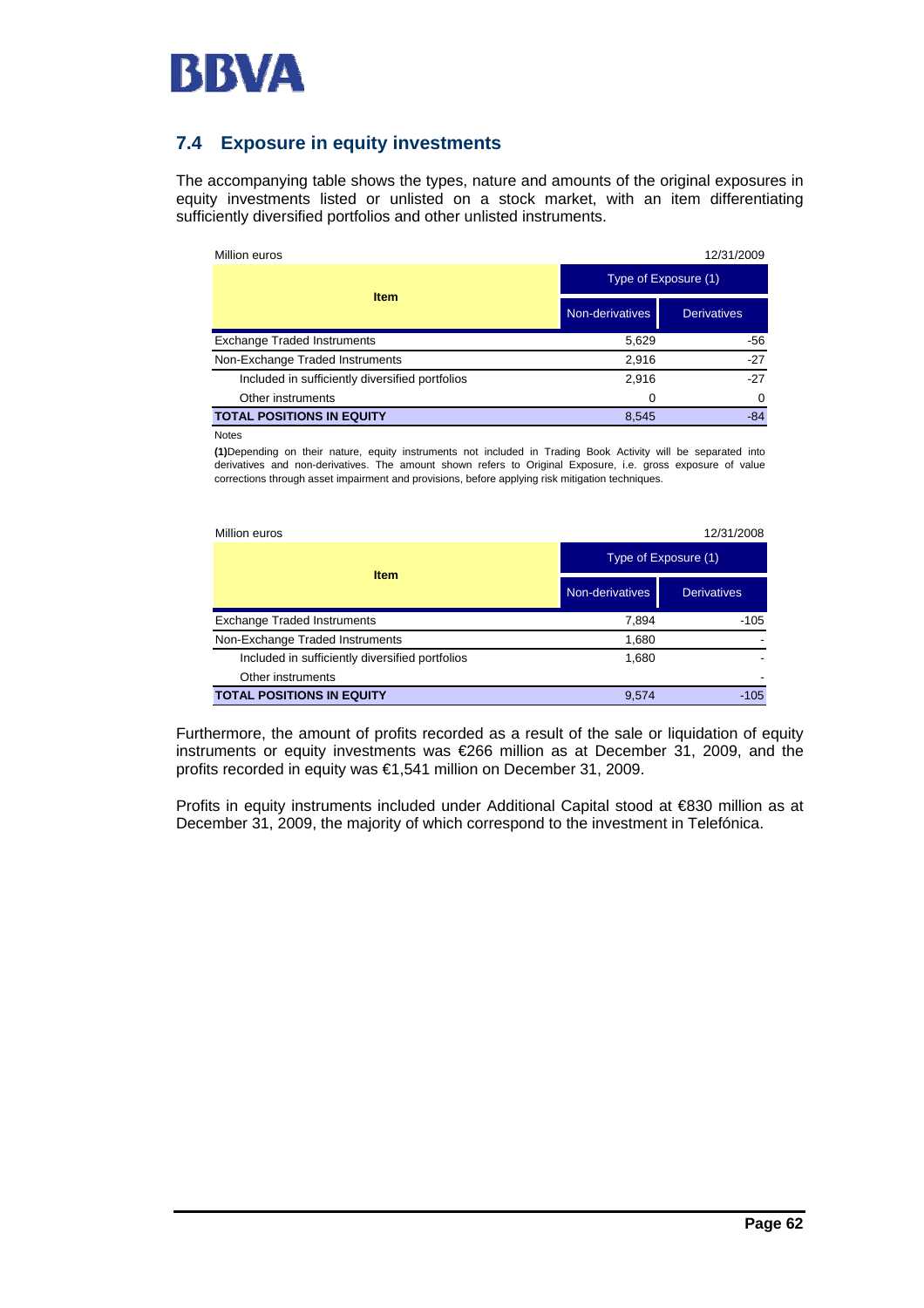## 7.4 Exposure in equity investments

The accompanying table shows the types, nature and amounts of the original exposures in equity investments listed or unlisted on a stock market, with an item differentiating sufficiently diversified portfolios and other unlisted instruments.

Million euros — 12/31/2009

| Item | Type of Exposure (1) | |
|---|---|---|
| | Non-derivatives | Derivatives |
| Exchange Traded Instruments | 5,629 | -56 |
| Non-Exchange Traded Instruments | 2,916 | -27 |
| Included in sufficiently diversified portfolios | 2,916 | -27 |
| Other instruments | 0 | 0 |
| **TOTAL POSITIONS IN EQUITY** | 8,545 | -84 |

Notes

**(1)** Depending on their nature, equity instruments not included in Trading Book Activity will be separated into derivatives and non-derivatives. The amount shown refers to Original Exposure, i.e. gross exposure of value corrections through asset impairment and provisions, before applying risk mitigation techniques.

Million euros — 12/31/2008

| Item | Type of Exposure (1) | |
|---|---|---|
| | Non-derivatives | Derivatives |
| Exchange Traded Instruments | 7,894 | -105 |
| Non-Exchange Traded Instruments | 1,680 | - |
| Included in sufficiently diversified portfolios | 1,680 | - |
| Other instruments | | - |
| **TOTAL POSITIONS IN EQUITY** | 9,574 | -105 |

Furthermore, the amount of profits recorded as a result of the sale or liquidation of equity instruments or equity investments was €266 million as at December 31, 2009, and the profits recorded in equity was €1,541 million on December 31, 2009.

Profits in equity instruments included under Additional Capital stood at €830 million as at December 31, 2009, the majority of which correspond to the investment in Telefónica.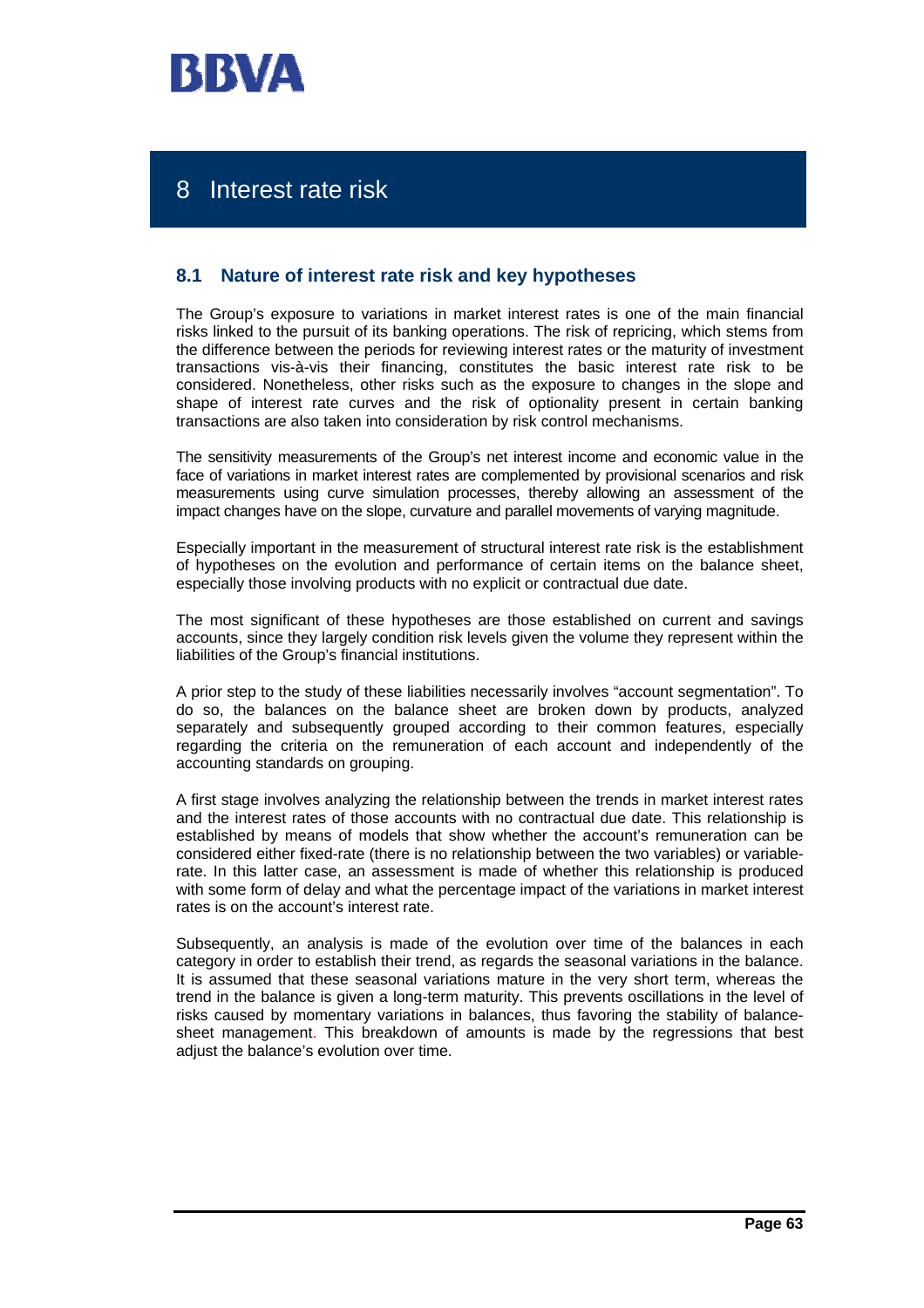# 8 Interest rate risk

## 8.1 Nature of interest rate risk and key hypotheses

The Group's exposure to variations in market interest rates is one of the main financial risks linked to the pursuit of its banking operations. The risk of repricing, which stems from the difference between the periods for reviewing interest rates or the maturity of investment transactions vis-à-vis their financing, constitutes the basic interest rate risk to be considered. Nonetheless, other risks such as the exposure to changes in the slope and shape of interest rate curves and the risk of optionality present in certain banking transactions are also taken into consideration by risk control mechanisms.

The sensitivity measurements of the Group's net interest income and economic value in the face of variations in market interest rates are complemented by provisional scenarios and risk measurements using curve simulation processes, thereby allowing an assessment of the impact changes have on the slope, curvature and parallel movements of varying magnitude.

Especially important in the measurement of structural interest rate risk is the establishment of hypotheses on the evolution and performance of certain items on the balance sheet, especially those involving products with no explicit or contractual due date.

The most significant of these hypotheses are those established on current and savings accounts, since they largely condition risk levels given the volume they represent within the liabilities of the Group's financial institutions.

A prior step to the study of these liabilities necessarily involves "account segmentation". To do so, the balances on the balance sheet are broken down by products, analyzed separately and subsequently grouped according to their common features, especially regarding the criteria on the remuneration of each account and independently of the accounting standards on grouping.

A first stage involves analyzing the relationship between the trends in market interest rates and the interest rates of those accounts with no contractual due date. This relationship is established by means of models that show whether the account's remuneration can be considered either fixed-rate (there is no relationship between the two variables) or variable-rate. In this latter case, an assessment is made of whether this relationship is produced with some form of delay and what the percentage impact of the variations in market interest rates is on the account's interest rate.

Subsequently, an analysis is made of the evolution over time of the balances in each category in order to establish their trend, as regards the seasonal variations in the balance. It is assumed that these seasonal variations mature in the very short term, whereas the trend in the balance is given a long-term maturity. This prevents oscillations in the level of risks caused by momentary variations in balances, thus favoring the stability of balance-sheet management. This breakdown of amounts is made by the regressions that best adjust the balance's evolution over time.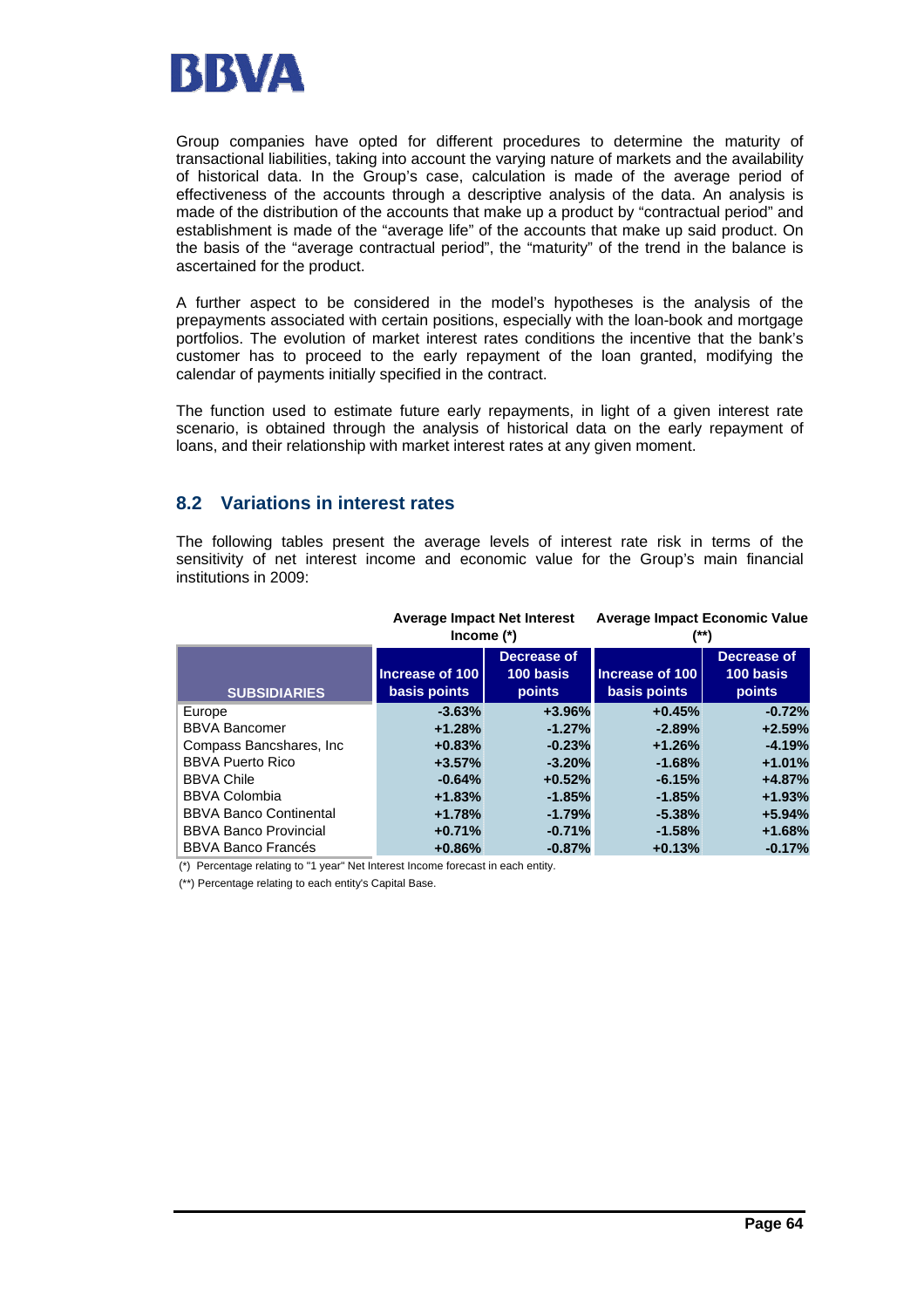Group companies have opted for different procedures to determine the maturity of transactional liabilities, taking into account the varying nature of markets and the availability of historical data. In the Group's case, calculation is made of the average period of effectiveness of the accounts through a descriptive analysis of the data. An analysis is made of the distribution of the accounts that make up a product by "contractual period" and establishment is made of the "average life" of the accounts that make up said product. On the basis of the "average contractual period", the "maturity" of the trend in the balance is ascertained for the product.

A further aspect to be considered in the model's hypotheses is the analysis of the prepayments associated with certain positions, especially with the loan-book and mortgage portfolios. The evolution of market interest rates conditions the incentive that the bank's customer has to proceed to the early repayment of the loan granted, modifying the calendar of payments initially specified in the contract.

The function used to estimate future early repayments, in light of a given interest rate scenario, is obtained through the analysis of historical data on the early repayment of loans, and their relationship with market interest rates at any given moment.

## 8.2 Variations in interest rates

The following tables present the average levels of interest rate risk in terms of the sensitivity of net interest income and economic value for the Group's main financial institutions in 2009:

| | Average Impact Net Interest Income (*) | | Average Impact Economic Value (**) | |
|---|---|---|---|---|
| **SUBSIDIARIES** | **Increase of 100 basis points** | **Decrease of 100 basis points** | **Increase of 100 basis points** | **Decrease of 100 basis points** |
| Europe | -3.63% | +3.96% | +0.45% | -0.72% |
| BBVA Bancomer | +1.28% | -1.27% | -2.89% | +2.59% |
| Compass Bancshares, Inc | +0.83% | -0.23% | +1.26% | -4.19% |
| BBVA Puerto Rico | +3.57% | -3.20% | -1.68% | +1.01% |
| BBVA Chile | -0.64% | +0.52% | -6.15% | +4.87% |
| BBVA Colombia | +1.83% | -1.85% | -1.85% | +1.93% |
| BBVA Banco Continental | +1.78% | -1.79% | -5.38% | +5.94% |
| BBVA Banco Provincial | +0.71% | -0.71% | -1.58% | +1.68% |
| BBVA Banco Francés | +0.86% | -0.87% | +0.13% | -0.17% |

(*) Percentage relating to "1 year" Net Interest Income forecast in each entity.

(**) Percentage relating to each entity's Capital Base.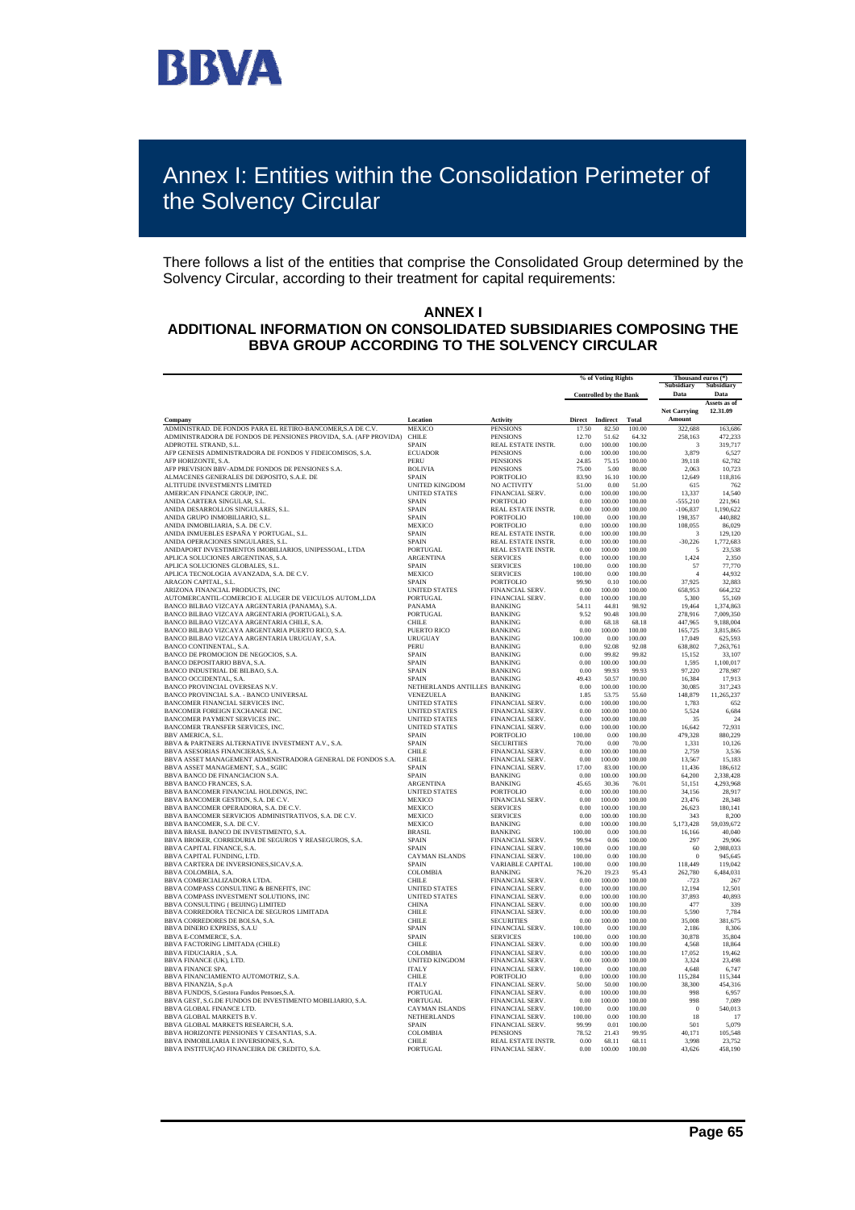# Annex I: Entities within the Consolidation Perimeter of the Solvency Circular

There follows a list of the entities that comprise the Consolidated Group determined by the Solvency Circular, according to their treatment for capital requirements:

## ANNEX I
## ADDITIONAL INFORMATION ON CONSOLIDATED SUBSIDIARIES COMPOSING THE BBVA GROUP ACCORDING TO THE SOLVENCY CIRCULAR

| | | | % of Voting Rights | | | Thousand euros (*) | |
|---|---|---|---|---|---|---|---|
| | | | Controlled by the Bank | | | Subsidiary Data | Subsidiary Data |
| Company | Location | Activity | Direct | Indirect | Total | Net Carrying Amount | Assets as of 12.31.09 |
| ADMINISTRAD. DE FONDOS PARA EL RETIRO-BANCOMER,S.A DE C.V. | MEXICO | PENSIONS | 17.50 | 82.50 | 100.00 | 322,688 | 163,686 |
| ADMINISTRADORA DE FONDOS DE PENSIONES PROVIDA, S.A. (AFP PROVIDA) | CHILE | PENSIONS | 12.70 | 51.62 | 64.32 | 258,163 | 472,233 |
| ADPROTEL STRAND, S.L. | SPAIN | REAL ESTATE INSTR. | 0.00 | 100.00 | 100.00 | 3 | 319,717 |
| AFP GENESIS ADMINISTRADORA DE FONDOS Y FIDEICOMISOS, S.A. | ECUADOR | PENSIONS | 0.00 | 100.00 | 100.00 | 3,879 | 6,527 |
| AFP HORIZONTE, S.A. | PERU | PENSIONS | 24.85 | 75.15 | 100.00 | 39,118 | 62,782 |
| AFP PREVISION BBV-ADM.DE FONDOS DE PENSIONES S.A. | BOLIVIA | PENSIONS | 75.00 | 5.00 | 80.00 | 2,063 | 10,723 |
| ALMACENES GENERALES DE DEPOSITO, S.A.E. DE | SPAIN | PORTFOLIO | 83.90 | 16.10 | 100.00 | 12,649 | 118,816 |
| ALTITUDE INVESTMENTS LIMITED | UNITED KINGDOM | NO ACTIVITY | 51.00 | 0.00 | 51.00 | 615 | 762 |
| AMERICAN FINANCE GROUP, INC. | UNITED STATES | FINANCIAL SERV. | 0.00 | 100.00 | 100.00 | 13,337 | 14,540 |
| ANIDA CARTERA SINGULAR, S.L. | SPAIN | PORTFOLIO | 0.00 | 100.00 | 100.00 | -555,210 | 221,961 |
| ANIDA DESARROLLOS SINGULARES, S.L. | SPAIN | REAL ESTATE INSTR. | 0.00 | 100.00 | 100.00 | -106,837 | 1,190,622 |
| ANIDA GRUPO INMOBILIARIO, S.L. | SPAIN | PORTFOLIO | 100.00 | 0.00 | 100.00 | 198,357 | 440,882 |
| ANIDA INMOBILIARIA, S.A. DE C.V. | MEXICO | PORTFOLIO | 0.00 | 100.00 | 100.00 | 108,055 | 86,029 |
| ANIDA INMUEBLES ESPAÑA Y PORTUGAL, S.L. | SPAIN | REAL ESTATE INSTR. | 0.00 | 100.00 | 100.00 | 3 | 129,120 |
| ANIDA OPERACIONES SINGULARES, S.L. | SPAIN | REAL ESTATE INSTR. | 0.00 | 100.00 | 100.00 | -30,226 | 1,772,683 |
| ANIDAPORT INVESTIMENTOS IMOBILIARIOS, UNIPESSOAL, LTDA | PORTUGAL | REAL ESTATE INSTR. | 0.00 | 100.00 | 100.00 | 5 | 23,538 |
| APLICA SOLUCIONES ARGENTINAS, S.A. | ARGENTINA | SERVICES | 0.00 | 100.00 | 100.00 | 1,424 | 2,350 |
| APLICA SOLUCIONES GLOBALES, S.L. | SPAIN | SERVICES | 100.00 | 0.00 | 100.00 | 57 | 77,770 |
| APLICA TECNOLOGIA AVANZADA, S.A. DE C.V. | MEXICO | SERVICES | 100.00 | 0.00 | 100.00 | 4 | 44,932 |
| ARAGON CAPITAL, S.L. | SPAIN | PORTFOLIO | 99.90 | 0.10 | 100.00 | 37,925 | 32,883 |
| ARIZONA FINANCIAL PRODUCTS, INC | UNITED STATES | FINANCIAL SERV. | 0.00 | 100.00 | 100.00 | 658,953 | 664,232 |
| AUTOMERCANTIL-COMERCIO E ALUGER DE VEICULOS AUTOM.,LDA | PORTUGAL | FINANCIAL SERV. | 0.00 | 100.00 | 100.00 | 5,300 | 55,169 |
| BANCO BILBAO VIZCAYA ARGENTARIA (PANAMA), S.A. | PANAMA | BANKING | 54.11 | 44.81 | 98.92 | 19,464 | 1,374,863 |
| BANCO BILBAO VIZCAYA ARGENTARIA (PORTUGAL), S.A. | PORTUGAL | BANKING | 9.52 | 90.48 | 100.00 | 278,916 | 7,009,350 |
| BANCO BILBAO VIZCAYA ARGENTARIA CHILE, S.A. | CHILE | BANKING | 0.00 | 68.18 | 68.18 | 447,965 | 9,188,004 |
| BANCO BILBAO VIZCAYA ARGENTARIA PUERTO RICO, S.A. | PUERTO RICO | BANKING | 0.00 | 100.00 | 100.00 | 165,725 | 3,815,865 |
| BANCO BILBAO VIZCAYA ARGENTARIA URUGUAY, S.A. | URUGUAY | BANKING | 100.00 | 0.00 | 100.00 | 17,049 | 625,593 |
| BANCO CONTINENTAL, S.A. | PERU | BANKING | 0.00 | 92.08 | 92.08 | 638,802 | 7,263,761 |
| BANCO DE PROMOCION DE NEGOCIOS, S.A. | SPAIN | BANKING | 0.00 | 99.82 | 99.82 | 15,152 | 33,107 |
| BANCO DEPOSITARIO BBVA, S.A. | SPAIN | BANKING | 0.00 | 100.00 | 100.00 | 1,595 | 1,100,017 |
| BANCO INDUSTRIAL DE BILBAO, S.A. | SPAIN | BANKING | 0.00 | 99.93 | 99.93 | 97,220 | 278,987 |
| BANCO OCCIDENTAL, S.A. | SPAIN | BANKING | 49.43 | 50.57 | 100.00 | 16,384 | 17,913 |
| BANCO PROVINCIAL OVERSEAS N.V. | NETHERLANDS ANTILLES | BANKING | 0.00 | 100.00 | 100.00 | 30,085 | 317,243 |
| BANCO PROVINCIAL S.A. - BANCO UNIVERSAL | VENEZUELA | BANKING | 1.85 | 53.75 | 55.60 | 148,879 | 11,265,237 |
| BANCOMER FINANCIAL SERVICES INC. | UNITED STATES | FINANCIAL SERV. | 0.00 | 100.00 | 100.00 | 1,783 | 652 |
| BANCOMER FOREIGN EXCHANGE INC. | UNITED STATES | FINANCIAL SERV. | 0.00 | 100.00 | 100.00 | 5,524 | 6,684 |
| BANCOMER PAYMENT SERVICES INC. | UNITED STATES | FINANCIAL SERV. | 0.00 | 100.00 | 100.00 | 35 | 24 |
| BANCOMER TRANSFER SERVICES, INC. | UNITED STATES | FINANCIAL SERV. | 0.00 | 100.00 | 100.00 | 16,642 | 72,931 |
| BBV AMERICA, S.L. | SPAIN | PORTFOLIO | 100.00 | 0.00 | 100.00 | 479,328 | 880,229 |
| BBVA & PARTNERS ALTERNATIVE INVESTMENT A.V., S.A. | SPAIN | SECURITIES | 70.00 | 0.00 | 70.00 | 1,331 | 10,126 |
| BBVA ASESORIAS FINANCIERAS, S.A. | CHILE | FINANCIAL SERV. | 0.00 | 100.00 | 100.00 | 2,759 | 3,536 |
| BBVA ASSET MANAGEMENT ADMINISTRADORA GENERAL DE FONDOS S.A. | CHILE | FINANCIAL SERV. | 0.00 | 100.00 | 100.00 | 13,567 | 15,183 |
| BBVA ASSET MANAGEMENT, S.A., SGIIC | SPAIN | FINANCIAL SERV. | 17.00 | 83.00 | 100.00 | 11,436 | 186,612 |
| BBVA BANCO DE FINANCIACION S.A. | SPAIN | BANKING | 0.00 | 100.00 | 100.00 | 64,200 | 2,338,428 |
| BBVA BANCO FRANCES, S.A. | ARGENTINA | BANKING | 45.65 | 30.36 | 76.01 | 51,151 | 4,293,968 |
| BBVA BANCOMER FINANCIAL HOLDINGS, INC. | UNITED STATES | PORTFOLIO | 0.00 | 100.00 | 100.00 | 34,156 | 28,917 |
| BBVA BANCOMER GESTION, S.A. DE C.V. | MEXICO | FINANCIAL SERV. | 0.00 | 100.00 | 100.00 | 23,476 | 28,348 |
| BBVA BANCOMER OPERADORA, S.A. DE C.V. | MEXICO | SERVICES | 0.00 | 100.00 | 100.00 | 26,623 | 180,141 |
| BBVA BANCOMER SERVICIOS ADMINISTRATIVOS, S.A. DE C.V. | MEXICO | SERVICES | 0.00 | 100.00 | 100.00 | 343 | 8,200 |
| BBVA BANCOMER, S.A. DE C.V. | MEXICO | BANKING | 0.00 | 100.00 | 100.00 | 5,173,428 | 59,039,672 |
| BBVA BRASIL BANCO DE INVESTIMENTO, S.A. | BRASIL | BANKING | 100.00 | 0.00 | 100.00 | 16,166 | 40,040 |
| BBVA BROKER, CORREDURIA DE SEGUROS Y REASEGUROS, S.A. | SPAIN | FINANCIAL SERV. | 99.94 | 0.06 | 100.00 | 297 | 29,906 |
| BBVA CAPITAL FINANCE, S.A. | SPAIN | FINANCIAL SERV. | 100.00 | 0.00 | 100.00 | 60 | 2,988,033 |
| BBVA CAPITAL FUNDING, LTD. | CAYMAN ISLANDS | FINANCIAL SERV. | 100.00 | 0.00 | 100.00 | 0 | 945,645 |
| BBVA CARTERA DE INVERSIONES,SICAV,S.A. | SPAIN | VARIABLE CAPITAL | 100.00 | 0.00 | 100.00 | 118,449 | 119,042 |
| BBVA COLOMBIA, S.A. | COLOMBIA | BANKING | 76.20 | 19.23 | 95.43 | 262,780 | 6,484,031 |
| BBVA COMERCIALIZADORA LTDA. | CHILE | FINANCIAL SERV. | 0.00 | 100.00 | 100.00 | -723 | 267 |
| BBVA COMPASS CONSULTING & BENEFITS, INC | UNITED STATES | FINANCIAL SERV. | 0.00 | 100.00 | 100.00 | 12,194 | 12,501 |
| BBVA COMPASS INVESTMENT SOLUTIONS, INC | UNITED STATES | FINANCIAL SERV. | 0.00 | 100.00 | 100.00 | 37,893 | 40,893 |
| BBVA CONSULTING ( BEIJING) LIMITED | CHINA | FINANCIAL SERV. | 0.00 | 100.00 | 100.00 | 477 | 339 |
| BBVA CORREDORA TECNICA DE SEGUROS LIMITADA | CHILE | FINANCIAL SERV. | 0.00 | 100.00 | 100.00 | 5,590 | 7,784 |
| BBVA CORREDORES DE BOLSA, S.A. | CHILE | SECURITIES | 0.00 | 100.00 | 100.00 | 35,008 | 381,675 |
| BBVA DINERO EXPRESS, S.A.U | SPAIN | FINANCIAL SERV. | 100.00 | 0.00 | 100.00 | 2,186 | 8,306 |
| BBVA E-COMMERCE, S.A. | SPAIN | SERVICES | 100.00 | 0.00 | 100.00 | 30,878 | 35,804 |
| BBVA FACTORING LIMITADA (CHILE) | CHILE | FINANCIAL SERV. | 0.00 | 100.00 | 100.00 | 4,568 | 18,864 |
| BBVA FIDUCIARIA , S.A. | COLOMBIA | FINANCIAL SERV. | 0.00 | 100.00 | 100.00 | 17,052 | 19,462 |
| BBVA FINANCE (UK), LTD. | UNITED KINGDOM | FINANCIAL SERV. | 0.00 | 100.00 | 100.00 | 3,324 | 23,498 |
| BBVA FINANCE SPA. | ITALY | FINANCIAL SERV. | 100.00 | 0.00 | 100.00 | 4,648 | 6,747 |
| BBVA FINANCIAMIENTO AUTOMOTRIZ, S.A. | CHILE | PORTFOLIO | 0.00 | 100.00 | 100.00 | 115,284 | 115,344 |
| BBVA FINANZIA, S.p.A | ITALY | FINANCIAL SERV. | 50.00 | 50.00 | 100.00 | 38,300 | 454,316 |
| BBVA FUNDOS, S.Gestora Fundos Pensoes,S.A. | PORTUGAL | FINANCIAL SERV. | 0.00 | 100.00 | 100.00 | 998 | 6,957 |
| BBVA GEST, S.G.DE FUNDOS DE INVESTIMENTO MOBILIARIO, S.A. | PORTUGAL | FINANCIAL SERV. | 0.00 | 100.00 | 100.00 | 998 | 7,089 |
| BBVA GLOBAL FINANCE LTD. | CAYMAN ISLANDS | FINANCIAL SERV. | 100.00 | 0.00 | 100.00 | 0 | 540,013 |
| BBVA GLOBAL MARKETS B.V. | NETHERLANDS | FINANCIAL SERV. | 100.00 | 0.00 | 100.00 | 18 | 17 |
| BBVA GLOBAL MARKETS RESEARCH, S.A. | SPAIN | FINANCIAL SERV. | 99.99 | 0.01 | 100.00 | 501 | 5,079 |
| BBVA HORIZONTE PENSIONES Y CESANTIAS, S.A. | COLOMBIA | PENSIONS | 78.52 | 21.43 | 99.95 | 40,171 | 105,548 |
| BBVA INMOBILIARIA E INVERSIONES, S.A. | CHILE | REAL ESTATE INSTR. | 0.00 | 68.11 | 68.11 | 3,998 | 23,752 |
| BBVA INSTITUIÇAO FINANCEIRA DE CREDITO, S.A. | PORTUGAL | FINANCIAL SERV. | 0.00 | 100.00 | 100.00 | 43,626 | 458,190 |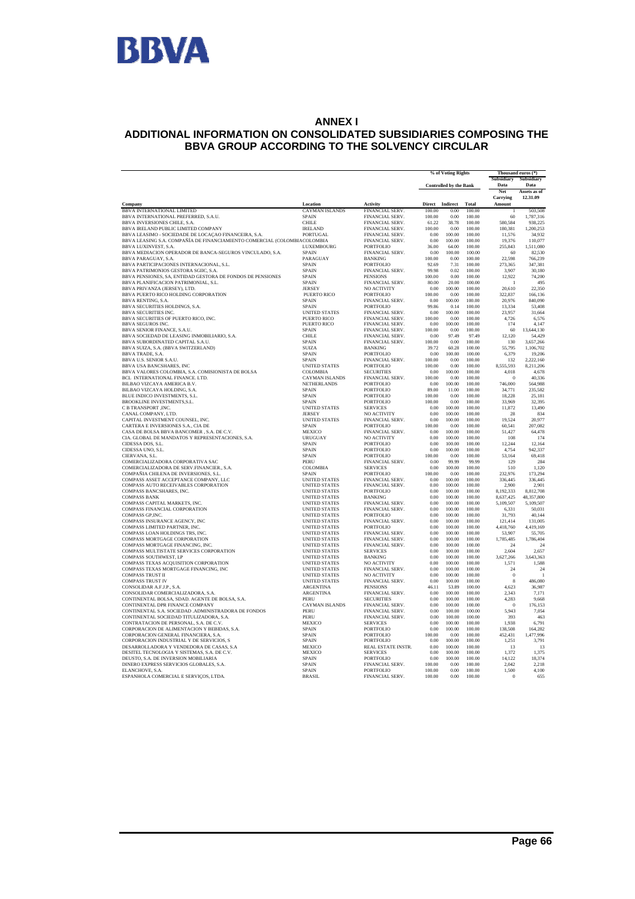# ANNEX I

## ADDITIONAL INFORMATION ON CONSOLIDATED SUBSIDIARIES COMPOSING THE BBVA GROUP ACCORDING TO THE SOLVENCY CIRCULAR

| Company | Location | Activity | % of Voting Rights Controlled by the Bank Direct | Indirect | Total | Thousand euros (*) Subsidiary Data Net Carrying Amount | Subsidiary Data Assets as of 12.31.09 |
|---|---|---|---|---|---|---|---|
| BBVA INTERNATIONAL LIMITED | CAYMAN ISLANDS | FINANCIAL SERV. | 100.00 | 0.00 | 100.00 | 1 | 503,508 |
| BBVA INTERNATIONAL PREFERRED, S.A.U. | SPAIN | FINANCIAL SERV. | 100.00 | 0.00 | 100.00 | 60 | 1,787,316 |
| BBVA INVERSIONES CHILE, S.A. | CHILE | FINANCIAL SERV. | 61.22 | 38.78 | 100.00 | 580,584 | 938,225 |
| BBVA IRELAND PUBLIC LIMITED COMPANY | IRELAND | FINANCIAL SERV. | 100.00 | 0.00 | 100.00 | 180,381 | 1,200,253 |
| BBVA LEASIMO - SOCIEDADE DE LOCAÇAO FINANCEIRA, S.A. | PORTUGAL | FINANCIAL SERV. | 0.00 | 100.00 | 100.00 | 11,576 | 34,932 |
| BBVA LEASING S.A. COMPAÑIA DE FINANCIAMIENTO COMERCIAL (COLOMBIA | COLOMBIA | FINANCIAL SERV. | 0.00 | 100.00 | 100.00 | 19,376 | 110,077 |
| BBVA LUXINVEST, S.A. | LUXEMBOURG | PORTFOLIO | 36.00 | 64.00 | 100.00 | 255,843 | 1,511,080 |
| BBVA MEDIACION OPERADOR DE BANCA-SEGUROS VINCULADO, S.A. | SPAIN | FINANCIAL SERV. | 0.00 | 100.00 | 100.00 | 60 | 82,530 |
| BBVA PARAGUAY, S.A. | PARAGUAY | BANKING | 100.00 | 0.00 | 100.00 | 22,598 | 766,239 |
| BBVA PARTICIPACIONES INTERNACIONAL, S.L. | SPAIN | PORTFOLIO | 92.69 | 7.31 | 100.00 | 273,365 | 347,381 |
| BBVA PATRIMONIOS GESTORA SGIIC, S.A. | SPAIN | FINANCIAL SERV. | 99.98 | 0.02 | 100.00 | 3,907 | 30,180 |
| BBVA PENSIONES, SA, ENTIDAD GESTORA DE FONDOS DE PENSIONES | SPAIN | PENSIONS | 100.00 | 0.00 | 100.00 | 12,922 | 74,200 |
| BBVA PLANIFICACION PATRIMONIAL, S.L. | SPAIN | FINANCIAL SERV. | 80.00 | 20.00 | 100.00 | 1 | 495 |
| BBVA PRIVANZA (JERSEY), LTD. | JERSEY | NO ACTIVITY | 0.00 | 100.00 | 100.00 | 20,610 | 22,350 |
| BBVA PUERTO RICO HOLDING CORPORATION | PUERTO RICO | PORTFOLIO | 100.00 | 0.00 | 100.00 | 322,837 | 166,136 |
| BBVA RENTING, S.A. | SPAIN | FINANCIAL SERV. | 0.00 | 100.00 | 100.00 | 20,976 | 840,090 |
| BBVA SECURITIES HOLDINGS, S.A. | SPAIN | PORTFOLIO | 99.86 | 0.14 | 100.00 | 13,334 | 53,408 |
| BBVA SECURITIES INC. | UNITED STATES | FINANCIAL SERV. | 0.00 | 100.00 | 100.00 | 23,957 | 31,664 |
| BBVA SECURITIES OF PUERTO RICO, INC. | PUERTO RICO | FINANCIAL SERV. | 100.00 | 0.00 | 100.00 | 4,726 | 6,576 |
| BBVA SEGUROS INC. | PUERTO RICO | FINANCIAL SERV. | 0.00 | 100.00 | 100.00 | 174 | 4,147 |
| BBVA SENIOR FINANCE, S.A.U. | SPAIN | FINANCIAL SERV. | 100.00 | 0.00 | 100.00 | 60 | 13,644,130 |
| BBVA SOCIEDAD DE LEASING INMOBILIARIO, S.A. | CHILE | FINANCIAL SERV. | 0.00 | 97.49 | 97.49 | 12,120 | 54,429 |
| BBVA SUBORDINATED CAPITAL S.A.U. | SPAIN | FINANCIAL SERV. | 100.00 | 0.00 | 100.00 | 130 | 3,657,266 |
| BBVA SUIZA, S.A. (BBVA SWITZERLAND) | SUIZA | BANKING | 39.72 | 60.28 | 100.00 | 55,795 | 1,106,702 |
| BBVA TRADE, S.A. | SPAIN | PORTFOLIO | 0.00 | 100.00 | 100.00 | 6,379 | 19,206 |
| BBVA U.S. SENIOR S.A.U. | SPAIN | FINANCIAL SERV. | 100.00 | 0.00 | 100.00 | 132 | 2,222,160 |
| BBVA USA BANCSHARES, INC | UNITED STATES | PORTFOLIO | 100.00 | 0.00 | 100.00 | 8,555,593 | 8,211,206 |
| BBVA VALORES COLOMBIA, S.A. COMISIONISTA DE BOLSA | COLOMBIA | SECURITIES | 0.00 | 100.00 | 100.00 | 4,018 | 4,678 |
| BCL INTERNATIONAL FINANCE. LTD. | CAYMAN ISLANDS | FINANCIAL SERV. | 100.00 | 0.00 | 100.00 | 0 | 40,336 |
| BILBAO VIZCAYA AMERICA B.V. | NETHERLANDS | PORTFOLIO | 0.00 | 100.00 | 100.00 | 746,000 | 564,988 |
| BILBAO VIZCAYA HOLDING, S.A. | SPAIN | PORTFOLIO | 89.00 | 11.00 | 100.00 | 34,771 | 235,582 |
| BLUE INDICO INVESTMENTS, S.L. | SPAIN | PORTFOLIO | 100.00 | 0.00 | 100.00 | 18,228 | 25,181 |
| BROOKLINE INVESTMENTS,S.L. | SPAIN | PORTFOLIO | 100.00 | 0.00 | 100.00 | 33,969 | 32,395 |
| C B TRANSPORT ,INC. | UNITED STATES | SERVICES | 0.00 | 100.00 | 100.00 | 11,872 | 13,490 |
| CANAL COMPANY, LTD. | JERSEY | NO ACTIVITY | 0.00 | 100.00 | 100.00 | 28 | 834 |
| CAPITAL INVESTMENT COUNSEL, INC. | UNITED STATES | FINANCIAL SERV. | 0.00 | 100.00 | 100.00 | 19,524 | 20,977 |
| CARTERA E INVERSIONES S.A., CIA DE | SPAIN | PORTFOLIO | 100.00 | 0.00 | 100.00 | 60,541 | 207,082 |
| CASA DE BOLSA BBVA BANCOMER , S.A. DE C.V. | MEXICO | FINANCIAL SERV. | 0.00 | 100.00 | 100.00 | 51,427 | 64,478 |
| CIA. GLOBAL DE MANDATOS Y REPRESENTACIONES, S.A. | URUGUAY | NO ACTIVITY | 0.00 | 100.00 | 100.00 | 108 | 174 |
| CIDESSA DOS, S.L. | SPAIN | PORTFOLIO | 0.00 | 100.00 | 100.00 | 12,244 | 12,164 |
| CIDESSA UNO, S.L. | SPAIN | PORTFOLIO | 0.00 | 100.00 | 100.00 | 4,754 | 942,337 |
| CIERVANA, S.L. | SPAIN | PORTFOLIO | 100.00 | 0.00 | 100.00 | 53,164 | 69,418 |
| COMERCIALIZADORA CORPORATIVA SAC | PERU | FINANCIAL SERV. | 0.00 | 99.99 | 99.99 | 129 | 284 |
| COMERCIALIZADORA DE SERV.FINANCIER., S.A. | COLOMBIA | SERVICES | 0.00 | 100.00 | 100.00 | 510 | 1,120 |
| COMPAÑIA CHILENA DE INVERSIONES, S.L. | SPAIN | PORTFOLIO | 100.00 | 0.00 | 100.00 | 232,976 | 173,294 |
| COMPASS ASSET ACCEPTANCE COMPANY, LLC | UNITED STATES | FINANCIAL SERV. | 0.00 | 100.00 | 100.00 | 336,445 | 336,445 |
| COMPASS AUTO RECEIVABLES CORPORATION | UNITED STATES | FINANCIAL SERV. | 0.00 | 100.00 | 100.00 | 2,900 | 2,901 |
| COMPASS BANCSHARES, INC. | UNITED STATES | PORTFOLIO | 0.00 | 100.00 | 100.00 | 8,192,333 | 8,812,708 |
| COMPASS BANK | UNITED STATES | BANKING | 0.00 | 100.00 | 100.00 | 8,637,425 | 48,357,800 |
| COMPASS CAPITAL MARKETS, INC. | UNITED STATES | FINANCIAL SERV. | 0.00 | 100.00 | 100.00 | 5,109,507 | 5,109,507 |
| COMPASS FINANCIAL CORPORATION | UNITED STATES | FINANCIAL SERV. | 0.00 | 100.00 | 100.00 | 6,331 | 50,031 |
| COMPASS GP,INC. | UNITED STATES | PORTFOLIO | 0.00 | 100.00 | 100.00 | 31,793 | 40,144 |
| COMPASS INSURANCE AGENCY, INC | UNITED STATES | FINANCIAL SERV. | 0.00 | 100.00 | 100.00 | 121,414 | 131,005 |
| COMPASS LIMITED PARTNER, INC. | UNITED STATES | PORTFOLIO | 0.00 | 100.00 | 100.00 | 4,418,760 | 4,419,169 |
| COMPASS LOAN HOLDINGS TRS, INC. | UNITED STATES | FINANCIAL SERV. | 0.00 | 100.00 | 100.00 | 53,907 | 55,705 |
| COMPASS MORTGAGE CORPORATION | UNITED STATES | FINANCIAL SERV. | 0.00 | 100.00 | 100.00 | 1,785,485 | 1,786,404 |
| COMPASS MORTGAGE FINANCING, INC. | UNITED STATES | FINANCIAL SERV. | 0.00 | 100.00 | 100.00 | 24 | 24 |
| COMPASS MULTISTATE SERVICES CORPORATION | UNITED STATES | SERVICES | 0.00 | 100.00 | 100.00 | 2,604 | 2,657 |
| COMPASS SOUTHWEST, LP | UNITED STATES | BANKING | 0.00 | 100.00 | 100.00 | 3,627,266 | 3,643,363 |
| COMPASS TEXAS ACQUISITION CORPORATION | UNITED STATES | NO ACTIVITY | 0.00 | 100.00 | 100.00 | 1,571 | 1,588 |
| COMPASS TEXAS MORTGAGE FINANCING, INC | UNITED STATES | FINANCIAL SERV. | 0.00 | 100.00 | 100.00 | 24 | 24 |
| COMPASS TRUST II | UNITED STATES | NO ACTIVITY | 0.00 | 100.00 | 100.00 | 0 | 1 |
| COMPASS TRUST IV | UNITED STATES | FINANCIAL SERV. | 0.00 | 100.00 | 100.00 | 8 | 486,080 |
| CONSOLIDAR A.F.J.P., S.A. | ARGENTINA | PENSIONS | 46.11 | 53.89 | 100.00 | 4,623 | 36,987 |
| CONSOLIDAR COMERCIALIZADORA, S.A. | ARGENTINA | FINANCIAL SERV. | 0.00 | 100.00 | 100.00 | 2,343 | 7,171 |
| CONTINENTAL BOLSA, SDAD. AGENTE DE BOLSA, S.A. | PERU | SECURITIES | 0.00 | 100.00 | 100.00 | 4,283 | 9,668 |
| CONTINENTAL DPR FINANCE COMPANY | CAYMAN ISLANDS | FINANCIAL SERV. | 0.00 | 100.00 | 100.00 | 0 | 176,153 |
| CONTINENTAL S.A. SOCIEDAD .ADMINISTRADORA DE FONDOS | PERU | FINANCIAL SERV. | 0.00 | 100.00 | 100.00 | 5,943 | 7,054 |
| CONTINENTAL SOCIEDAD TITULIZADORA, S.A. | PERU | FINANCIAL SERV. | 0.00 | 100.00 | 100.00 | 393 | 463 |
| CONTRATACION DE PERSONAL, S.A. DE C.V. | MEXICO | SERVICES | 0.00 | 100.00 | 100.00 | 1,938 | 6,791 |
| CORPORACION DE ALIMENTACION Y BEBIDAS, S.A. | SPAIN | PORTFOLIO | 0.00 | 100.00 | 100.00 | 138,508 | 164,282 |
| CORPORACION GENERAL FINANCIERA, S.A. | SPAIN | PORTFOLIO | 100.00 | 0.00 | 100.00 | 452,431 | 1,477,996 |
| CORPORACION INDUSTRIAL Y DE SERVICIOS, S | SPAIN | PORTFOLIO | 0.00 | 100.00 | 100.00 | 1,251 | 3,791 |
| DESARROLLADORA Y VENDEDORA DE CASAS, S.A | MEXICO | REAL ESTATE INSTR. | 0.00 | 100.00 | 100.00 | 13 | 13 |
| DESITEL TECNOLOGIA Y SISTEMAS, S.A. DE C.V. | MEXICO | SERVICES | 0.00 | 100.00 | 100.00 | 1,372 | 1,375 |
| DEUSTO, S.A. DE INVERSION MOBILIARIA | SPAIN | PORTFOLIO | 0.00 | 100.00 | 100.00 | 14,122 | 18,374 |
| DINERO EXPRESS SERVICIOS GLOBALES, S.A. | SPAIN | FINANCIAL SERV. | 100.00 | 0.00 | 100.00 | 2,042 | 2,218 |
| ELANCHOVE, S.A. | SPAIN | PORTFOLIO | 100.00 | 0.00 | 100.00 | 1,500 | 4,100 |
| ESPANHOLA COMERCIAL E SERVIÇOS, LTDA. | BRASIL | FINANCIAL SERV. | 100.00 | 0.00 | 100.00 | 0 | 655 |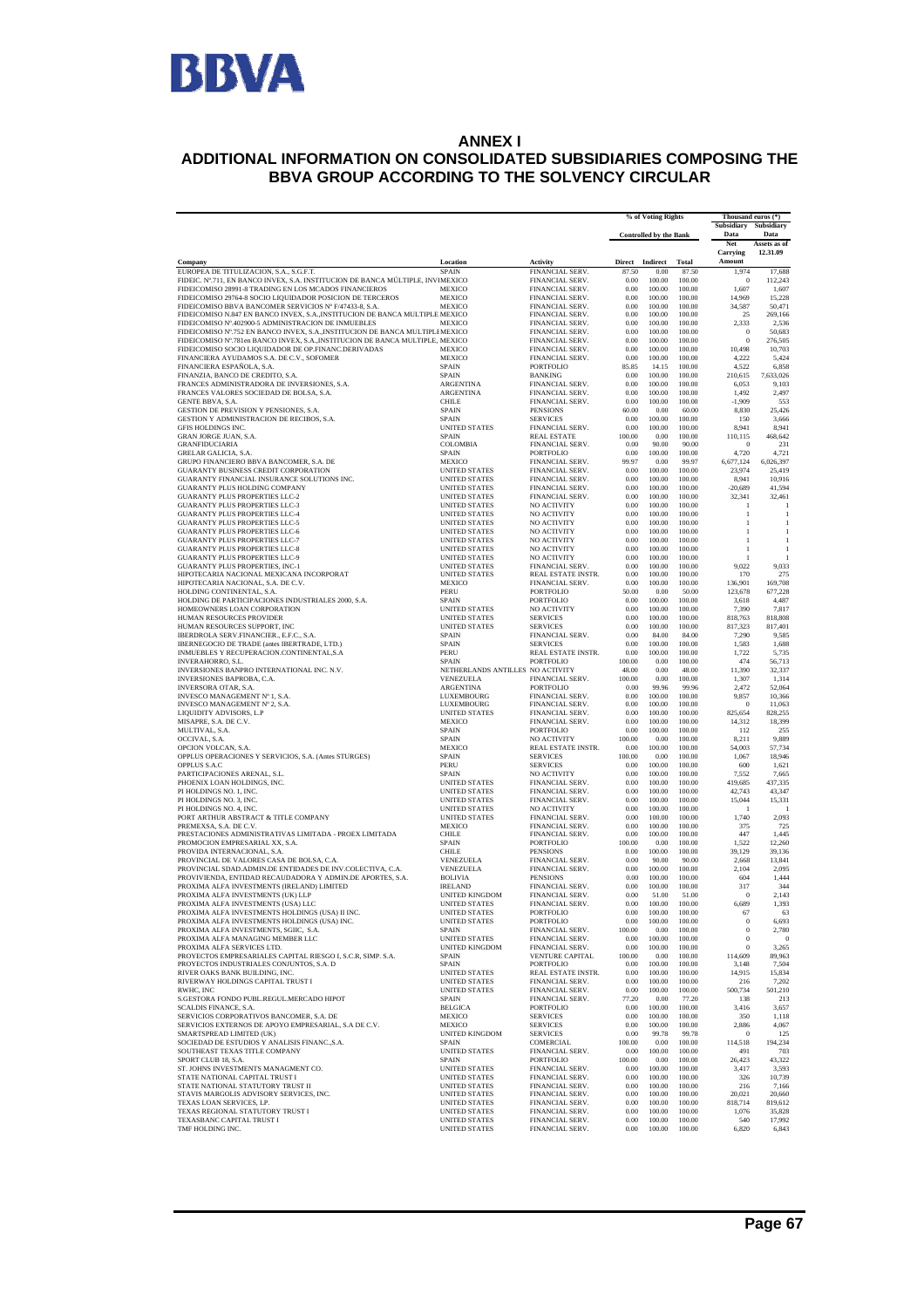# ANNEX I

## ADDITIONAL INFORMATION ON CONSOLIDATED SUBSIDIARIES COMPOSING THE BBVA GROUP ACCORDING TO THE SOLVENCY CIRCULAR

| Company | Location | Activity | % of Voting Rights Controlled by the Bank Direct | Indirect | Total | Thousand euros (*) Subsidiary Data Net Carrying Amount | Subsidiary Data Assets as of 12.31.09 |
|---|---|---|---|---|---|---|---|
| EUROPEA DE TITULIZACION, S.A., S.G.F.T. | SPAIN | FINANCIAL SERV. | 87.50 | 0.00 | 87.50 | 1,974 | 17,688 |
| FIDEIC. Nº.711, EN BANCO INVEX, S.A. INSTITUCION DE BANCA MÚLTIPLE, INVEX | MEXICO | FINANCIAL SERV. | 0.00 | 100.00 | 100.00 | 0 | 112,243 |
| FIDEICOMISO 28991-8 TRADING EN LOS MCADOS FINANCIEROS | MEXICO | FINANCIAL SERV. | 0.00 | 100.00 | 100.00 | 1,607 | 1,607 |
| FIDEICOMISO 29764-8 SOCIO LIQUIDADOR POSICION DE TERCEROS | MEXICO | FINANCIAL SERV. | 0.00 | 100.00 | 100.00 | 14,969 | 15,228 |
| FIDEICOMISO BBVA BANCOMER SERVICIOS Nº F/47433-8, S.A. | MEXICO | FINANCIAL SERV. | 0.00 | 100.00 | 100.00 | 34,587 | 50,471 |
| FIDEICOMISO N.847 EN BANCO INVEX, S.A.,INSTITUCION DE BANCA MULTIPLE | MEXICO | FINANCIAL SERV. | 0.00 | 100.00 | 100.00 | 25 | 269,166 |
| FIDEICOMISO Nº.402900-5 ADMINISTRACION DE INMUEBLES | MEXICO | FINANCIAL SERV. | 0.00 | 100.00 | 100.00 | 2,333 | 2,536 |
| FIDEICOMISO Nº.752 EN BANCO INVEX, S.A.,INSTITUCION DE BANCA MULTIPLE | MEXICO | FINANCIAL SERV. | 0.00 | 100.00 | 100.00 | 0 | 50,683 |
| FIDEICOMISO Nº.781en BANCO INVEX, S.A.,INSTITUCION DE BANCA MULTIPLE, | MEXICO | FINANCIAL SERV. | 0.00 | 100.00 | 100.00 | 0 | 276,505 |
| FIDEICOMISO SOCIO LIQUIDADOR DE OP.FINANC.DERIVADAS | MEXICO | FINANCIAL SERV. | 0.00 | 100.00 | 100.00 | 10,498 | 10,703 |
| FINANCIERA AYUDAMOS S.A. DE C.V., SOFOMER | MEXICO | FINANCIAL SERV. | 0.00 | 100.00 | 100.00 | 4,222 | 5,424 |
| FINANCIERA ESPAÑOLA, S.A. | SPAIN | PORTFOLIO | 85.85 | 14.15 | 100.00 | 4,522 | 6,858 |
| FINANZIA, BANCO DE CREDITO, S.A. | SPAIN | BANKING | 0.00 | 100.00 | 100.00 | 210,615 | 7,633,026 |
| FRANCES ADMINISTRADORA DE INVERSIONES, S.A. | ARGENTINA | FINANCIAL SERV. | 0.00 | 100.00 | 100.00 | 6,053 | 9,103 |
| FRANCES VALORES SOCIEDAD DE BOLSA, S.A. | ARGENTINA | FINANCIAL SERV. | 0.00 | 100.00 | 100.00 | 1,492 | 2,497 |
| GENTE BBVA, S.A. | CHILE | FINANCIAL SERV. | 0.00 | 100.00 | 100.00 | -1,909 | 553 |
| GESTION DE PREVISION Y PENSIONES, S.A. | SPAIN | PENSIONS | 60.00 | 0.00 | 60.00 | 8,830 | 25,426 |
| GESTION Y ADMINISTRACION DE RECIBOS, S.A. | SPAIN | SERVICES | 0.00 | 100.00 | 100.00 | 150 | 3,666 |
| GFIS HOLDINGS INC. | UNITED STATES | FINANCIAL SERV. | 0.00 | 100.00 | 100.00 | 8,941 | 8,941 |
| GRAN JORGE JUAN, S.A. | SPAIN | REAL ESTATE | 100.00 | 0.00 | 100.00 | 110,115 | 468,642 |
| GRANFIDUCIARIA | COLOMBIA | FINANCIAL SERV. | 0.00 | 90.00 | 90.00 | 0 | 231 |
| GRELAR GALICIA, S.A. | SPAIN | PORTFOLIO | 0.00 | 100.00 | 100.00 | 4,720 | 4,721 |
| GRUPO FINANCIERO BBVA BANCOMER, S.A. DE | MEXICO | FINANCIAL SERV. | 99.97 | 0.00 | 99.97 | 6,677,124 | 6,026,397 |
| GUARANTY BUSINESS CREDIT CORPORATION | UNITED STATES | FINANCIAL SERV. | 0.00 | 100.00 | 100.00 | 23,974 | 25,419 |
| GUARANTY FINANCIAL INSURANCE SOLUTIONS INC. | UNITED STATES | FINANCIAL SERV. | 0.00 | 100.00 | 100.00 | 8,941 | 10,916 |
| GUARANTY PLUS HOLDING COMPANY | UNITED STATES | FINANCIAL SERV. | 0.00 | 100.00 | 100.00 | -20,689 | 41,594 |
| GUARANTY PLUS PROPERTIES LLC-2 | UNITED STATES | FINANCIAL SERV. | 0.00 | 100.00 | 100.00 | 32,341 | 32,461 |
| GUARANTY PLUS PROPERTIES LLC-3 | UNITED STATES | NO ACTIVITY | 0.00 | 100.00 | 100.00 | 1 | 1 |
| GUARANTY PLUS PROPERTIES LLC-4 | UNITED STATES | NO ACTIVITY | 0.00 | 100.00 | 100.00 | 1 | 1 |
| GUARANTY PLUS PROPERTIES LLC-5 | UNITED STATES | NO ACTIVITY | 0.00 | 100.00 | 100.00 | 1 | 1 |
| GUARANTY PLUS PROPERTIES LLC-6 | UNITED STATES | NO ACTIVITY | 0.00 | 100.00 | 100.00 | 1 | 1 |
| GUARANTY PLUS PROPERTIES LLC-7 | UNITED STATES | NO ACTIVITY | 0.00 | 100.00 | 100.00 | 1 | 1 |
| GUARANTY PLUS PROPERTIES LLC-8 | UNITED STATES | NO ACTIVITY | 0.00 | 100.00 | 100.00 | 1 | 1 |
| GUARANTY PLUS PROPERTIES LLC-9 | UNITED STATES | NO ACTIVITY | 0.00 | 100.00 | 100.00 | 1 | 1 |
| GUARANTY PLUS PROPERTIES, INC-1 | UNITED STATES | FINANCIAL SERV. | 0.00 | 100.00 | 100.00 | 9,022 | 9,033 |
| HIPOTECARIA NACIONAL MEXICANA INCORPORAT | UNITED STATES | REAL ESTATE INSTR. | 0.00 | 100.00 | 100.00 | 170 | 275 |
| HIPOTECARIA NACIONAL, S.A. DE C.V. | MEXICO | FINANCIAL SERV. | 0.00 | 100.00 | 100.00 | 136,901 | 169,708 |
| HOLDING CONTINENTAL, S.A. | PERU | PORTFOLIO | 50.00 | 0.00 | 50.00 | 123,678 | 677,228 |
| HOLDING DE PARTICIPACIONES INDUSTRIALES 2000, S.A. | SPAIN | PORTFOLIO | 0.00 | 100.00 | 100.00 | 3,618 | 4,487 |
| HOMEOWNERS LOAN CORPORATION | UNITED STATES | NO ACTIVITY | 0.00 | 100.00 | 100.00 | 7,390 | 7,817 |
| HUMAN RESOURCES PROVIDER | UNITED STATES | SERVICES | 0.00 | 100.00 | 100.00 | 818,763 | 818,808 |
| HUMAN RESOURCES SUPPORT, INC | UNITED STATES | SERVICES | 0.00 | 100.00 | 100.00 | 817,323 | 817,401 |
| IBERDROLA SERV.FINANCIER., E.F.C., S.A. | SPAIN | FINANCIAL SERV. | 0.00 | 84.00 | 84.00 | 7,290 | 9,585 |
| IBERNEGOCIO DE TRADE (antes IBERTRADE, LTD.) | SPAIN | SERVICES | 0.00 | 100.00 | 100.00 | 1,583 | 1,688 |
| INMUEBLES Y RECUPERACION.CONTINENTAL,S.A | PERU | REAL ESTATE INSTR. | 0.00 | 100.00 | 100.00 | 1,722 | 5,735 |
| INVERAHORRO, S.L. | SPAIN | PORTFOLIO | 100.00 | 0.00 | 100.00 | 474 | 56,713 |
| INVERSIONES BANPRO INTERNATIONAL INC. N.V. | NETHERLANDS ANTILLES | NO ACTIVITY | 48.00 | 0.00 | 48.00 | 11,390 | 32,337 |
| INVERSIONES BAPROBA, C.A. | VENEZUELA | FINANCIAL SERV. | 100.00 | 0.00 | 100.00 | 1,307 | 1,314 |
| INVERSORA OTAR, S.A. | ARGENTINA | PORTFOLIO | 0.00 | 99.96 | 99.96 | 2,472 | 52,064 |
| INVESCO MANAGEMENT Nº 1, S.A. | LUXEMBOURG | FINANCIAL SERV. | 0.00 | 100.00 | 100.00 | 9,857 | 10,366 |
| INVESCO MANAGEMENT Nº 2, S.A. | LUXEMBOURG | FINANCIAL SERV. | 0.00 | 100.00 | 100.00 | 0 | 11,063 |
| LIQUIDITY ADVISORS, L.P | UNITED STATES | FINANCIAL SERV. | 0.00 | 100.00 | 100.00 | 825,654 | 828,255 |
| MISAPRE, S.A. DE C.V. | MEXICO | FINANCIAL SERV. | 0.00 | 100.00 | 100.00 | 14,312 | 18,399 |
| MULTIVAL, S.A. | SPAIN | PORTFOLIO | 0.00 | 100.00 | 100.00 | 112 | 255 |
| OCCIVAL, S.A. | SPAIN | NO ACTIVITY | 100.00 | 0.00 | 100.00 | 8,211 | 9,889 |
| OPCION VOLCAN, S.A. | MEXICO | REAL ESTATE INSTR. | 0.00 | 100.00 | 100.00 | 54,003 | 57,734 |
| OPPLUS OPERACIONES Y SERVICIOS, S.A. (Antes STURGES) | SPAIN | SERVICES | 100.00 | 0.00 | 100.00 | 1,067 | 18,946 |
| OPPLUS S.A.C | PERU | SERVICES | 0.00 | 100.00 | 100.00 | 600 | 1,621 |
| PARTICIPACIONES ARENAL, S.L. | SPAIN | NO ACTIVITY | 0.00 | 100.00 | 100.00 | 7,552 | 7,665 |
| PHOENIX LOAN HOLDINGS, INC. | UNITED STATES | FINANCIAL SERV. | 0.00 | 100.00 | 100.00 | 419,685 | 437,335 |
| PI HOLDINGS NO. 1, INC. | UNITED STATES | FINANCIAL SERV. | 0.00 | 100.00 | 100.00 | 42,743 | 43,347 |
| PI HOLDINGS NO. 3, INC. | UNITED STATES | FINANCIAL SERV. | 0.00 | 100.00 | 100.00 | 15,044 | 15,331 |
| PI HOLDINGS NO. 4, INC. | UNITED STATES | NO ACTIVITY | 0.00 | 100.00 | 100.00 | 1 | 1 |
| PORT ARTHUR ABSTRACT & TITLE COMPANY | UNITED STATES | FINANCIAL SERV. | 0.00 | 100.00 | 100.00 | 1,740 | 2,093 |
| PREMEXSA, S.A. DE C.V. | MEXICO | FINANCIAL SERV. | 0.00 | 100.00 | 100.00 | 375 | 725 |
| PRESTACIONES ADMINISTRATIVAS LIMITADA - PROEX LIMITADA | CHILE | FINANCIAL SERV. | 0.00 | 100.00 | 100.00 | 447 | 1,445 |
| PROMOCION EMPRESARIAL XX, S.A. | SPAIN | PORTFOLIO | 100.00 | 0.00 | 100.00 | 1,522 | 12,260 |
| PROVIDA INTERNACIONAL, S.A. | CHILE | PENSIONS | 0.00 | 100.00 | 100.00 | 39,129 | 39,136 |
| PROVINCIAL DE VALORES CASA DE BOLSA, C.A. | VENEZUELA | FINANCIAL SERV. | 0.00 | 90.00 | 90.00 | 2,668 | 13,841 |
| PROVINCIAL SDAD.ADMIN.DE ENTIDADES DE INV.COLECTIVA, C.A. | VENEZUELA | FINANCIAL SERV. | 0.00 | 100.00 | 100.00 | 2,104 | 2,095 |
| PROVIVIENDA, ENTIDAD RECAUDADORA Y ADMIN.DE APORTES, S.A. | BOLIVIA | PENSIONS | 0.00 | 100.00 | 100.00 | 604 | 1,444 |
| PROXIMA ALFA INVESTMENTS (IRELAND) LIMITED | IRELAND | FINANCIAL SERV. | 0.00 | 100.00 | 100.00 | 317 | 344 |
| PROXIMA ALFA INVESTMENTS (UK) LLP | UNITED KINGDOM | FINANCIAL SERV. | 0.00 | 51.00 | 51.00 | 0 | 2,143 |
| PROXIMA ALFA INVESTMENTS (USA) LLC | UNITED STATES | FINANCIAL SERV. | 0.00 | 100.00 | 100.00 | 6,689 | 1,393 |
| PROXIMA ALFA INVESTMENTS HOLDINGS (USA) II INC. | UNITED STATES | PORTFOLIO | 0.00 | 100.00 | 100.00 | 67 | 63 |
| PROXIMA ALFA INVESTMENTS HOLDINGS (USA) INC. | UNITED STATES | PORTFOLIO | 0.00 | 100.00 | 100.00 | 0 | 6,693 |
| PROXIMA ALFA INVESTMENTS, SGIIC, S.A. | SPAIN | FINANCIAL SERV. | 100.00 | 0.00 | 100.00 | 0 | 2,780 |
| PROXIMA ALFA MANAGING MEMBER LLC | UNITED STATES | FINANCIAL SERV. | 0.00 | 100.00 | 100.00 | 0 | 0 |
| PROXIMA ALFA SERVICES LTD. | UNITED KINGDOM | FINANCIAL SERV. | 0.00 | 100.00 | 100.00 | 0 | 3,265 |
| PROYECTOS EMPRESARIALES CAPITAL RIESGO I, S.C.R, SIMP. S.A. | SPAIN | VENTURE CAPITAL | 100.00 | 0.00 | 100.00 | 114,609 | 89,963 |
| PROYECTOS INDUSTRIALES CONJUNTOS, S.A. D | SPAIN | PORTFOLIO | 0.00 | 100.00 | 100.00 | 3,148 | 7,504 |
| RIVER OAKS BANK BUILDING, INC. | UNITED STATES | REAL ESTATE INSTR. | 0.00 | 100.00 | 100.00 | 14,915 | 15,834 |
| RIVERWAY HOLDINGS CAPITAL TRUST I | UNITED STATES | FINANCIAL SERV. | 0.00 | 100.00 | 100.00 | 216 | 7,202 |
| RWHC, INC | UNITED STATES | FINANCIAL SERV. | 0.00 | 100.00 | 100.00 | 500,734 | 501,210 |
| S.GESTORA FONDO PUBL.REGUL.MERCADO HIPOT | SPAIN | FINANCIAL SERV. | 77.20 | 0.00 | 77.20 | 138 | 213 |
| SCALDIS FINANCE, S.A. | BELGICA | PORTFOLIO | 0.00 | 100.00 | 100.00 | 3,416 | 3,657 |
| SERVICIOS CORPORATIVOS BANCOMER, S.A. DE | MEXICO | SERVICES | 0.00 | 100.00 | 100.00 | 350 | 1,118 |
| SERVICIOS EXTERNOS DE APOYO EMPRESARIAL, S.A DE C.V. | MEXICO | SERVICES | 0.00 | 100.00 | 100.00 | 2,886 | 4,067 |
| SMARTSPREAD LIMITED (UK) | UNITED KINGDOM | SERVICES | 0.00 | 99.78 | 99.78 | 0 | 125 |
| SOCIEDAD DE ESTUDIOS Y ANALISIS FINANC.,S.A. | SPAIN | COMERCIAL | 100.00 | 0.00 | 100.00 | 114,518 | 194,234 |
| SOUTHEAST TEXAS TITLE COMPANY | UNITED STATES | FINANCIAL SERV. | 0.00 | 100.00 | 100.00 | 491 | 703 |
| SPORT CLUB 18, S.A. | SPAIN | PORTFOLIO | 100.00 | 0.00 | 100.00 | 26,423 | 43,322 |
| ST. JOHNS INVESTMENTS MANAGMENT CO. | UNITED STATES | FINANCIAL SERV. | 0.00 | 100.00 | 100.00 | 3,417 | 3,593 |
| STATE NATIONAL CAPITAL TRUST I | UNITED STATES | FINANCIAL SERV. | 0.00 | 100.00 | 100.00 | 326 | 10,739 |
| STATE NATIONAL STATUTORY TRUST II | UNITED STATES | FINANCIAL SERV. | 0.00 | 100.00 | 100.00 | 216 | 7,166 |
| STAVIS MARGOLIS ADVISORY SERVICES, INC. | UNITED STATES | FINANCIAL SERV. | 0.00 | 100.00 | 100.00 | 20,021 | 20,660 |
| TEXAS LOAN SERVICES, LP. | UNITED STATES | FINANCIAL SERV. | 0.00 | 100.00 | 100.00 | 818,714 | 819,612 |
| TEXAS REGIONAL STATUTORY TRUST I | UNITED STATES | FINANCIAL SERV. | 0.00 | 100.00 | 100.00 | 1,076 | 35,828 |
| TEXASBANC CAPITAL TRUST I | UNITED STATES | FINANCIAL SERV. | 0.00 | 100.00 | 100.00 | 540 | 17,992 |
| TMF HOLDING INC. | UNITED STATES | FINANCIAL SERV. | 0.00 | 100.00 | 100.00 | 6,820 | 6,843 |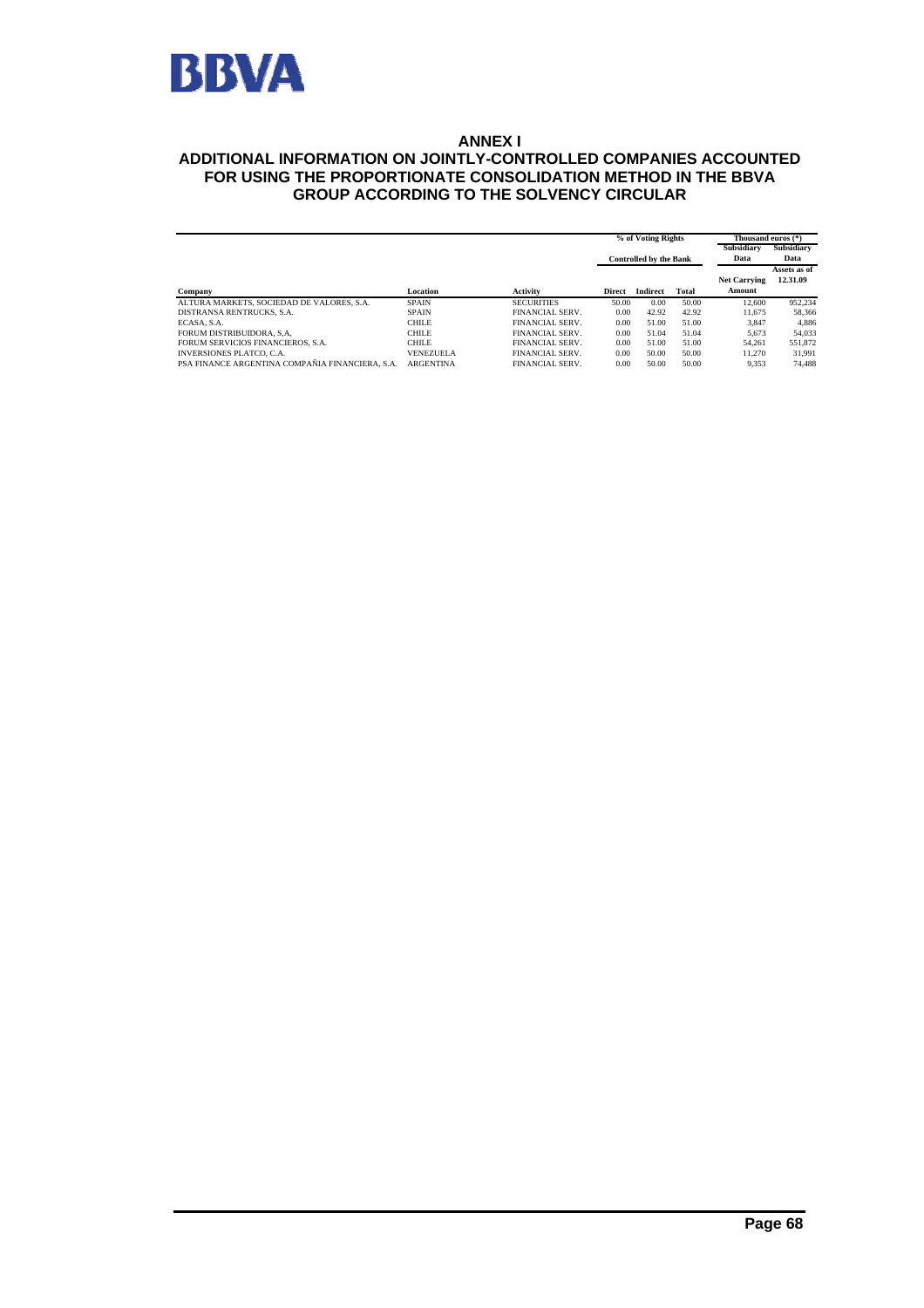# ANNEX I

## ADDITIONAL INFORMATION ON JOINTLY-CONTROLLED COMPANIES ACCOUNTED FOR USING THE PROPORTIONATE CONSOLIDATION METHOD IN THE BBVA GROUP ACCORDING TO THE SOLVENCY CIRCULAR

| | | | % of Voting Rights | | | Thousand euros (*) | |
|---|---|---|---|---|---|---|---|
| | | | Controlled by the Bank | | | Subsidiary Data | Subsidiary Data |
| Company | Location | Activity | Direct | Indirect | Total | Net Carrying Amount | Assets as of 12.31.09 |
| ALTURA MARKETS, SOCIEDAD DE VALORES, S.A. | SPAIN | SECURITIES | 50.00 | 0.00 | 50.00 | 12,600 | 952,234 |
| DISTRANSA RENTRUCKS, S.A. | SPAIN | FINANCIAL SERV. | 0.00 | 42.92 | 42.92 | 11,675 | 58,366 |
| ECASA, S.A. | CHILE | FINANCIAL SERV. | 0.00 | 51.00 | 51.00 | 3,847 | 4,886 |
| FORUM DISTRIBUIDORA, S.A, | CHILE | FINANCIAL SERV. | 0.00 | 51.04 | 51.04 | 5,673 | 54,033 |
| FORUM SERVICIOS FINANCIEROS, S.A. | CHILE | FINANCIAL SERV. | 0.00 | 51.00 | 51.00 | 54,261 | 551,872 |
| INVERSIONES PLATCO, C.A. | VENEZUELA | FINANCIAL SERV. | 0.00 | 50.00 | 50.00 | 11,270 | 31,991 |
| PSA FINANCE ARGENTINA COMPAÑIA FINANCIERA, S.A. | ARGENTINA | FINANCIAL SERV. | 0.00 | 50.00 | 50.00 | 9,353 | 74,488 |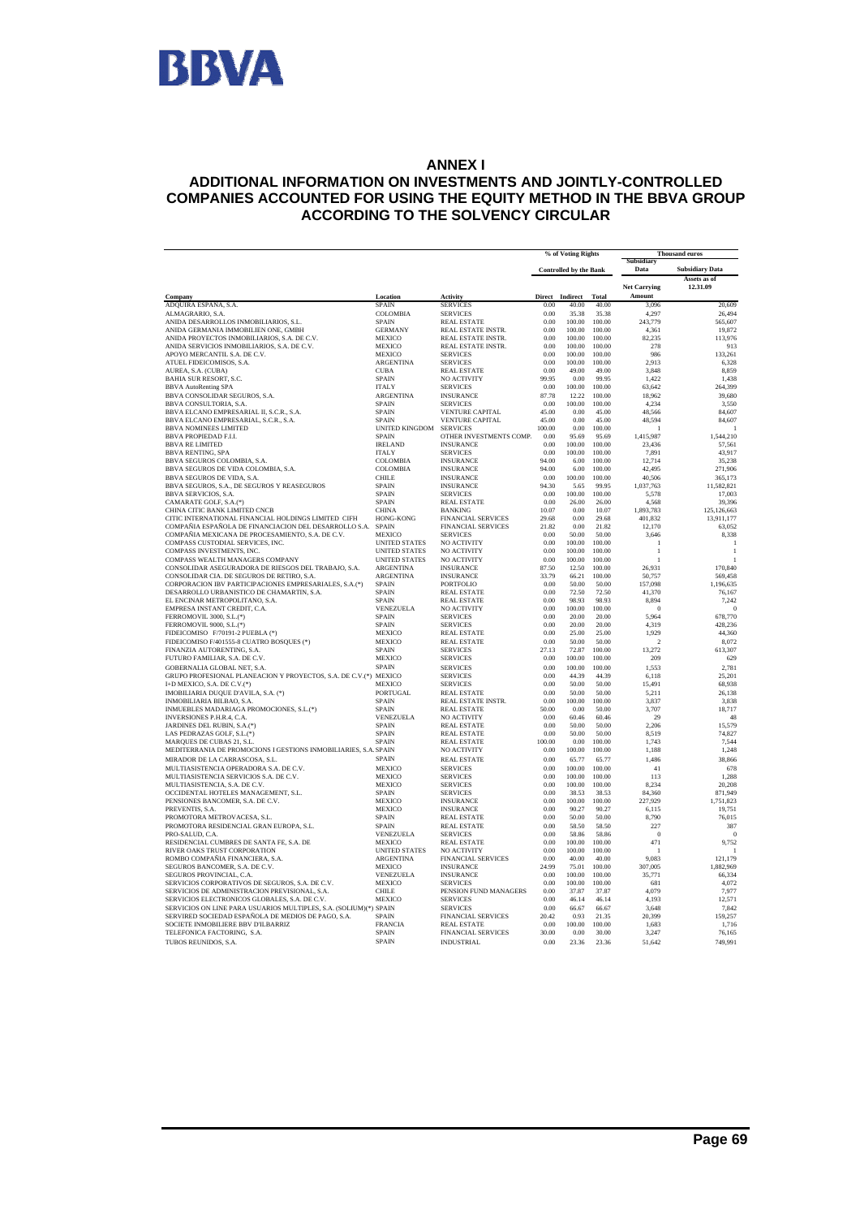# ANNEX I

## ADDITIONAL INFORMATION ON INVESTMENTS AND JOINTLY-CONTROLLED COMPANIES ACCOUNTED FOR USING THE EQUITY METHOD IN THE BBVA GROUP ACCORDING TO THE SOLVENCY CIRCULAR

| | | | % of Voting Rights | | | Thousand euros | |
|---|---|---|---|---|---|---|---|
| | | | Controlled by the Bank | | | Subsidiary Data | Subsidiary Data |
| Company | Location | Activity | Direct | Indirect | Total | Net Carrying Amount | Assets as of 12.31.09 |
| ADQUIRA ESPAÑA, S.A. | SPAIN | SERVICES | 0.00 | 40.00 | 40.00 | 3,096 | 20,609 |
| ALMAGRARIO, S.A. | COLOMBIA | SERVICES | 0.00 | 35.38 | 35.38 | 4,297 | 26,494 |
| ANIDA DESARROLLOS INMOBILIARIOS, S.L. | SPAIN | REAL ESTATE | 0.00 | 100.00 | 100.00 | 243,779 | 565,607 |
| ANIDA GERMANIA IMMOBILIEN ONE, GMBH | GERMANY | REAL ESTATE INSTR. | 0.00 | 100.00 | 100.00 | 4,361 | 19,872 |
| ANIDA PROYECTOS INMOBILIARIOS, S.A. DE C.V. | MEXICO | REAL ESTATE INSTR. | 0.00 | 100.00 | 100.00 | 82,235 | 113,976 |
| ANIDA SERVICIOS INMOBILIARIOS, S.A. DE C.V. | MEXICO | REAL ESTATE INSTR. | 0.00 | 100.00 | 100.00 | 278 | 913 |
| APOYO MERCANTIL S.A. DE C.V. | MEXICO | SERVICES | 0.00 | 100.00 | 100.00 | 986 | 133,261 |
| ATUEL FIDEICOMISOS, S.A. | ARGENTINA | SERVICES | 0.00 | 100.00 | 100.00 | 2,913 | 6,328 |
| AUREA, S.A. (CUBA) | CUBA | REAL ESTATE | 0.00 | 49.00 | 49.00 | 3,848 | 8,859 |
| BAHIA SUR RESORT, S.C. | SPAIN | NO ACTIVITY | 99.95 | 0.00 | 99.95 | 1,422 | 1,438 |
| BBVA AutoRenting SPA | ITALY | SERVICES | 0.00 | 100.00 | 100.00 | 63,642 | 264,399 |
| BBVA CONSOLIDAR SEGUROS, S.A. | ARGENTINA | INSURANCE | 87.78 | 12.22 | 100.00 | 18,962 | 39,680 |
| BBVA CONSULTORIA, S.A. | SPAIN | SERVICES | 0.00 | 100.00 | 100.00 | 4,234 | 3,550 |
| BBVA ELCANO EMPRESARIAL II, S.C.R., S.A. | SPAIN | VENTURE CAPITAL | 45.00 | 0.00 | 45.00 | 48,566 | 84,607 |
| BBVA ELCANO EMPRESARIAL, S.C.R., S.A. | SPAIN | VENTURE CAPITAL | 45.00 | 0.00 | 45.00 | 48,594 | 84,607 |
| BBVA NOMINEES LIMITED | UNITED KINGDOM | SERVICES | 100.00 | 0.00 | 100.00 | 1 | 1 |
| BBVA PROPIEDAD F.I.I. | SPAIN | OTHER INVESTMENTS COMP. | 0.00 | 95.69 | 95.69 | 1,415,987 | 1,544,210 |
| BBVA RE LIMITED | IRELAND | INSURANCE | 0.00 | 100.00 | 100.00 | 23,436 | 57,561 |
| BBVA RENTING, SPA | ITALY | SERVICES | 0.00 | 100.00 | 100.00 | 7,891 | 43,917 |
| BBVA SEGUROS COLOMBIA, S.A. | COLOMBIA | INSURANCE | 94.00 | 6.00 | 100.00 | 12,714 | 35,238 |
| BBVA SEGUROS DE VIDA COLOMBIA, S.A. | COLOMBIA | INSURANCE | 94.00 | 6.00 | 100.00 | 42,495 | 271,906 |
| BBVA SEGUROS DE VIDA, S.A. | CHILE | INSURANCE | 0.00 | 100.00 | 100.00 | 40,506 | 365,173 |
| BBVA SEGUROS, S.A., DE SEGUROS Y REASEGUROS | SPAIN | INSURANCE | 94.30 | 5.65 | 99.95 | 1,037,763 | 11,582,821 |
| BBVA SERVICIOS, S.A. | SPAIN | SERVICES | 0.00 | 100.00 | 100.00 | 5,578 | 17,003 |
| CAMARATE GOLF, S.A.(*) | SPAIN | REAL ESTATE | 0.00 | 26.00 | 26.00 | 4,568 | 39,396 |
| CHINA CITIC BANK LIMITED CNCB | CHINA | BANKING | 10.07 | 0.00 | 10.07 | 1,893,783 | 125,126,663 |
| CITIC INTERNATIONAL FINANCIAL HOLDINGS LIMITED CIFH | HONG-KONG | FINANCIAL SERVICES | 29.68 | 0.00 | 29.68 | 401,832 | 13,911,177 |
| COMPAÑIA ESPAÑOLA DE FINANCIACION DEL DESARROLLO S.A. | SPAIN | FINANCIAL SERVICES | 21.82 | 0.00 | 21.82 | 12,170 | 63,052 |
| COMPAÑIA MEXICANA DE PROCESAMIENTO, S.A. DE C.V. | MEXICO | SERVICES | 0.00 | 50.00 | 50.00 | 3,646 | 8,338 |
| COMPASS CUSTODIAL SERVICES, INC. | UNITED STATES | NO ACTIVITY | 0.00 | 100.00 | 100.00 | 1 | 1 |
| COMPASS INVESTMENTS, INC. | UNITED STATES | NO ACTIVITY | 0.00 | 100.00 | 100.00 | 1 | 1 |
| COMPASS WEALTH MANAGERS COMPANY | UNITED STATES | NO ACTIVITY | 0.00 | 100.00 | 100.00 | 1 | 1 |
| CONSOLIDAR ASEGURADORA DE RIESGOS DEL TRABAJO, S.A. | ARGENTINA | INSURANCE | 87.50 | 12.50 | 100.00 | 26,931 | 170,840 |
| CONSOLIDAR CIA. DE SEGUROS DE RETIRO, S.A. | ARGENTINA | INSURANCE | 33.79 | 66.21 | 100.00 | 50,757 | 569,458 |
| CORPORACION IBV PARTICIPACIONES EMPRESARIALES, S.A.(*) | SPAIN | PORTFOLIO | 0.00 | 50.00 | 50.00 | 157,098 | 1,196,635 |
| DESARROLLO URBANISTICO DE CHAMARTIN, S.A. | SPAIN | REAL ESTATE | 0.00 | 72.50 | 72.50 | 41,370 | 76,167 |
| EL ENCINAR METROPOLITANO, S.A. | SPAIN | REAL ESTATE | 0.00 | 98.93 | 98.93 | 8,894 | 7,242 |
| EMPRESA INSTANT CREDIT, C.A. | VENEZUELA | NO ACTIVITY | 0.00 | 100.00 | 100.00 | 0 | 0 |
| FERROMOVIL 3000, S.L.(*) | SPAIN | SERVICES | 0.00 | 20.00 | 20.00 | 5,964 | 678,770 |
| FERROMOVIL 9000, S.L.(*) | SPAIN | SERVICES | 0.00 | 20.00 | 20.00 | 4,319 | 428,236 |
| FIDEICOMISO F/70191-2 PUEBLA (*) | MEXICO | REAL ESTATE | 0.00 | 25.00 | 25.00 | 1,929 | 44,360 |
| FIDEICOMISO F/401555-8 CUATRO BOSQUES (*) | MEXICO | REAL ESTATE | 0.00 | 50.00 | 50.00 | 2 | 8,072 |
| FINANZIA AUTORENTING, S.A. | SPAIN | SERVICES | 27.13 | 72.87 | 100.00 | 13,272 | 613,307 |
| FUTURO FAMILIAR, S.A. DE C.V. | MEXICO | SERVICES | 0.00 | 100.00 | 100.00 | 209 | 629 |
| GOBERNALIA GLOBAL NET, S.A. | SPAIN | SERVICES | 0.00 | 100.00 | 100.00 | 1,553 | 2,781 |
| GRUPO PROFESIONAL PLANEACION Y PROYECTOS, S.A. DE C.V.(*) | MEXICO | SERVICES | 0.00 | 44.39 | 44.39 | 6,118 | 25,201 |
| I+D MEXICO, S.A. DE C.V.(*) | MEXICO | SERVICES | 0.00 | 50.00 | 50.00 | 15,491 | 68,938 |
| IMOBILIARIA DUQUE D'AVILA, S.A. (*) | PORTUGAL | REAL ESTATE | 0.00 | 50.00 | 50.00 | 5,211 | 26,138 |
| INMOBILIARIA BILBAO, S.A. | SPAIN | REAL ESTATE INSTR. | 0.00 | 100.00 | 100.00 | 3,837 | 3,838 |
| INMUEBLES MADARIAGA PROMOCIONES, S.L.(*) | SPAIN | REAL ESTATE | 50.00 | 0.00 | 50.00 | 3,707 | 18,717 |
| INVERSIONES P.H.R.4, C.A. | VENEZUELA | NO ACTIVITY | 0.00 | 60.46 | 60.46 | 29 | 48 |
| JARDINES DEL RUBIN, S.A.(*) | SPAIN | REAL ESTATE | 0.00 | 50.00 | 50.00 | 2,206 | 15,579 |
| LAS PEDRAZAS GOLF, S.L.(*) | SPAIN | REAL ESTATE | 0.00 | 50.00 | 50.00 | 8,519 | 74,827 |
| MARQUES DE CUBAS 21, S.L. | SPAIN | REAL ESTATE | 100.00 | 0.00 | 100.00 | 1,743 | 7,544 |
| MEDITERRANIA DE PROMOCIONS I GESTIONS INMOBILIARIES, S.A. | SPAIN | NO ACTIVITY | 0.00 | 100.00 | 100.00 | 1,188 | 1,248 |
| MIRADOR DE LA CARRASCOSA, S.L. | SPAIN | REAL ESTATE | 0.00 | 65.77 | 65.77 | 1,486 | 38,866 |
| MULTIASISTENCIA OPERADORA S.A. DE C.V. | MEXICO | SERVICES | 0.00 | 100.00 | 100.00 | 41 | 678 |
| MULTIASISTENCIA SERVICIOS S.A. DE C.V. | MEXICO | SERVICES | 0.00 | 100.00 | 100.00 | 113 | 1,288 |
| MULTIASISTENCIA, S.A. DE C.V. | MEXICO | SERVICES | 0.00 | 100.00 | 100.00 | 8,234 | 20,208 |
| OCCIDENTAL HOTELES MANAGEMENT, S.L. | SPAIN | SERVICES | 0.00 | 38.53 | 38.53 | 84,360 | 871,949 |
| PENSIONES BANCOMER, S.A. DE C.V. | MEXICO | INSURANCE | 0.00 | 100.00 | 100.00 | 227,929 | 1,751,823 |
| PREVENTIS, S.A. | MEXICO | INSURANCE | 0.00 | 90.27 | 90.27 | 6,115 | 19,751 |
| PROMOTORA METROVACESA, S.L. | SPAIN | REAL ESTATE | 0.00 | 50.00 | 50.00 | 8,790 | 76,015 |
| PROMOTORA RESIDENCIAL GRAN EUROPA, S.L. | SPAIN | REAL ESTATE | 0.00 | 58.50 | 58.50 | 227 | 387 |
| PRO-SALUD, C.A. | VENEZUELA | SERVICES | 0.00 | 58.86 | 58.86 | 0 | 0 |
| RESIDENCIAL CUMBRES DE SANTA FE, S.A. DE | MEXICO | REAL ESTATE | 0.00 | 100.00 | 100.00 | 471 | 9,752 |
| RIVER OAKS TRUST CORPORATION | UNITED STATES | NO ACTIVITY | 0.00 | 100.00 | 100.00 | 1 | 1 |
| ROMBO COMPAÑIA FINANCIERA, S.A. | ARGENTINA | FINANCIAL SERVICES | 0.00 | 40.00 | 40.00 | 9,083 | 121,179 |
| SEGUROS BANCOMER, S.A. DE C.V. | MEXICO | INSURANCE | 24.99 | 75.01 | 100.00 | 307,005 | 1,882,969 |
| SEGUROS PROVINCIAL, C.A. | VENEZUELA | INSURANCE | 0.00 | 100.00 | 100.00 | 35,771 | 66,334 |
| SERVICIOS CORPORATIVOS DE SEGUROS, S.A. DE C.V. | MEXICO | SERVICES | 0.00 | 100.00 | 100.00 | 681 | 4,072 |
| SERVICIOS DE ADMINISTRACION PREVISIONAL, S.A. | CHILE | PENSION FUND MANAGERS | 0.00 | 37.87 | 37.87 | 4,079 | 7,977 |
| SERVICIOS ELECTRONICOS GLOBALES, S.A. DE C.V. | MEXICO | SERVICES | 0.00 | 46.14 | 46.14 | 4,193 | 12,571 |
| SERVICIOS ON LINE PARA USUARIOS MULTIPLES, S.A. (SOLIUM)(*) | SPAIN | SERVICES | 0.00 | 66.67 | 66.67 | 3,648 | 7,842 |
| SERVIRED SOCIEDAD ESPAÑOLA DE MEDIOS DE PAGO, S.A. | SPAIN | FINANCIAL SERVICES | 20.42 | 0.93 | 21.35 | 20,399 | 159,257 |
| SOCIETE INMOBILIERE BBV D'ILBARRIZ | FRANCIA | REAL ESTATE | 0.00 | 100.00 | 100.00 | 1,683 | 1,716 |
| TELEFONICA FACTORING, S.A. | SPAIN | FINANCIAL SERVICES | 30.00 | 0.00 | 30.00 | 3,247 | 76,165 |
| TUBOS REUNIDOS, S.A. | SPAIN | INDUSTRIAL | 0.00 | 23.36 | 23.36 | 51,642 | 749,991 |